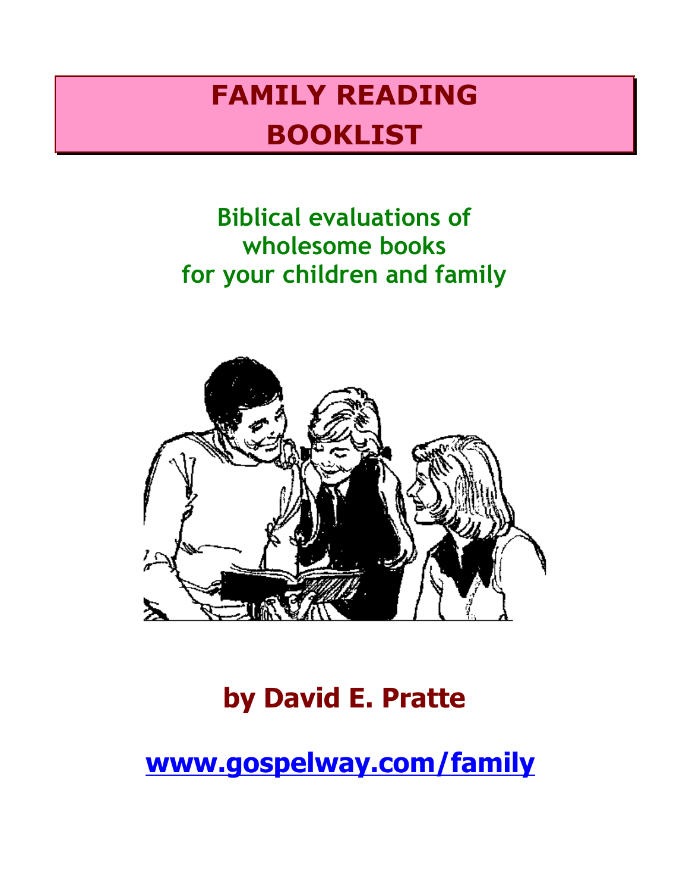# FAMILY READING BOOKLIST

## Biblical evaluations of wholesome books for your children and family

## by David E. Pratte

**www.gospelway.com/family**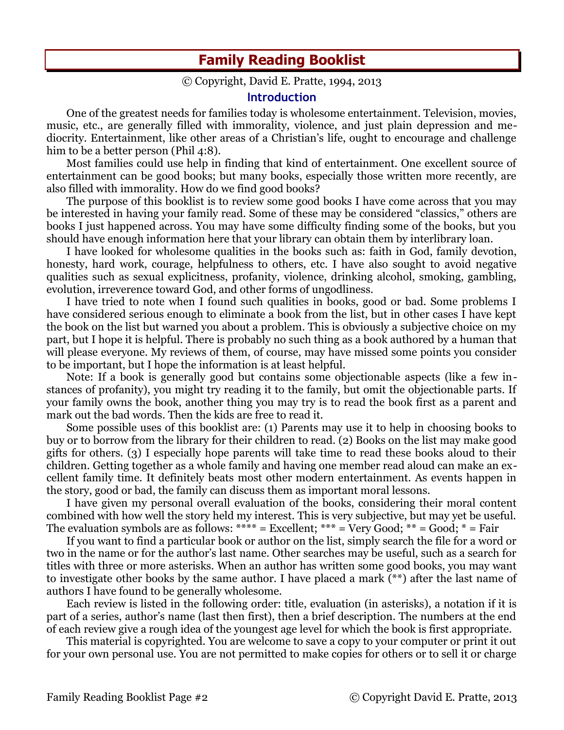# Family Reading Booklist

© Copyright, David E. Pratte, 1994, 2013

## Introduction

One of the greatest needs for families today is wholesome entertainment. Television, movies, music, etc., are generally filled with immorality, violence, and just plain depression and mediocrity. Entertainment, like other areas of a Christian's life, ought to encourage and challenge him to be a better person (Phil 4:8).

Most families could use help in finding that kind of entertainment. One excellent source of entertainment can be good books; but many books, especially those written more recently, are also filled with immorality. How do we find good books?

The purpose of this booklist is to review some good books I have come across that you may be interested in having your family read. Some of these may be considered "classics," others are books I just happened across. You may have some difficulty finding some of the books, but you should have enough information here that your library can obtain them by interlibrary loan.

I have looked for wholesome qualities in the books such as: faith in God, family devotion, honesty, hard work, courage, helpfulness to others, etc. I have also sought to avoid negative qualities such as sexual explicitness, profanity, violence, drinking alcohol, smoking, gambling, evolution, irreverence toward God, and other forms of ungodliness.

I have tried to note when I found such qualities in books, good or bad. Some problems I have considered serious enough to eliminate a book from the list, but in other cases I have kept the book on the list but warned you about a problem. This is obviously a subjective choice on my part, but I hope it is helpful. There is probably no such thing as a book authored by a human that will please everyone. My reviews of them, of course, may have missed some points you consider to be important, but I hope the information is at least helpful.

Note: If a book is generally good but contains some objectionable aspects (like a few instances of profanity), you might try reading it to the family, but omit the objectionable parts. If your family owns the book, another thing you may try is to read the book first as a parent and mark out the bad words. Then the kids are free to read it.

Some possible uses of this booklist are: (1) Parents may use it to help in choosing books to buy or to borrow from the library for their children to read. (2) Books on the list may make good gifts for others. (3) I especially hope parents will take time to read these books aloud to their children. Getting together as a whole family and having one member read aloud can make an excellent family time. It definitely beats most other modern entertainment. As events happen in the story, good or bad, the family can discuss them as important moral lessons.

I have given my personal overall evaluation of the books, considering their moral content combined with how well the story held my interest. This is very subjective, but may yet be useful. The evaluation symbols are as follows: **** = Excellent; *** = Very Good; ** = Good; * = Fair

If you want to find a particular book or author on the list, simply search the file for a word or two in the name or for the author's last name. Other searches may be useful, such as a search for titles with three or more asterisks. When an author has written some good books, you may want to investigate other books by the same author. I have placed a mark (**) after the last name of authors I have found to be generally wholesome.

Each review is listed in the following order: title, evaluation (in asterisks), a notation if it is part of a series, author's name (last then first), then a brief description. The numbers at the end of each review give a rough idea of the youngest age level for which the book is first appropriate.

This material is copyrighted. You are welcome to save a copy to your computer or print it out for your own personal use. You are not permitted to make copies for others or to sell it or charge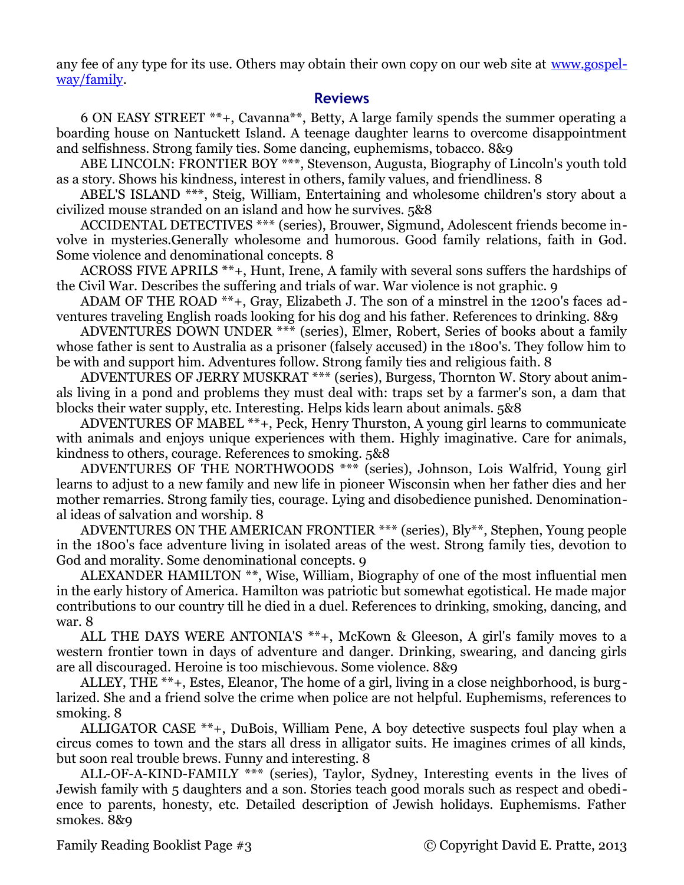any fee of any type for its use. Others may obtain their own copy on our web site at [www.gospel-way/family](www.gospel-way/family).

## Reviews

6 ON EASY STREET **+, Cavanna**, Betty, A large family spends the summer operating a boarding house on Nantuckett Island. A teenage daughter learns to overcome disappointment and selfishness. Strong family ties. Some dancing, euphemisms, tobacco. 8&9

ABE LINCOLN: FRONTIER BOY ***, Stevenson, Augusta, Biography of Lincoln's youth told as a story. Shows his kindness, interest in others, family values, and friendliness. 8

ABEL'S ISLAND ***, Steig, William, Entertaining and wholesome children's story about a civilized mouse stranded on an island and how he survives. 5&8

ACCIDENTAL DETECTIVES *** (series), Brouwer, Sigmund, Adolescent friends become involve in mysteries.Generally wholesome and humorous. Good family relations, faith in God. Some violence and denominational concepts. 8

ACROSS FIVE APRILS **+, Hunt, Irene, A family with several sons suffers the hardships of the Civil War. Describes the suffering and trials of war. War violence is not graphic. 9

ADAM OF THE ROAD **+, Gray, Elizabeth J. The son of a minstrel in the 1200's faces adventures traveling English roads looking for his dog and his father. References to drinking. 8&9

ADVENTURES DOWN UNDER *** (series), Elmer, Robert, Series of books about a family whose father is sent to Australia as a prisoner (falsely accused) in the 1800's. They follow him to be with and support him. Adventures follow. Strong family ties and religious faith. 8

ADVENTURES OF JERRY MUSKRAT *** (series), Burgess, Thornton W. Story about animals living in a pond and problems they must deal with: traps set by a farmer's son, a dam that blocks their water supply, etc. Interesting. Helps kids learn about animals. 5&8

ADVENTURES OF MABEL **+, Peck, Henry Thurston, A young girl learns to communicate with animals and enjoys unique experiences with them. Highly imaginative. Care for animals, kindness to others, courage. References to smoking. 5&8

ADVENTURES OF THE NORTHWOODS *** (series), Johnson, Lois Walfrid, Young girl learns to adjust to a new family and new life in pioneer Wisconsin when her father dies and her mother remarries. Strong family ties, courage. Lying and disobedience punished. Denominational ideas of salvation and worship. 8

ADVENTURES ON THE AMERICAN FRONTIER *** (series), Bly**, Stephen, Young people in the 1800's face adventure living in isolated areas of the west. Strong family ties, devotion to God and morality. Some denominational concepts. 9

ALEXANDER HAMILTON **, Wise, William, Biography of one of the most influential men in the early history of America. Hamilton was patriotic but somewhat egotistical. He made major contributions to our country till he died in a duel. References to drinking, smoking, dancing, and war. 8

ALL THE DAYS WERE ANTONIA'S **+, McKown & Gleeson, A girl's family moves to a western frontier town in days of adventure and danger. Drinking, swearing, and dancing girls are all discouraged. Heroine is too mischievous. Some violence. 8&9

ALLEY, THE **+, Estes, Eleanor, The home of a girl, living in a close neighborhood, is burglarized. She and a friend solve the crime when police are not helpful. Euphemisms, references to smoking. 8

ALLIGATOR CASE **+, DuBois, William Pene, A boy detective suspects foul play when a circus comes to town and the stars all dress in alligator suits. He imagines crimes of all kinds, but soon real trouble brews. Funny and interesting. 8

ALL-OF-A-KIND-FAMILY *** (series), Taylor, Sydney, Interesting events in the lives of Jewish family with 5 daughters and a son. Stories teach good morals such as respect and obedience to parents, honesty, etc. Detailed description of Jewish holidays. Euphemisms. Father smokes. 8&9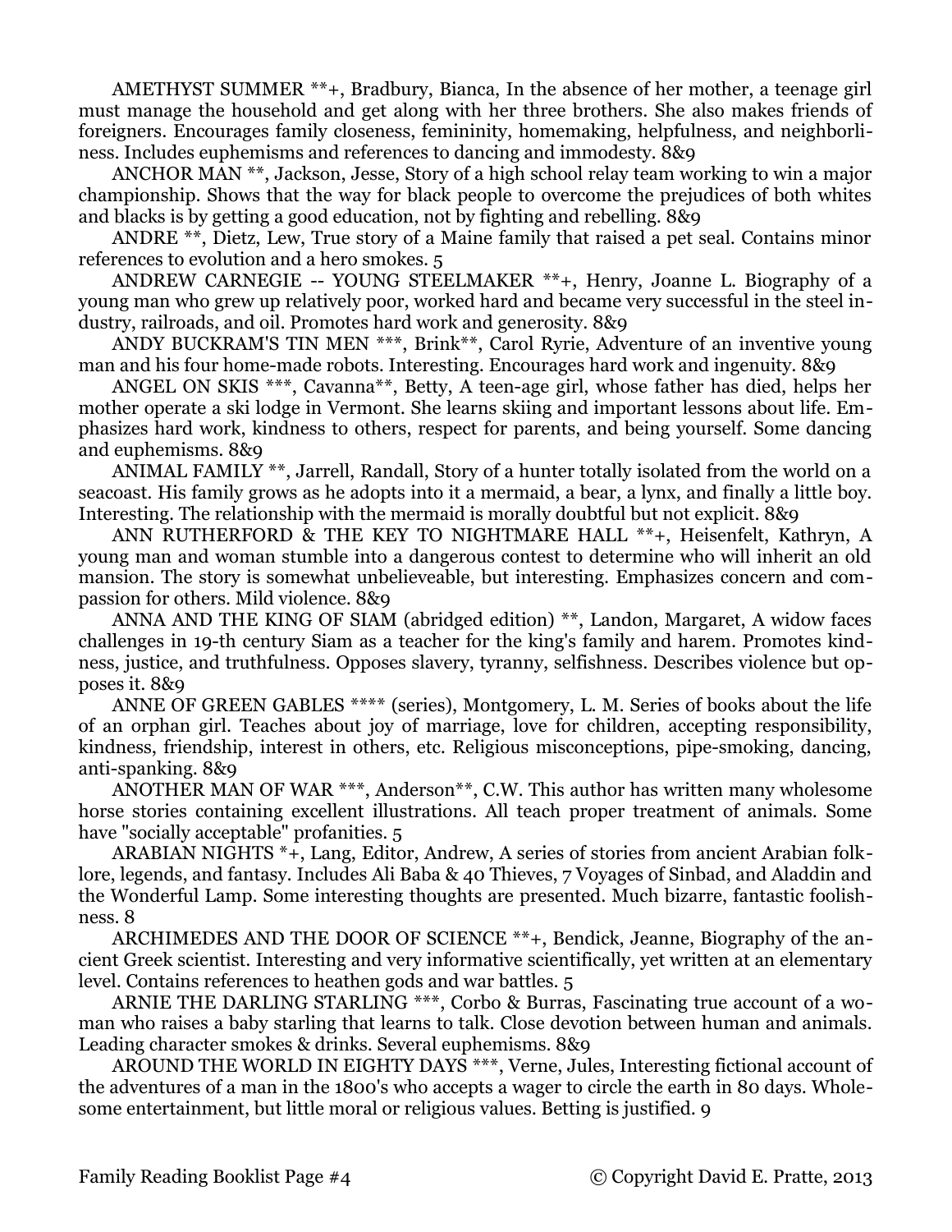AMETHYST SUMMER **+, Bradbury, Bianca, In the absence of her mother, a teenage girl must manage the household and get along with her three brothers. She also makes friends of foreigners. Encourages family closeness, femininity, homemaking, helpfulness, and neighborliness. Includes euphemisms and references to dancing and immodesty. 8&9

ANCHOR MAN **, Jackson, Jesse, Story of a high school relay team working to win a major championship. Shows that the way for black people to overcome the prejudices of both whites and blacks is by getting a good education, not by fighting and rebelling. 8&9

ANDRE **, Dietz, Lew, True story of a Maine family that raised a pet seal. Contains minor references to evolution and a hero smokes. 5

ANDREW CARNEGIE -- YOUNG STEELMAKER **+, Henry, Joanne L. Biography of a young man who grew up relatively poor, worked hard and became very successful in the steel industry, railroads, and oil. Promotes hard work and generosity. 8&9

ANDY BUCKRAM'S TIN MEN ***, Brink**, Carol Ryrie, Adventure of an inventive young man and his four home-made robots. Interesting. Encourages hard work and ingenuity. 8&9

ANGEL ON SKIS ***, Cavanna**, Betty, A teen-age girl, whose father has died, helps her mother operate a ski lodge in Vermont. She learns skiing and important lessons about life. Emphasizes hard work, kindness to others, respect for parents, and being yourself. Some dancing and euphemisms. 8&9

ANIMAL FAMILY **, Jarrell, Randall, Story of a hunter totally isolated from the world on a seacoast. His family grows as he adopts into it a mermaid, a bear, a lynx, and finally a little boy. Interesting. The relationship with the mermaid is morally doubtful but not explicit. 8&9

ANN RUTHERFORD & THE KEY TO NIGHTMARE HALL **+, Heisenfelt, Kathryn, A young man and woman stumble into a dangerous contest to determine who will inherit an old mansion. The story is somewhat unbelieveable, but interesting. Emphasizes concern and compassion for others. Mild violence. 8&9

ANNA AND THE KING OF SIAM (abridged edition) **, Landon, Margaret, A widow faces challenges in 19-th century Siam as a teacher for the king's family and harem. Promotes kindness, justice, and truthfulness. Opposes slavery, tyranny, selfishness. Describes violence but opposes it. 8&9

ANNE OF GREEN GABLES **** (series), Montgomery, L. M. Series of books about the life of an orphan girl. Teaches about joy of marriage, love for children, accepting responsibility, kindness, friendship, interest in others, etc. Religious misconceptions, pipe-smoking, dancing, anti-spanking. 8&9

ANOTHER MAN OF WAR ***, Anderson**, C.W. This author has written many wholesome horse stories containing excellent illustrations. All teach proper treatment of animals. Some have "socially acceptable" profanities. 5

ARABIAN NIGHTS *+, Lang, Editor, Andrew, A series of stories from ancient Arabian folklore, legends, and fantasy. Includes Ali Baba & 40 Thieves, 7 Voyages of Sinbad, and Aladdin and the Wonderful Lamp. Some interesting thoughts are presented. Much bizarre, fantastic foolishness. 8

ARCHIMEDES AND THE DOOR OF SCIENCE **+, Bendick, Jeanne, Biography of the ancient Greek scientist. Interesting and very informative scientifically, yet written at an elementary level. Contains references to heathen gods and war battles. 5

ARNIE THE DARLING STARLING ***, Corbo & Burras, Fascinating true account of a woman who raises a baby starling that learns to talk. Close devotion between human and animals. Leading character smokes & drinks. Several euphemisms. 8&9

AROUND THE WORLD IN EIGHTY DAYS ***, Verne, Jules, Interesting fictional account of the adventures of a man in the 1800's who accepts a wager to circle the earth in 80 days. Wholesome entertainment, but little moral or religious values. Betting is justified. 9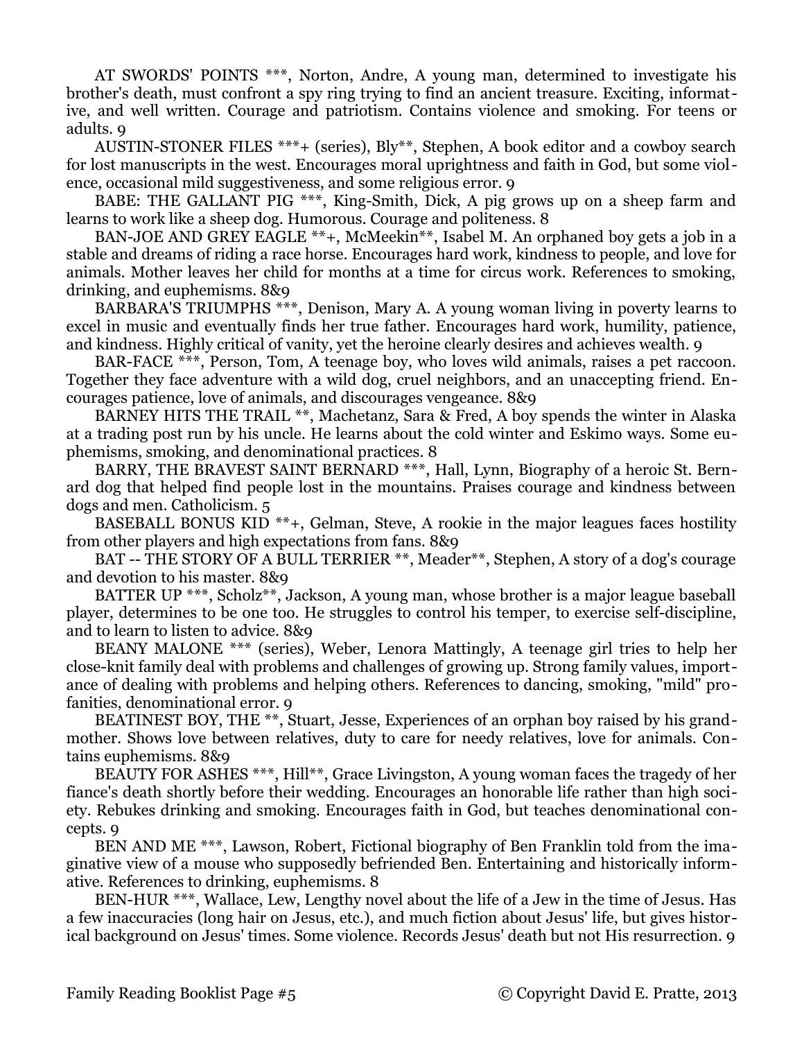AT SWORDS' POINTS ***, Norton, Andre, A young man, determined to investigate his brother's death, must confront a spy ring trying to find an ancient treasure. Exciting, informative, and well written. Courage and patriotism. Contains violence and smoking. For teens or adults. 9

AUSTIN-STONER FILES ***+ (series), Bly**, Stephen, A book editor and a cowboy search for lost manuscripts in the west. Encourages moral uprightness and faith in God, but some violence, occasional mild suggestiveness, and some religious error. 9

BABE: THE GALLANT PIG ***, King-Smith, Dick, A pig grows up on a sheep farm and learns to work like a sheep dog. Humorous. Courage and politeness. 8

BAN-JOE AND GREY EAGLE **+, McMeekin**, Isabel M. An orphaned boy gets a job in a stable and dreams of riding a race horse. Encourages hard work, kindness to people, and love for animals. Mother leaves her child for months at a time for circus work. References to smoking, drinking, and euphemisms. 8&9

BARBARA'S TRIUMPHS ***, Denison, Mary A. A young woman living in poverty learns to excel in music and eventually finds her true father. Encourages hard work, humility, patience, and kindness. Highly critical of vanity, yet the heroine clearly desires and achieves wealth. 9

BAR-FACE ***, Person, Tom, A teenage boy, who loves wild animals, raises a pet raccoon. Together they face adventure with a wild dog, cruel neighbors, and an unaccepting friend. Encourages patience, love of animals, and discourages vengeance. 8&9

BARNEY HITS THE TRAIL **, Machetanz, Sara & Fred, A boy spends the winter in Alaska at a trading post run by his uncle. He learns about the cold winter and Eskimo ways. Some euphemisms, smoking, and denominational practices. 8

BARRY, THE BRAVEST SAINT BERNARD ***, Hall, Lynn, Biography of a heroic St. Bernard dog that helped find people lost in the mountains. Praises courage and kindness between dogs and men. Catholicism. 5

BASEBALL BONUS KID **+, Gelman, Steve, A rookie in the major leagues faces hostility from other players and high expectations from fans. 8&9

BAT -- THE STORY OF A BULL TERRIER **, Meader**, Stephen, A story of a dog's courage and devotion to his master. 8&9

BATTER UP ***, Scholz**, Jackson, A young man, whose brother is a major league baseball player, determines to be one too. He struggles to control his temper, to exercise self-discipline, and to learn to listen to advice. 8&9

BEANY MALONE *** (series), Weber, Lenora Mattingly, A teenage girl tries to help her close-knit family deal with problems and challenges of growing up. Strong family values, importance of dealing with problems and helping others. References to dancing, smoking, "mild" profanities, denominational error. 9

BEATINEST BOY, THE **, Stuart, Jesse, Experiences of an orphan boy raised by his grandmother. Shows love between relatives, duty to care for needy relatives, love for animals. Contains euphemisms. 8&9

BEAUTY FOR ASHES ***, Hill**, Grace Livingston, A young woman faces the tragedy of her fiance's death shortly before their wedding. Encourages an honorable life rather than high society. Rebukes drinking and smoking. Encourages faith in God, but teaches denominational concepts. 9

BEN AND ME ***, Lawson, Robert, Fictional biography of Ben Franklin told from the imaginative view of a mouse who supposedly befriended Ben. Entertaining and historically informative. References to drinking, euphemisms. 8

BEN-HUR ***, Wallace, Lew, Lengthy novel about the life of a Jew in the time of Jesus. Has a few inaccuracies (long hair on Jesus, etc.), and much fiction about Jesus' life, but gives historical background on Jesus' times. Some violence. Records Jesus' death but not His resurrection. 9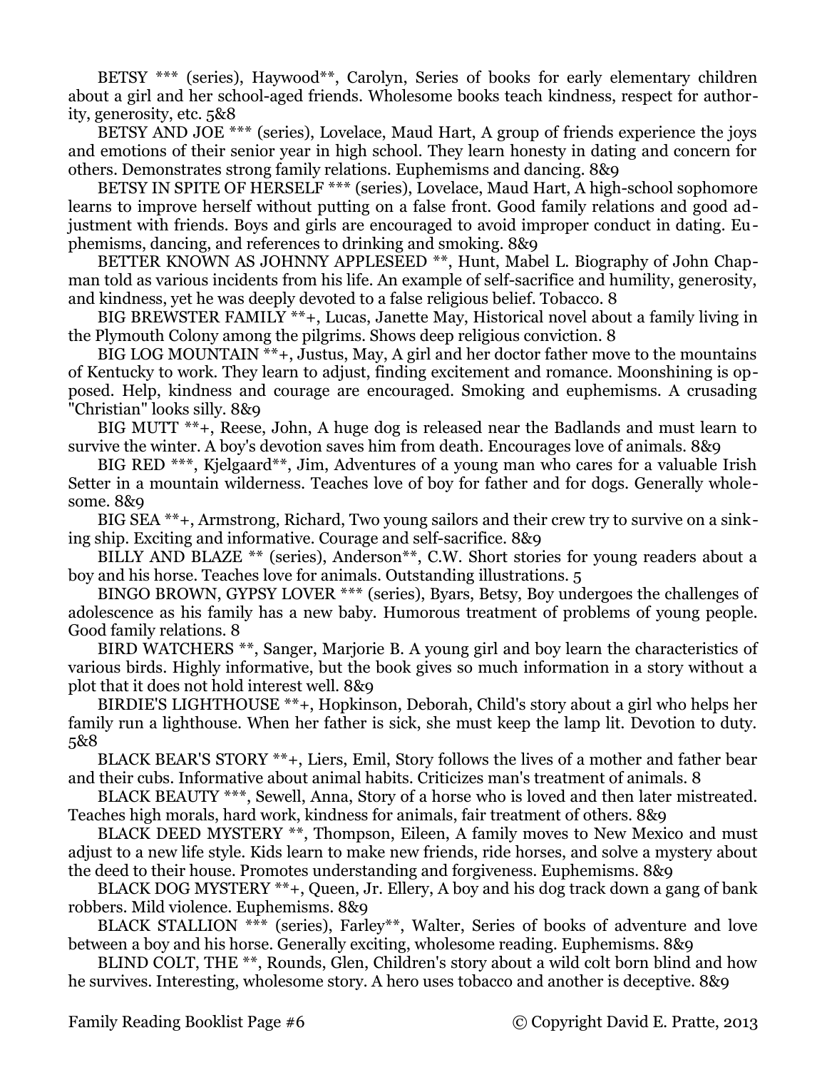BETSY *** (series), Haywood**, Carolyn, Series of books for early elementary children about a girl and her school-aged friends. Wholesome books teach kindness, respect for authority, generosity, etc. 5&8

BETSY AND JOE *** (series), Lovelace, Maud Hart, A group of friends experience the joys and emotions of their senior year in high school. They learn honesty in dating and concern for others. Demonstrates strong family relations. Euphemisms and dancing. 8&9

BETSY IN SPITE OF HERSELF *** (series), Lovelace, Maud Hart, A high-school sophomore learns to improve herself without putting on a false front. Good family relations and good adjustment with friends. Boys and girls are encouraged to avoid improper conduct in dating. Euphemisms, dancing, and references to drinking and smoking. 8&9

BETTER KNOWN AS JOHNNY APPLESEED **, Hunt, Mabel L. Biography of John Chapman told as various incidents from his life. An example of self-sacrifice and humility, generosity, and kindness, yet he was deeply devoted to a false religious belief. Tobacco. 8

BIG BREWSTER FAMILY **+, Lucas, Janette May, Historical novel about a family living in the Plymouth Colony among the pilgrims. Shows deep religious conviction. 8

BIG LOG MOUNTAIN **+, Justus, May, A girl and her doctor father move to the mountains of Kentucky to work. They learn to adjust, finding excitement and romance. Moonshining is opposed. Help, kindness and courage are encouraged. Smoking and euphemisms. A crusading "Christian" looks silly. 8&9

BIG MUTT **+, Reese, John, A huge dog is released near the Badlands and must learn to survive the winter. A boy's devotion saves him from death. Encourages love of animals. 8&9

BIG RED ***, Kjelgaard**, Jim, Adventures of a young man who cares for a valuable Irish Setter in a mountain wilderness. Teaches love of boy for father and for dogs. Generally wholesome. 8&9

BIG SEA **+, Armstrong, Richard, Two young sailors and their crew try to survive on a sinking ship. Exciting and informative. Courage and self-sacrifice. 8&9

BILLY AND BLAZE ** (series), Anderson**, C.W. Short stories for young readers about a boy and his horse. Teaches love for animals. Outstanding illustrations. 5

BINGO BROWN, GYPSY LOVER *** (series), Byars, Betsy, Boy undergoes the challenges of adolescence as his family has a new baby. Humorous treatment of problems of young people. Good family relations. 8

BIRD WATCHERS **, Sanger, Marjorie B. A young girl and boy learn the characteristics of various birds. Highly informative, but the book gives so much information in a story without a plot that it does not hold interest well. 8&9

BIRDIE'S LIGHTHOUSE **+, Hopkinson, Deborah, Child's story about a girl who helps her family run a lighthouse. When her father is sick, she must keep the lamp lit. Devotion to duty. 5&8

BLACK BEAR'S STORY **+, Liers, Emil, Story follows the lives of a mother and father bear and their cubs. Informative about animal habits. Criticizes man's treatment of animals. 8

BLACK BEAUTY ***, Sewell, Anna, Story of a horse who is loved and then later mistreated. Teaches high morals, hard work, kindness for animals, fair treatment of others. 8&9

BLACK DEED MYSTERY **, Thompson, Eileen, A family moves to New Mexico and must adjust to a new life style. Kids learn to make new friends, ride horses, and solve a mystery about the deed to their house. Promotes understanding and forgiveness. Euphemisms. 8&9

BLACK DOG MYSTERY **+, Queen, Jr. Ellery, A boy and his dog track down a gang of bank robbers. Mild violence. Euphemisms. 8&9

BLACK STALLION *** (series), Farley**, Walter, Series of books of adventure and love between a boy and his horse. Generally exciting, wholesome reading. Euphemisms. 8&9

BLIND COLT, THE **, Rounds, Glen, Children's story about a wild colt born blind and how he survives. Interesting, wholesome story. A hero uses tobacco and another is deceptive. 8&9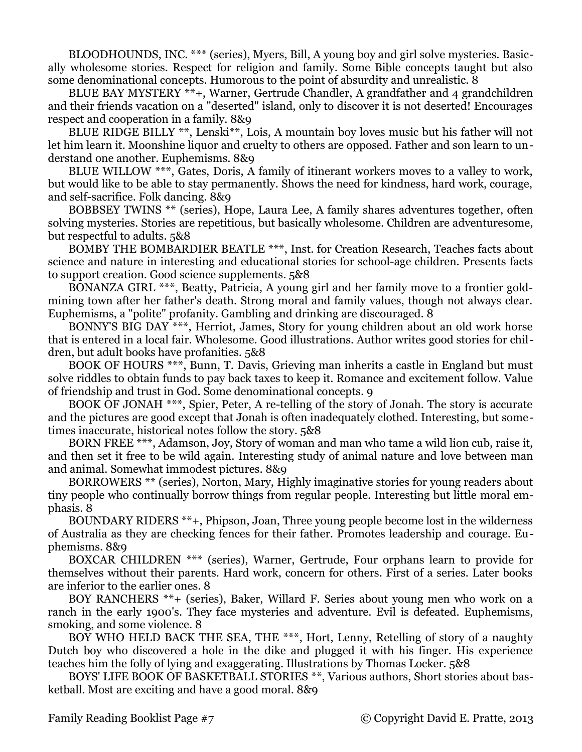BLOODHOUNDS, INC. *** (series), Myers, Bill, A young boy and girl solve mysteries. Basically wholesome stories. Respect for religion and family. Some Bible concepts taught but also some denominational concepts. Humorous to the point of absurdity and unrealistic. 8

BLUE BAY MYSTERY **+, Warner, Gertrude Chandler, A grandfather and 4 grandchildren and their friends vacation on a "deserted" island, only to discover it is not deserted! Encourages respect and cooperation in a family. 8&9

BLUE RIDGE BILLY **, Lenski**, Lois, A mountain boy loves music but his father will not let him learn it. Moonshine liquor and cruelty to others are opposed. Father and son learn to understand one another. Euphemisms. 8&9

BLUE WILLOW ***, Gates, Doris, A family of itinerant workers moves to a valley to work, but would like to be able to stay permanently. Shows the need for kindness, hard work, courage, and self-sacrifice. Folk dancing. 8&9

BOBBSEY TWINS ** (series), Hope, Laura Lee, A family shares adventures together, often solving mysteries. Stories are repetitious, but basically wholesome. Children are adventuresome, but respectful to adults. 5&8

BOMBY THE BOMBARDIER BEATLE ***, Inst. for Creation Research, Teaches facts about science and nature in interesting and educational stories for school-age children. Presents facts to support creation. Good science supplements. 5&8

BONANZA GIRL ***, Beatty, Patricia, A young girl and her family move to a frontier gold-mining town after her father's death. Strong moral and family values, though not always clear. Euphemisms, a "polite" profanity. Gambling and drinking are discouraged. 8

BONNY'S BIG DAY ***, Herriot, James, Story for young children about an old work horse that is entered in a local fair. Wholesome. Good illustrations. Author writes good stories for children, but adult books have profanities. 5&8

BOOK OF HOURS ***, Bunn, T. Davis, Grieving man inherits a castle in England but must solve riddles to obtain funds to pay back taxes to keep it. Romance and excitement follow. Value of friendship and trust in God. Some denominational concepts. 9

BOOK OF JONAH ***, Spier, Peter, A re-telling of the story of Jonah. The story is accurate and the pictures are good except that Jonah is often inadequately clothed. Interesting, but sometimes inaccurate, historical notes follow the story. 5&8

BORN FREE ***, Adamson, Joy, Story of woman and man who tame a wild lion cub, raise it, and then set it free to be wild again. Interesting study of animal nature and love between man and animal. Somewhat immodest pictures. 8&9

BORROWERS ** (series), Norton, Mary, Highly imaginative stories for young readers about tiny people who continually borrow things from regular people. Interesting but little moral emphasis. 8

BOUNDARY RIDERS **+, Phipson, Joan, Three young people become lost in the wilderness of Australia as they are checking fences for their father. Promotes leadership and courage. Euphemisms. 8&9

BOXCAR CHILDREN *** (series), Warner, Gertrude, Four orphans learn to provide for themselves without their parents. Hard work, concern for others. First of a series. Later books are inferior to the earlier ones. 8

BOY RANCHERS **+ (series), Baker, Willard F. Series about young men who work on a ranch in the early 1900's. They face mysteries and adventure. Evil is defeated. Euphemisms, smoking, and some violence. 8

BOY WHO HELD BACK THE SEA, THE ***, Hort, Lenny, Retelling of story of a naughty Dutch boy who discovered a hole in the dike and plugged it with his finger. His experience teaches him the folly of lying and exaggerating. Illustrations by Thomas Locker. 5&8

BOYS' LIFE BOOK OF BASKETBALL STORIES **, Various authors, Short stories about basketball. Most are exciting and have a good moral. 8&9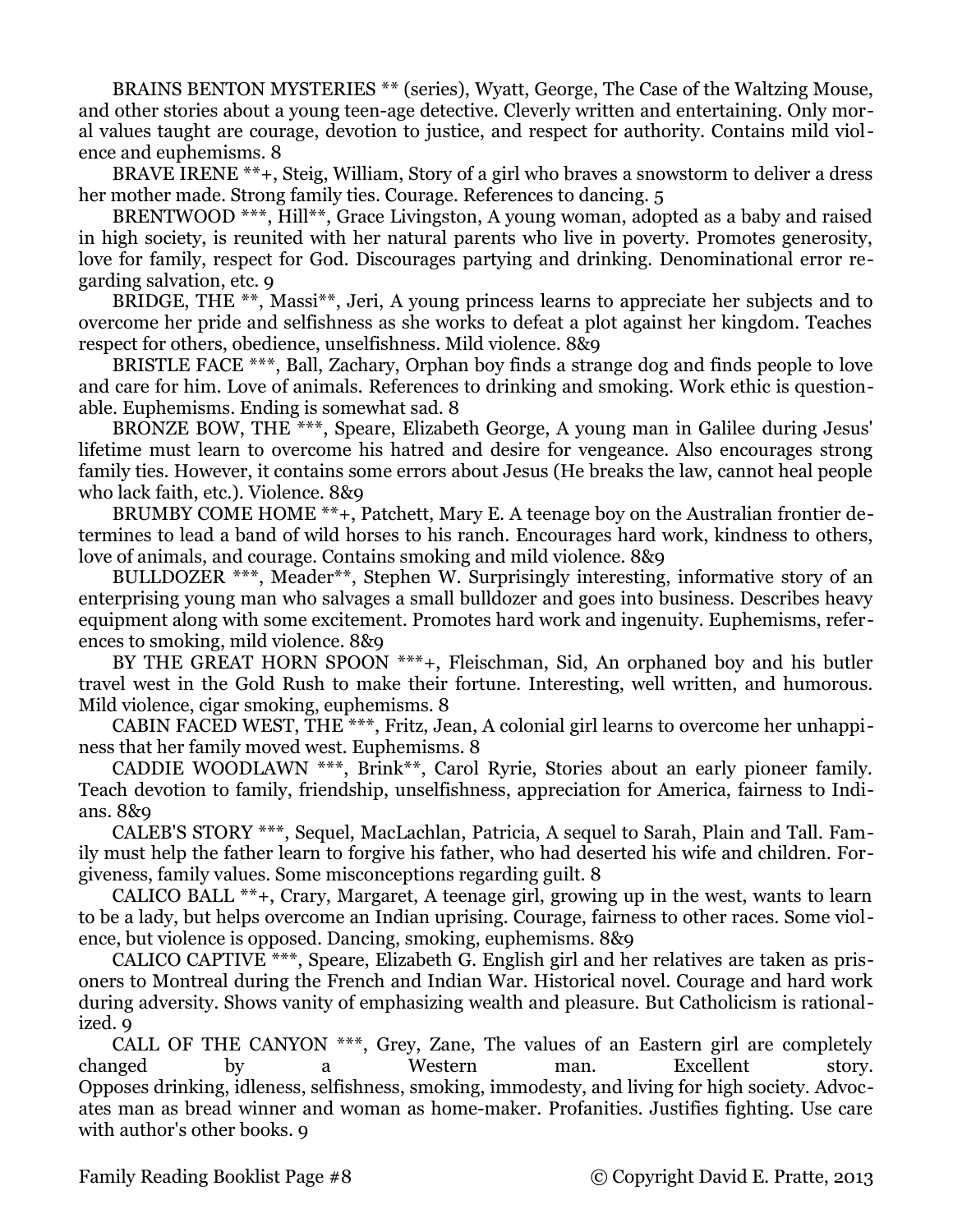BRAINS BENTON MYSTERIES ** (series), Wyatt, George, The Case of the Waltzing Mouse, and other stories about a young teen-age detective. Cleverly written and entertaining. Only moral values taught are courage, devotion to justice, and respect for authority. Contains mild violence and euphemisms. 8

BRAVE IRENE **+, Steig, William, Story of a girl who braves a snowstorm to deliver a dress her mother made. Strong family ties. Courage. References to dancing. 5

BRENTWOOD ***, Hill**, Grace Livingston, A young woman, adopted as a baby and raised in high society, is reunited with her natural parents who live in poverty. Promotes generosity, love for family, respect for God. Discourages partying and drinking. Denominational error regarding salvation, etc. 9

BRIDGE, THE **, Massi**, Jeri, A young princess learns to appreciate her subjects and to overcome her pride and selfishness as she works to defeat a plot against her kingdom. Teaches respect for others, obedience, unselfishness. Mild violence. 8&9

BRISTLE FACE ***, Ball, Zachary, Orphan boy finds a strange dog and finds people to love and care for him. Love of animals. References to drinking and smoking. Work ethic is questionable. Euphemisms. Ending is somewhat sad. 8

BRONZE BOW, THE ***, Speare, Elizabeth George, A young man in Galilee during Jesus' lifetime must learn to overcome his hatred and desire for vengeance. Also encourages strong family ties. However, it contains some errors about Jesus (He breaks the law, cannot heal people who lack faith, etc.). Violence. 8&9

BRUMBY COME HOME **+, Patchett, Mary E. A teenage boy on the Australian frontier determines to lead a band of wild horses to his ranch. Encourages hard work, kindness to others, love of animals, and courage. Contains smoking and mild violence. 8&9

BULLDOZER ***, Meader**, Stephen W. Surprisingly interesting, informative story of an enterprising young man who salvages a small bulldozer and goes into business. Describes heavy equipment along with some excitement. Promotes hard work and ingenuity. Euphemisms, references to smoking, mild violence. 8&9

BY THE GREAT HORN SPOON ***+, Fleischman, Sid, An orphaned boy and his butler travel west in the Gold Rush to make their fortune. Interesting, well written, and humorous. Mild violence, cigar smoking, euphemisms. 8

CABIN FACED WEST, THE ***, Fritz, Jean, A colonial girl learns to overcome her unhappiness that her family moved west. Euphemisms. 8

CADDIE WOODLAWN ***, Brink**, Carol Ryrie, Stories about an early pioneer family. Teach devotion to family, friendship, unselfishness, appreciation for America, fairness to Indians. 8&9

CALEB'S STORY ***, Sequel, MacLachlan, Patricia, A sequel to Sarah, Plain and Tall. Family must help the father learn to forgive his father, who had deserted his wife and children. Forgiveness, family values. Some misconceptions regarding guilt. 8

CALICO BALL **+, Crary, Margaret, A teenage girl, growing up in the west, wants to learn to be a lady, but helps overcome an Indian uprising. Courage, fairness to other races. Some violence, but violence is opposed. Dancing, smoking, euphemisms. 8&9

CALICO CAPTIVE ***, Speare, Elizabeth G. English girl and her relatives are taken as prisoners to Montreal during the French and Indian War. Historical novel. Courage and hard work during adversity. Shows vanity of emphasizing wealth and pleasure. But Catholicism is rationalized. 9

CALL OF THE CANYON ***, Grey, Zane, The values of an Eastern girl are completely changed by a Western man. Excellent story. Opposes drinking, idleness, selfishness, smoking, immodesty, and living for high society. Advocates man as bread winner and woman as home-maker. Profanities. Justifies fighting. Use care with author's other books. 9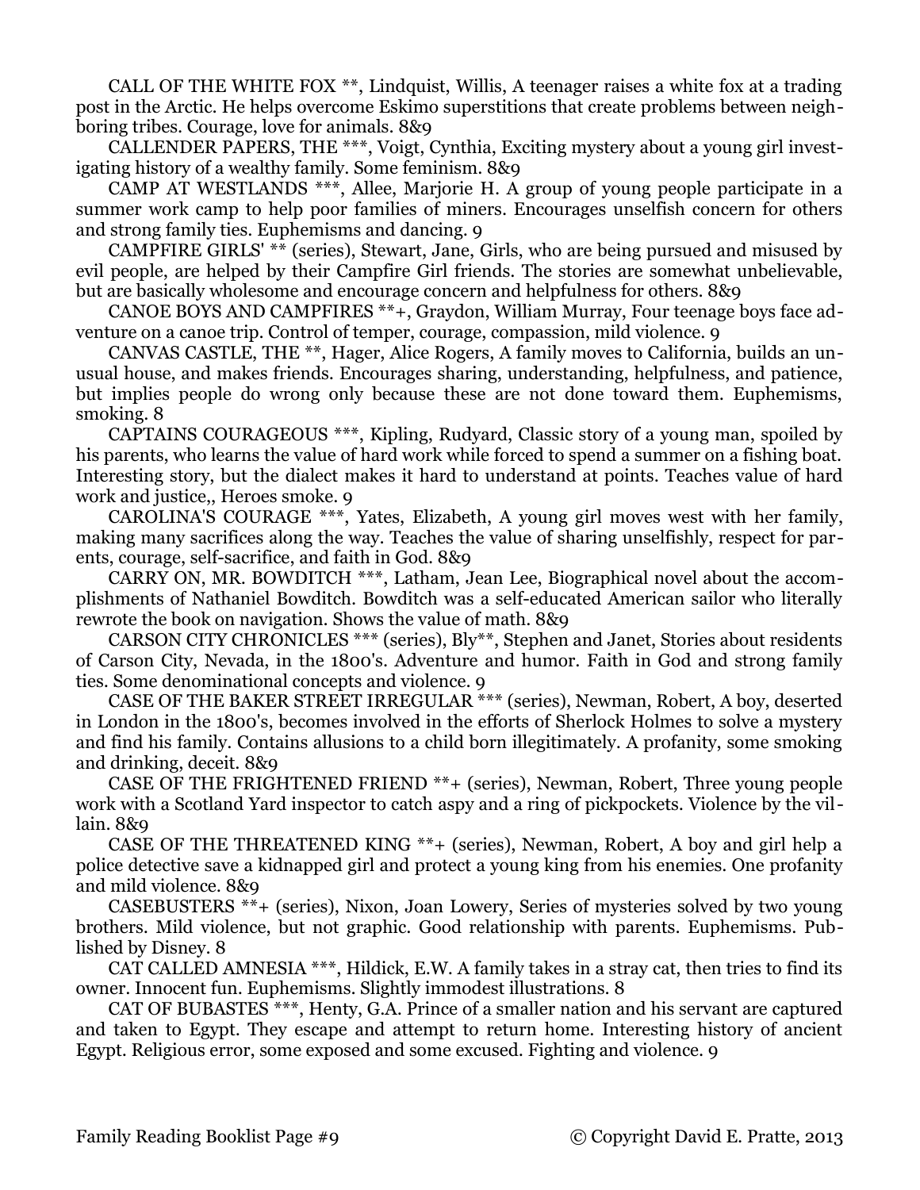CALL OF THE WHITE FOX **, Lindquist, Willis, A teenager raises a white fox at a trading post in the Arctic. He helps overcome Eskimo superstitions that create problems between neighboring tribes. Courage, love for animals. 8&9

CALLENDER PAPERS, THE ***, Voigt, Cynthia, Exciting mystery about a young girl investigating history of a wealthy family. Some feminism. 8&9

CAMP AT WESTLANDS ***, Allee, Marjorie H. A group of young people participate in a summer work camp to help poor families of miners. Encourages unselfish concern for others and strong family ties. Euphemisms and dancing. 9

CAMPFIRE GIRLS' ** (series), Stewart, Jane, Girls, who are being pursued and misused by evil people, are helped by their Campfire Girl friends. The stories are somewhat unbelievable, but are basically wholesome and encourage concern and helpfulness for others. 8&9

CANOE BOYS AND CAMPFIRES **+, Graydon, William Murray, Four teenage boys face adventure on a canoe trip. Control of temper, courage, compassion, mild violence. 9

CANVAS CASTLE, THE **, Hager, Alice Rogers, A family moves to California, builds an unusual house, and makes friends. Encourages sharing, understanding, helpfulness, and patience, but implies people do wrong only because these are not done toward them. Euphemisms, smoking. 8

CAPTAINS COURAGEOUS ***, Kipling, Rudyard, Classic story of a young man, spoiled by his parents, who learns the value of hard work while forced to spend a summer on a fishing boat. Interesting story, but the dialect makes it hard to understand at points. Teaches value of hard work and justice,, Heroes smoke. 9

CAROLINA'S COURAGE ***, Yates, Elizabeth, A young girl moves west with her family, making many sacrifices along the way. Teaches the value of sharing unselfishly, respect for parents, courage, self-sacrifice, and faith in God. 8&9

CARRY ON, MR. BOWDITCH ***, Latham, Jean Lee, Biographical novel about the accomplishments of Nathaniel Bowditch. Bowditch was a self-educated American sailor who literally rewrote the book on navigation. Shows the value of math. 8&9

CARSON CITY CHRONICLES *** (series), Bly**, Stephen and Janet, Stories about residents of Carson City, Nevada, in the 1800's. Adventure and humor. Faith in God and strong family ties. Some denominational concepts and violence. 9

CASE OF THE BAKER STREET IRREGULAR *** (series), Newman, Robert, A boy, deserted in London in the 1800's, becomes involved in the efforts of Sherlock Holmes to solve a mystery and find his family. Contains allusions to a child born illegitimately. A profanity, some smoking and drinking, deceit. 8&9

CASE OF THE FRIGHTENED FRIEND **+ (series), Newman, Robert, Three young people work with a Scotland Yard inspector to catch aspy and a ring of pickpockets. Violence by the villain. 8&9

CASE OF THE THREATENED KING **+ (series), Newman, Robert, A boy and girl help a police detective save a kidnapped girl and protect a young king from his enemies. One profanity and mild violence. 8&9

CASEBUSTERS **+ (series), Nixon, Joan Lowery, Series of mysteries solved by two young brothers. Mild violence, but not graphic. Good relationship with parents. Euphemisms. Published by Disney. 8

CAT CALLED AMNESIA ***, Hildick, E.W. A family takes in a stray cat, then tries to find its owner. Innocent fun. Euphemisms. Slightly immodest illustrations. 8

CAT OF BUBASTES ***, Henty, G.A. Prince of a smaller nation and his servant are captured and taken to Egypt. They escape and attempt to return home. Interesting history of ancient Egypt. Religious error, some exposed and some excused. Fighting and violence. 9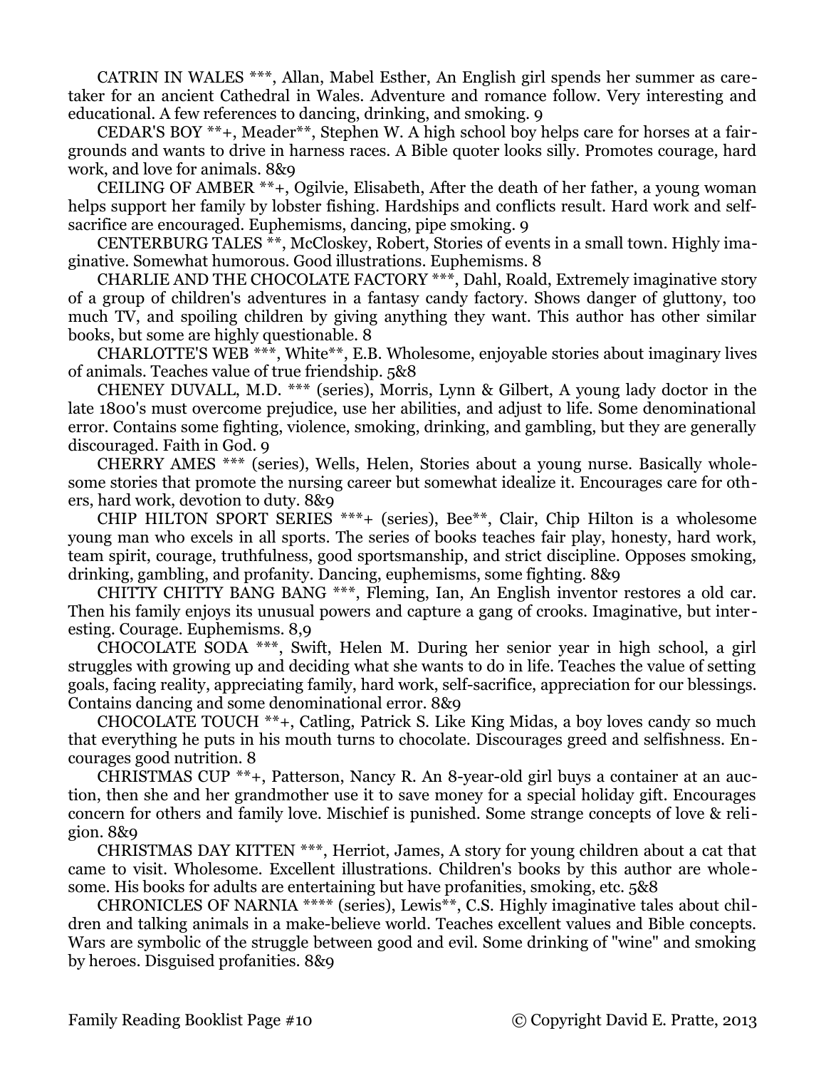CATRIN IN WALES ***, Allan, Mabel Esther, An English girl spends her summer as caretaker for an ancient Cathedral in Wales. Adventure and romance follow. Very interesting and educational. A few references to dancing, drinking, and smoking. 9

CEDAR'S BOY **+, Meader**, Stephen W. A high school boy helps care for horses at a fairgrounds and wants to drive in harness races. A Bible quoter looks silly. Promotes courage, hard work, and love for animals. 8&9

CEILING OF AMBER **+, Ogilvie, Elisabeth, After the death of her father, a young woman helps support her family by lobster fishing. Hardships and conflicts result. Hard work and self-sacrifice are encouraged. Euphemisms, dancing, pipe smoking. 9

CENTERBURG TALES **, McCloskey, Robert, Stories of events in a small town. Highly imaginative. Somewhat humorous. Good illustrations. Euphemisms. 8

CHARLIE AND THE CHOCOLATE FACTORY ***, Dahl, Roald, Extremely imaginative story of a group of children's adventures in a fantasy candy factory. Shows danger of gluttony, too much TV, and spoiling children by giving anything they want. This author has other similar books, but some are highly questionable. 8

CHARLOTTE'S WEB ***, White**, E.B. Wholesome, enjoyable stories about imaginary lives of animals. Teaches value of true friendship. 5&8

CHENEY DUVALL, M.D. *** (series), Morris, Lynn & Gilbert, A young lady doctor in the late 1800's must overcome prejudice, use her abilities, and adjust to life. Some denominational error. Contains some fighting, violence, smoking, drinking, and gambling, but they are generally discouraged. Faith in God. 9

CHERRY AMES *** (series), Wells, Helen, Stories about a young nurse. Basically wholesome stories that promote the nursing career but somewhat idealize it. Encourages care for others, hard work, devotion to duty. 8&9

CHIP HILTON SPORT SERIES ***+ (series), Bee**, Clair, Chip Hilton is a wholesome young man who excels in all sports. The series of books teaches fair play, honesty, hard work, team spirit, courage, truthfulness, good sportsmanship, and strict discipline. Opposes smoking, drinking, gambling, and profanity. Dancing, euphemisms, some fighting. 8&9

CHITTY CHITTY BANG BANG ***, Fleming, Ian, An English inventor restores a old car. Then his family enjoys its unusual powers and capture a gang of crooks. Imaginative, but interesting. Courage. Euphemisms. 8,9

CHOCOLATE SODA ***, Swift, Helen M. During her senior year in high school, a girl struggles with growing up and deciding what she wants to do in life. Teaches the value of setting goals, facing reality, appreciating family, hard work, self-sacrifice, appreciation for our blessings. Contains dancing and some denominational error. 8&9

CHOCOLATE TOUCH **+, Catling, Patrick S. Like King Midas, a boy loves candy so much that everything he puts in his mouth turns to chocolate. Discourages greed and selfishness. Encourages good nutrition. 8

CHRISTMAS CUP **+, Patterson, Nancy R. An 8-year-old girl buys a container at an auction, then she and her grandmother use it to save money for a special holiday gift. Encourages concern for others and family love. Mischief is punished. Some strange concepts of love & religion. 8&9

CHRISTMAS DAY KITTEN ***, Herriot, James, A story for young children about a cat that came to visit. Wholesome. Excellent illustrations. Children's books by this author are wholesome. His books for adults are entertaining but have profanities, smoking, etc. 5&8

CHRONICLES OF NARNIA **** (series), Lewis**, C.S. Highly imaginative tales about children and talking animals in a make-believe world. Teaches excellent values and Bible concepts. Wars are symbolic of the struggle between good and evil. Some drinking of "wine" and smoking by heroes. Disguised profanities. 8&9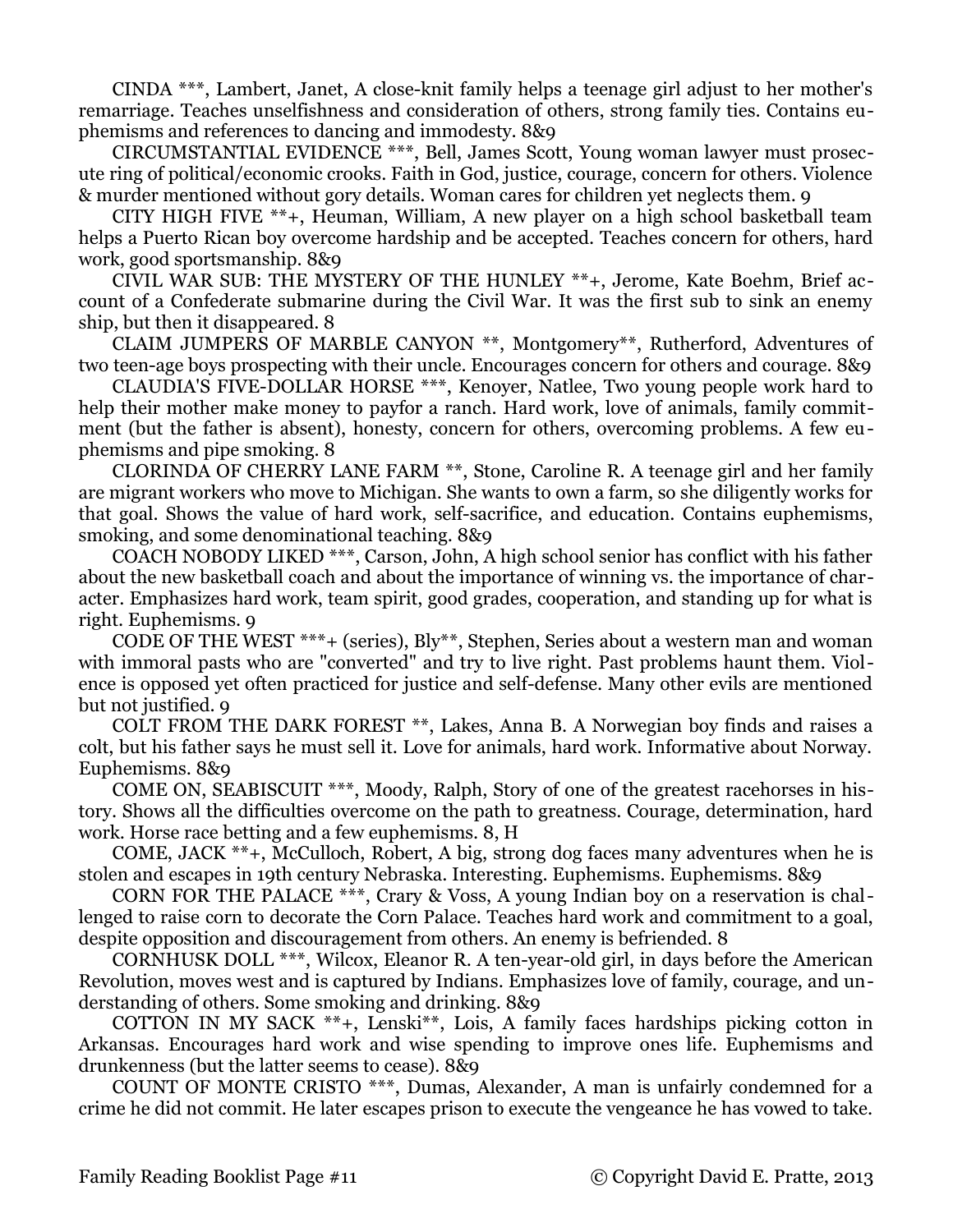CINDA ***, Lambert, Janet, A close-knit family helps a teenage girl adjust to her mother's remarriage. Teaches unselfishness and consideration of others, strong family ties. Contains euphemisms and references to dancing and immodesty. 8&9

CIRCUMSTANTIAL EVIDENCE ***, Bell, James Scott, Young woman lawyer must prosecute ring of political/economic crooks. Faith in God, justice, courage, concern for others. Violence & murder mentioned without gory details. Woman cares for children yet neglects them. 9

CITY HIGH FIVE **+, Heuman, William, A new player on a high school basketball team helps a Puerto Rican boy overcome hardship and be accepted. Teaches concern for others, hard work, good sportsmanship. 8&9

CIVIL WAR SUB: THE MYSTERY OF THE HUNLEY **+, Jerome, Kate Boehm, Brief account of a Confederate submarine during the Civil War. It was the first sub to sink an enemy ship, but then it disappeared. 8

CLAIM JUMPERS OF MARBLE CANYON **, Montgomery**, Rutherford, Adventures of two teen-age boys prospecting with their uncle. Encourages concern for others and courage. 8&9

CLAUDIA'S FIVE-DOLLAR HORSE ***, Kenoyer, Natlee, Two young people work hard to help their mother make money to payfor a ranch. Hard work, love of animals, family commitment (but the father is absent), honesty, concern for others, overcoming problems. A few euphemisms and pipe smoking. 8

CLORINDA OF CHERRY LANE FARM **, Stone, Caroline R. A teenage girl and her family are migrant workers who move to Michigan. She wants to own a farm, so she diligently works for that goal. Shows the value of hard work, self-sacrifice, and education. Contains euphemisms, smoking, and some denominational teaching. 8&9

COACH NOBODY LIKED ***, Carson, John, A high school senior has conflict with his father about the new basketball coach and about the importance of winning vs. the importance of character. Emphasizes hard work, team spirit, good grades, cooperation, and standing up for what is right. Euphemisms. 9

CODE OF THE WEST ***+ (series), Bly**, Stephen, Series about a western man and woman with immoral pasts who are "converted" and try to live right. Past problems haunt them. Violence is opposed yet often practiced for justice and self-defense. Many other evils are mentioned but not justified. 9

COLT FROM THE DARK FOREST **, Lakes, Anna B. A Norwegian boy finds and raises a colt, but his father says he must sell it. Love for animals, hard work. Informative about Norway. Euphemisms. 8&9

COME ON, SEABISCUIT ***, Moody, Ralph, Story of one of the greatest racehorses in history. Shows all the difficulties overcome on the path to greatness. Courage, determination, hard work. Horse race betting and a few euphemisms. 8, H

COME, JACK **+, McCulloch, Robert, A big, strong dog faces many adventures when he is stolen and escapes in 19th century Nebraska. Interesting. Euphemisms. Euphemisms. 8&9

CORN FOR THE PALACE ***, Crary & Voss, A young Indian boy on a reservation is challenged to raise corn to decorate the Corn Palace. Teaches hard work and commitment to a goal, despite opposition and discouragement from others. An enemy is befriended. 8

CORNHUSK DOLL ***, Wilcox, Eleanor R. A ten-year-old girl, in days before the American Revolution, moves west and is captured by Indians. Emphasizes love of family, courage, and understanding of others. Some smoking and drinking. 8&9

COTTON IN MY SACK **+, Lenski**, Lois, A family faces hardships picking cotton in Arkansas. Encourages hard work and wise spending to improve ones life. Euphemisms and drunkenness (but the latter seems to cease). 8&9

COUNT OF MONTE CRISTO ***, Dumas, Alexander, A man is unfairly condemned for a crime he did not commit. He later escapes prison to execute the vengeance he has vowed to take.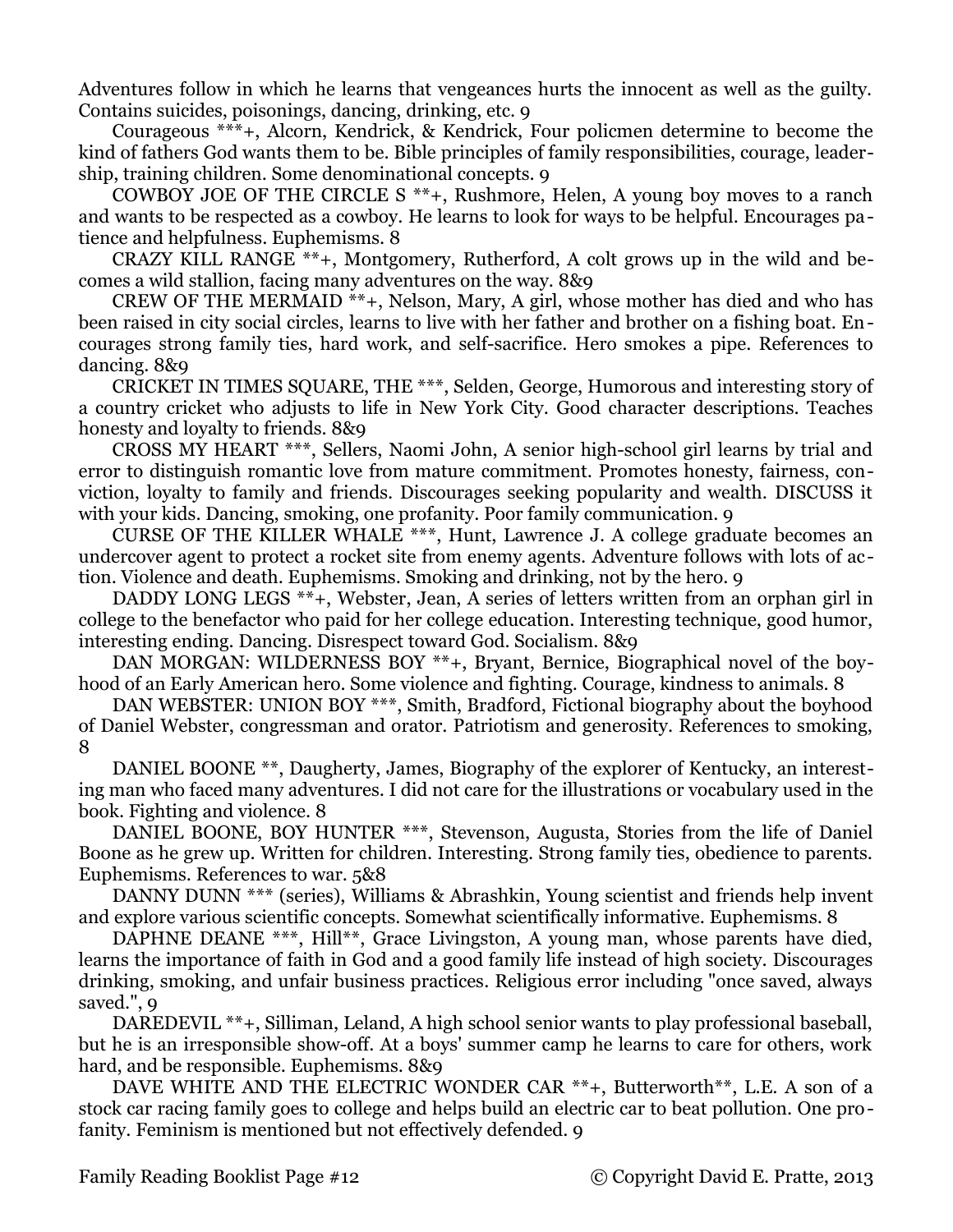Adventures follow in which he learns that vengeances hurts the innocent as well as the guilty. Contains suicides, poisonings, dancing, drinking, etc. 9

Courageous ***+, Alcorn, Kendrick, & Kendrick, Four policmen determine to become the kind of fathers God wants them to be. Bible principles of family responsibilities, courage, leadership, training children. Some denominational concepts. 9

COWBOY JOE OF THE CIRCLE S **+, Rushmore, Helen, A young boy moves to a ranch and wants to be respected as a cowboy. He learns to look for ways to be helpful. Encourages patience and helpfulness. Euphemisms. 8

CRAZY KILL RANGE **+, Montgomery, Rutherford, A colt grows up in the wild and becomes a wild stallion, facing many adventures on the way. 8&9

CREW OF THE MERMAID **+, Nelson, Mary, A girl, whose mother has died and who has been raised in city social circles, learns to live with her father and brother on a fishing boat. Encourages strong family ties, hard work, and self-sacrifice. Hero smokes a pipe. References to dancing. 8&9

CRICKET IN TIMES SQUARE, THE ***, Selden, George, Humorous and interesting story of a country cricket who adjusts to life in New York City. Good character descriptions. Teaches honesty and loyalty to friends. 8&9

CROSS MY HEART ***, Sellers, Naomi John, A senior high-school girl learns by trial and error to distinguish romantic love from mature commitment. Promotes honesty, fairness, conviction, loyalty to family and friends. Discourages seeking popularity and wealth. DISCUSS it with your kids. Dancing, smoking, one profanity. Poor family communication. 9

CURSE OF THE KILLER WHALE ***, Hunt, Lawrence J. A college graduate becomes an undercover agent to protect a rocket site from enemy agents. Adventure follows with lots of action. Violence and death. Euphemisms. Smoking and drinking, not by the hero. 9

DADDY LONG LEGS **+, Webster, Jean, A series of letters written from an orphan girl in college to the benefactor who paid for her college education. Interesting technique, good humor, interesting ending. Dancing. Disrespect toward God. Socialism. 8&9

DAN MORGAN: WILDERNESS BOY **+, Bryant, Bernice, Biographical novel of the boyhood of an Early American hero. Some violence and fighting. Courage, kindness to animals. 8

DAN WEBSTER: UNION BOY ***, Smith, Bradford, Fictional biography about the boyhood of Daniel Webster, congressman and orator. Patriotism and generosity. References to smoking, 8

DANIEL BOONE **, Daugherty, James, Biography of the explorer of Kentucky, an interesting man who faced many adventures. I did not care for the illustrations or vocabulary used in the book. Fighting and violence. 8

DANIEL BOONE, BOY HUNTER ***, Stevenson, Augusta, Stories from the life of Daniel Boone as he grew up. Written for children. Interesting. Strong family ties, obedience to parents. Euphemisms. References to war. 5&8

DANNY DUNN *** (series), Williams & Abrashkin, Young scientist and friends help invent and explore various scientific concepts. Somewhat scientifically informative. Euphemisms. 8

DAPHNE DEANE ***, Hill**, Grace Livingston, A young man, whose parents have died, learns the importance of faith in God and a good family life instead of high society. Discourages drinking, smoking, and unfair business practices. Religious error including "once saved, always saved.", 9

DAREDEVIL **+, Silliman, Leland, A high school senior wants to play professional baseball, but he is an irresponsible show-off. At a boys' summer camp he learns to care for others, work hard, and be responsible. Euphemisms. 8&9

DAVE WHITE AND THE ELECTRIC WONDER CAR **+, Butterworth**, L.E. A son of a stock car racing family goes to college and helps build an electric car to beat pollution. One profanity. Feminism is mentioned but not effectively defended. 9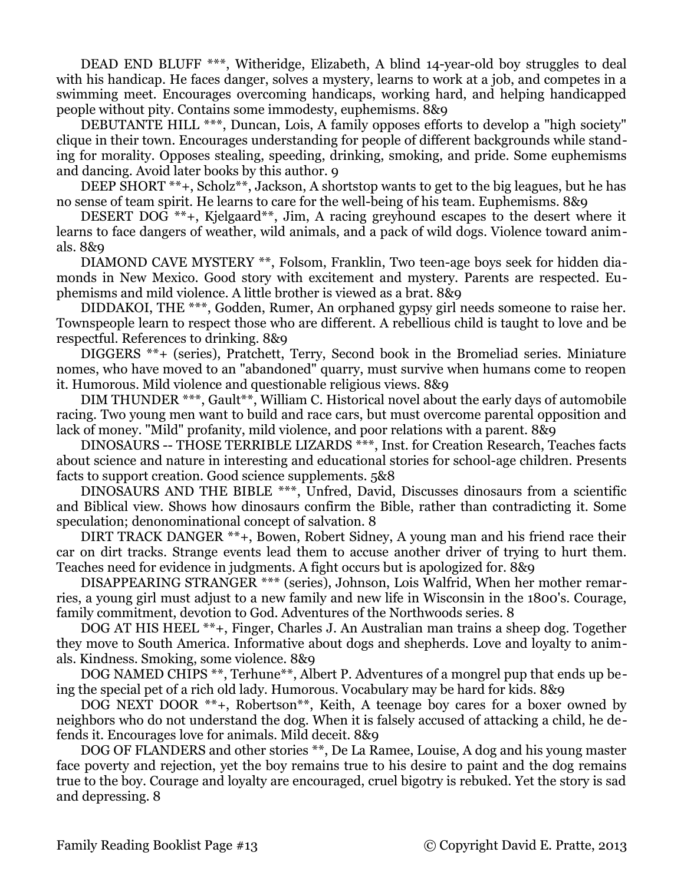DEAD END BLUFF ***, Witheridge, Elizabeth, A blind 14-year-old boy struggles to deal with his handicap. He faces danger, solves a mystery, learns to work at a job, and competes in a swimming meet. Encourages overcoming handicaps, working hard, and helping handicapped people without pity. Contains some immodesty, euphemisms. 8&9

DEBUTANTE HILL ***, Duncan, Lois, A family opposes efforts to develop a "high society" clique in their town. Encourages understanding for people of different backgrounds while standing for morality. Opposes stealing, speeding, drinking, smoking, and pride. Some euphemisms and dancing. Avoid later books by this author. 9

DEEP SHORT **+, Scholz**, Jackson, A shortstop wants to get to the big leagues, but he has no sense of team spirit. He learns to care for the well-being of his team. Euphemisms. 8&9

DESERT DOG **+, Kjelgaard**, Jim, A racing greyhound escapes to the desert where it learns to face dangers of weather, wild animals, and a pack of wild dogs. Violence toward animals. 8&9

DIAMOND CAVE MYSTERY **, Folsom, Franklin, Two teen-age boys seek for hidden diamonds in New Mexico. Good story with excitement and mystery. Parents are respected. Euphemisms and mild violence. A little brother is viewed as a brat. 8&9

DIDDAKOI, THE ***, Godden, Rumer, An orphaned gypsy girl needs someone to raise her. Townspeople learn to respect those who are different. A rebellious child is taught to love and be respectful. References to drinking. 8&9

DIGGERS **+ (series), Pratchett, Terry, Second book in the Bromeliad series. Miniature nomes, who have moved to an "abandoned" quarry, must survive when humans come to reopen it. Humorous. Mild violence and questionable religious views. 8&9

DIM THUNDER ***, Gault**, William C. Historical novel about the early days of automobile racing. Two young men want to build and race cars, but must overcome parental opposition and lack of money. "Mild" profanity, mild violence, and poor relations with a parent. 8&9

DINOSAURS -- THOSE TERRIBLE LIZARDS ***, Inst. for Creation Research, Teaches facts about science and nature in interesting and educational stories for school-age children. Presents facts to support creation. Good science supplements. 5&8

DINOSAURS AND THE BIBLE ***, Unfred, David, Discusses dinosaurs from a scientific and Biblical view. Shows how dinosaurs confirm the Bible, rather than contradicting it. Some speculation; denonominational concept of salvation. 8

DIRT TRACK DANGER **+, Bowen, Robert Sidney, A young man and his friend race their car on dirt tracks. Strange events lead them to accuse another driver of trying to hurt them. Teaches need for evidence in judgments. A fight occurs but is apologized for. 8&9

DISAPPEARING STRANGER *** (series), Johnson, Lois Walfrid, When her mother remarries, a young girl must adjust to a new family and new life in Wisconsin in the 1800's. Courage, family commitment, devotion to God. Adventures of the Northwoods series. 8

DOG AT HIS HEEL **+, Finger, Charles J. An Australian man trains a sheep dog. Together they move to South America. Informative about dogs and shepherds. Love and loyalty to animals. Kindness. Smoking, some violence. 8&9

DOG NAMED CHIPS **, Terhune**, Albert P. Adventures of a mongrel pup that ends up being the special pet of a rich old lady. Humorous. Vocabulary may be hard for kids. 8&9

DOG NEXT DOOR **+, Robertson**, Keith, A teenage boy cares for a boxer owned by neighbors who do not understand the dog. When it is falsely accused of attacking a child, he defends it. Encourages love for animals. Mild deceit. 8&9

DOG OF FLANDERS and other stories **, De La Ramee, Louise, A dog and his young master face poverty and rejection, yet the boy remains true to his desire to paint and the dog remains true to the boy. Courage and loyalty are encouraged, cruel bigotry is rebuked. Yet the story is sad and depressing. 8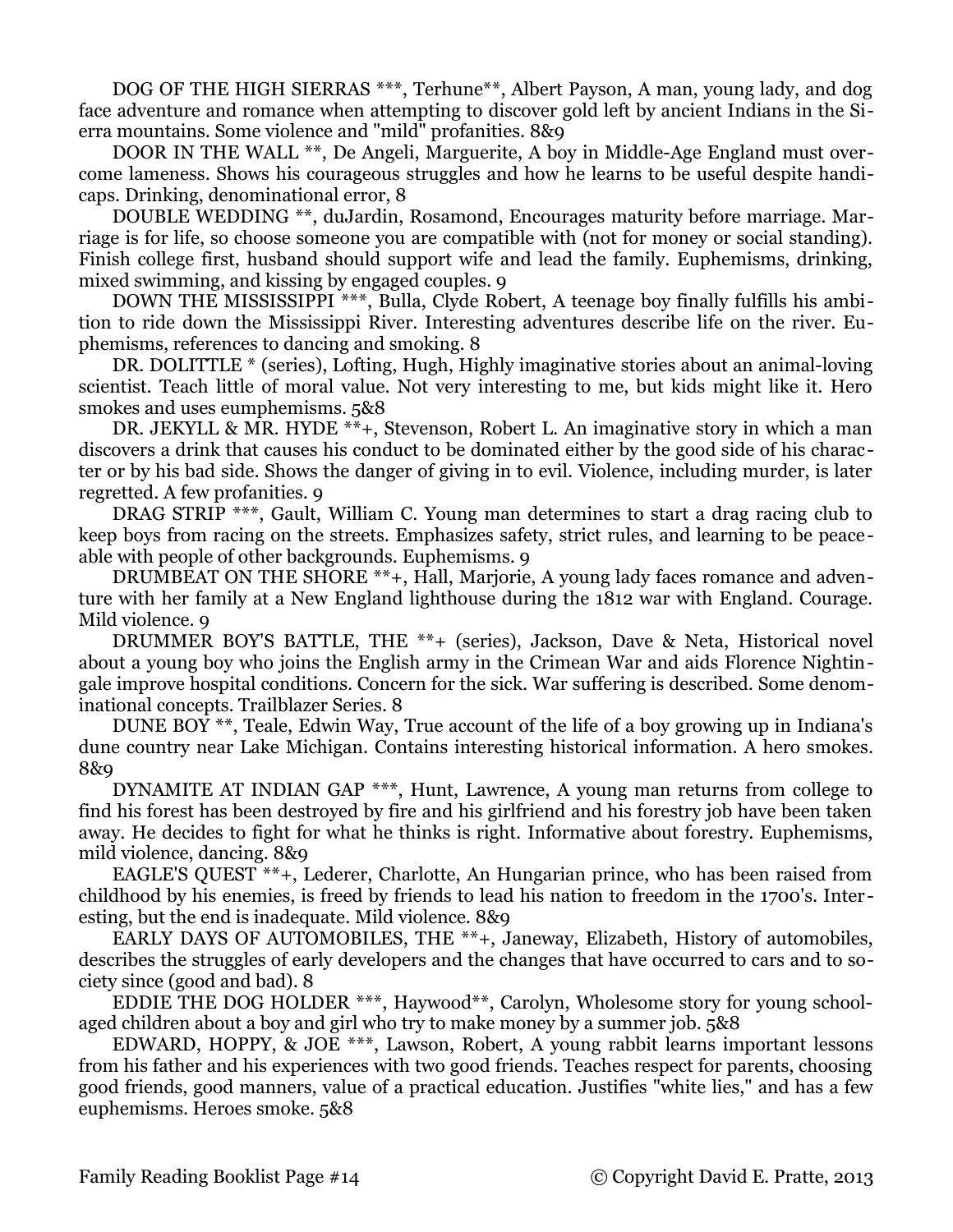DOG OF THE HIGH SIERRAS ***, Terhune**, Albert Payson, A man, young lady, and dog face adventure and romance when attempting to discover gold left by ancient Indians in the Sierra mountains. Some violence and "mild" profanities. 8&9

DOOR IN THE WALL **, De Angeli, Marguerite, A boy in Middle-Age England must overcome lameness. Shows his courageous struggles and how he learns to be useful despite handicaps. Drinking, denominational error, 8

DOUBLE WEDDING **, duJardin, Rosamond, Encourages maturity before marriage. Marriage is for life, so choose someone you are compatible with (not for money or social standing). Finish college first, husband should support wife and lead the family. Euphemisms, drinking, mixed swimming, and kissing by engaged couples. 9

DOWN THE MISSISSIPPI ***, Bulla, Clyde Robert, A teenage boy finally fulfills his ambition to ride down the Mississippi River. Interesting adventures describe life on the river. Euphemisms, references to dancing and smoking. 8

DR. DOLITTLE * (series), Lofting, Hugh, Highly imaginative stories about an animal-loving scientist. Teach little of moral value. Not very interesting to me, but kids might like it. Hero smokes and uses eumphemisms. 5&8

DR. JEKYLL & MR. HYDE **+, Stevenson, Robert L. An imaginative story in which a man discovers a drink that causes his conduct to be dominated either by the good side of his character or by his bad side. Shows the danger of giving in to evil. Violence, including murder, is later regretted. A few profanities. 9

DRAG STRIP ***, Gault, William C. Young man determines to start a drag racing club to keep boys from racing on the streets. Emphasizes safety, strict rules, and learning to be peaceable with people of other backgrounds. Euphemisms. 9

DRUMBEAT ON THE SHORE **+, Hall, Marjorie, A young lady faces romance and adventure with her family at a New England lighthouse during the 1812 war with England. Courage. Mild violence. 9

DRUMMER BOY'S BATTLE, THE **+ (series), Jackson, Dave & Neta, Historical novel about a young boy who joins the English army in the Crimean War and aids Florence Nightingale improve hospital conditions. Concern for the sick. War suffering is described. Some denominational concepts. Trailblazer Series. 8

DUNE BOY **, Teale, Edwin Way, True account of the life of a boy growing up in Indiana's dune country near Lake Michigan. Contains interesting historical information. A hero smokes. 8&9

DYNAMITE AT INDIAN GAP ***, Hunt, Lawrence, A young man returns from college to find his forest has been destroyed by fire and his girlfriend and his forestry job have been taken away. He decides to fight for what he thinks is right. Informative about forestry. Euphemisms, mild violence, dancing. 8&9

EAGLE'S QUEST **+, Lederer, Charlotte, An Hungarian prince, who has been raised from childhood by his enemies, is freed by friends to lead his nation to freedom in the 1700's. Interesting, but the end is inadequate. Mild violence. 8&9

EARLY DAYS OF AUTOMOBILES, THE **+, Janeway, Elizabeth, History of automobiles, describes the struggles of early developers and the changes that have occurred to cars and to society since (good and bad). 8

EDDIE THE DOG HOLDER ***, Haywood**, Carolyn, Wholesome story for young school-aged children about a boy and girl who try to make money by a summer job. 5&8

EDWARD, HOPPY, & JOE ***, Lawson, Robert, A young rabbit learns important lessons from his father and his experiences with two good friends. Teaches respect for parents, choosing good friends, good manners, value of a practical education. Justifies "white lies," and has a few euphemisms. Heroes smoke. 5&8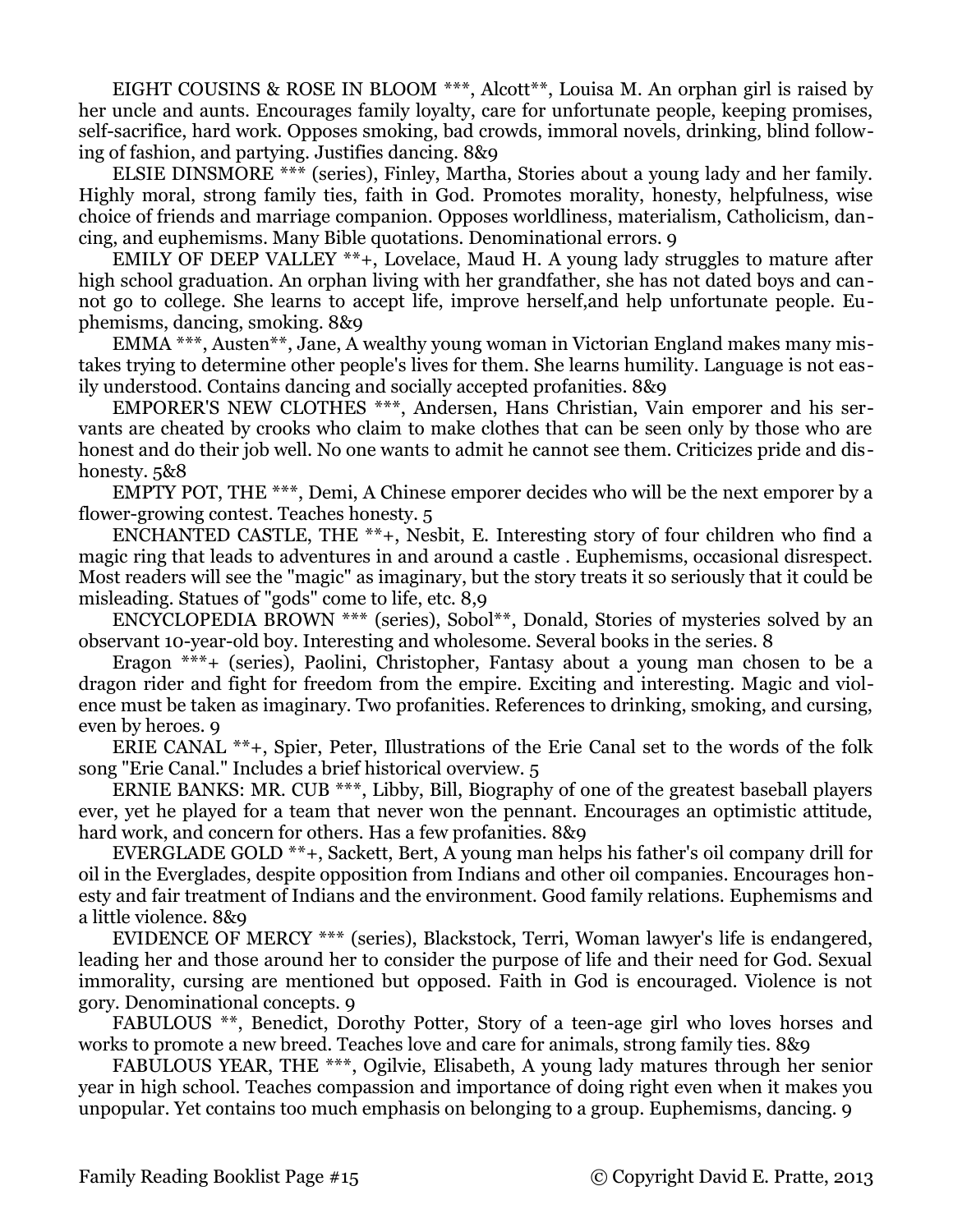EIGHT COUSINS & ROSE IN BLOOM ***, Alcott**, Louisa M. An orphan girl is raised by her uncle and aunts. Encourages family loyalty, care for unfortunate people, keeping promises, self-sacrifice, hard work. Opposes smoking, bad crowds, immoral novels, drinking, blind following of fashion, and partying. Justifies dancing. 8&9

ELSIE DINSMORE *** (series), Finley, Martha, Stories about a young lady and her family. Highly moral, strong family ties, faith in God. Promotes morality, honesty, helpfulness, wise choice of friends and marriage companion. Opposes worldliness, materialism, Catholicism, dancing, and euphemisms. Many Bible quotations. Denominational errors. 9

EMILY OF DEEP VALLEY **+, Lovelace, Maud H. A young lady struggles to mature after high school graduation. An orphan living with her grandfather, she has not dated boys and cannot go to college. She learns to accept life, improve herself,and help unfortunate people. Euphemisms, dancing, smoking. 8&9

EMMA ***, Austen**, Jane, A wealthy young woman in Victorian England makes many mistakes trying to determine other people's lives for them. She learns humility. Language is not easily understood. Contains dancing and socially accepted profanities. 8&9

EMPORER'S NEW CLOTHES ***, Andersen, Hans Christian, Vain emporer and his servants are cheated by crooks who claim to make clothes that can be seen only by those who are honest and do their job well. No one wants to admit he cannot see them. Criticizes pride and dishonesty. 5&8

EMPTY POT, THE ***, Demi, A Chinese emporer decides who will be the next emporer by a flower-growing contest. Teaches honesty. 5

ENCHANTED CASTLE, THE **+, Nesbit, E. Interesting story of four children who find a magic ring that leads to adventures in and around a castle . Euphemisms, occasional disrespect. Most readers will see the "magic" as imaginary, but the story treats it so seriously that it could be misleading. Statues of "gods" come to life, etc. 8,9

ENCYCLOPEDIA BROWN *** (series), Sobol**, Donald, Stories of mysteries solved by an observant 10-year-old boy. Interesting and wholesome. Several books in the series. 8

Eragon ***+ (series), Paolini, Christopher, Fantasy about a young man chosen to be a dragon rider and fight for freedom from the empire. Exciting and interesting. Magic and violence must be taken as imaginary. Two profanities. References to drinking, smoking, and cursing, even by heroes. 9

ERIE CANAL **+, Spier, Peter, Illustrations of the Erie Canal set to the words of the folk song "Erie Canal." Includes a brief historical overview. 5

ERNIE BANKS: MR. CUB ***, Libby, Bill, Biography of one of the greatest baseball players ever, yet he played for a team that never won the pennant. Encourages an optimistic attitude, hard work, and concern for others. Has a few profanities. 8&9

EVERGLADE GOLD **+, Sackett, Bert, A young man helps his father's oil company drill for oil in the Everglades, despite opposition from Indians and other oil companies. Encourages honesty and fair treatment of Indians and the environment. Good family relations. Euphemisms and a little violence. 8&9

EVIDENCE OF MERCY *** (series), Blackstock, Terri, Woman lawyer's life is endangered, leading her and those around her to consider the purpose of life and their need for God. Sexual immorality, cursing are mentioned but opposed. Faith in God is encouraged. Violence is not gory. Denominational concepts. 9

FABULOUS **, Benedict, Dorothy Potter, Story of a teen-age girl who loves horses and works to promote a new breed. Teaches love and care for animals, strong family ties. 8&9

FABULOUS YEAR, THE ***, Ogilvie, Elisabeth, A young lady matures through her senior year in high school. Teaches compassion and importance of doing right even when it makes you unpopular. Yet contains too much emphasis on belonging to a group. Euphemisms, dancing. 9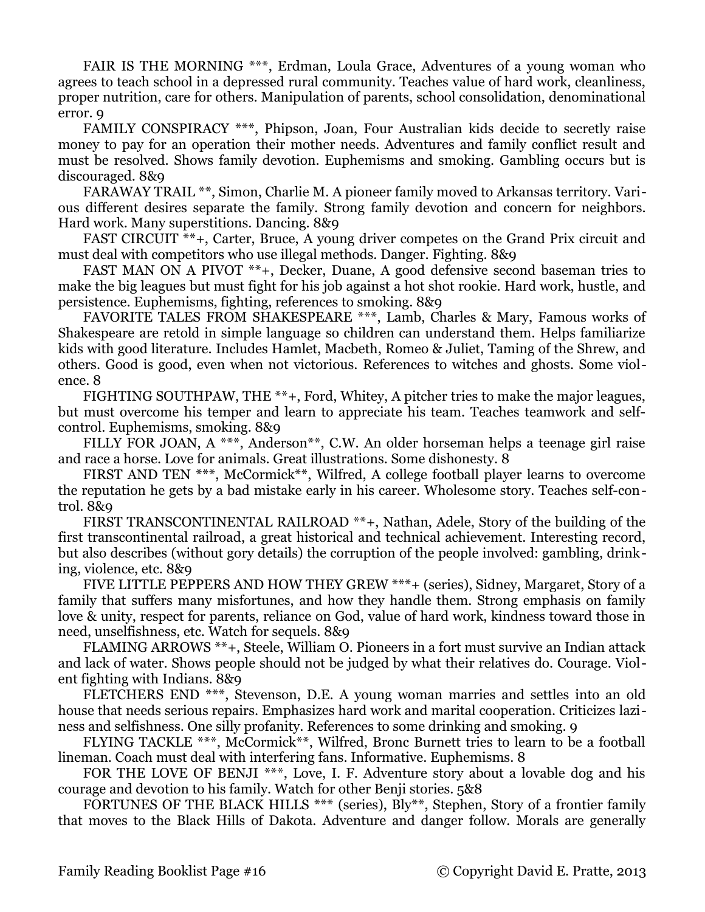FAIR IS THE MORNING ***, Erdman, Loula Grace, Adventures of a young woman who agrees to teach school in a depressed rural community. Teaches value of hard work, cleanliness, proper nutrition, care for others. Manipulation of parents, school consolidation, denominational error. 9

FAMILY CONSPIRACY ***, Phipson, Joan, Four Australian kids decide to secretly raise money to pay for an operation their mother needs. Adventures and family conflict result and must be resolved. Shows family devotion. Euphemisms and smoking. Gambling occurs but is discouraged. 8&9

FARAWAY TRAIL **, Simon, Charlie M. A pioneer family moved to Arkansas territory. Various different desires separate the family. Strong family devotion and concern for neighbors. Hard work. Many superstitions. Dancing. 8&9

FAST CIRCUIT **+, Carter, Bruce, A young driver competes on the Grand Prix circuit and must deal with competitors who use illegal methods. Danger. Fighting. 8&9

FAST MAN ON A PIVOT **+, Decker, Duane, A good defensive second baseman tries to make the big leagues but must fight for his job against a hot shot rookie. Hard work, hustle, and persistence. Euphemisms, fighting, references to smoking. 8&9

FAVORITE TALES FROM SHAKESPEARE ***, Lamb, Charles & Mary, Famous works of Shakespeare are retold in simple language so children can understand them. Helps familiarize kids with good literature. Includes Hamlet, Macbeth, Romeo & Juliet, Taming of the Shrew, and others. Good is good, even when not victorious. References to witches and ghosts. Some violence. 8

FIGHTING SOUTHPAW, THE **+, Ford, Whitey, A pitcher tries to make the major leagues, but must overcome his temper and learn to appreciate his team. Teaches teamwork and self-control. Euphemisms, smoking. 8&9

FILLY FOR JOAN, A ***, Anderson**, C.W. An older horseman helps a teenage girl raise and race a horse. Love for animals. Great illustrations. Some dishonesty. 8

FIRST AND TEN ***, McCormick**, Wilfred, A college football player learns to overcome the reputation he gets by a bad mistake early in his career. Wholesome story. Teaches self-control. 8&9

FIRST TRANSCONTINENTAL RAILROAD **+, Nathan, Adele, Story of the building of the first transcontinental railroad, a great historical and technical achievement. Interesting record, but also describes (without gory details) the corruption of the people involved: gambling, drinking, violence, etc. 8&9

FIVE LITTLE PEPPERS AND HOW THEY GREW ***+ (series), Sidney, Margaret, Story of a family that suffers many misfortunes, and how they handle them. Strong emphasis on family love & unity, respect for parents, reliance on God, value of hard work, kindness toward those in need, unselfishness, etc. Watch for sequels. 8&9

FLAMING ARROWS **+, Steele, William O. Pioneers in a fort must survive an Indian attack and lack of water. Shows people should not be judged by what their relatives do. Courage. Violent fighting with Indians. 8&9

FLETCHERS END ***, Stevenson, D.E. A young woman marries and settles into an old house that needs serious repairs. Emphasizes hard work and marital cooperation. Criticizes laziness and selfishness. One silly profanity. References to some drinking and smoking. 9

FLYING TACKLE ***, McCormick**, Wilfred, Bronc Burnett tries to learn to be a football lineman. Coach must deal with interfering fans. Informative. Euphemisms. 8

FOR THE LOVE OF BENJI ***, Love, I. F. Adventure story about a lovable dog and his courage and devotion to his family. Watch for other Benji stories. 5&8

FORTUNES OF THE BLACK HILLS *** (series), Bly**, Stephen, Story of a frontier family that moves to the Black Hills of Dakota. Adventure and danger follow. Morals are generally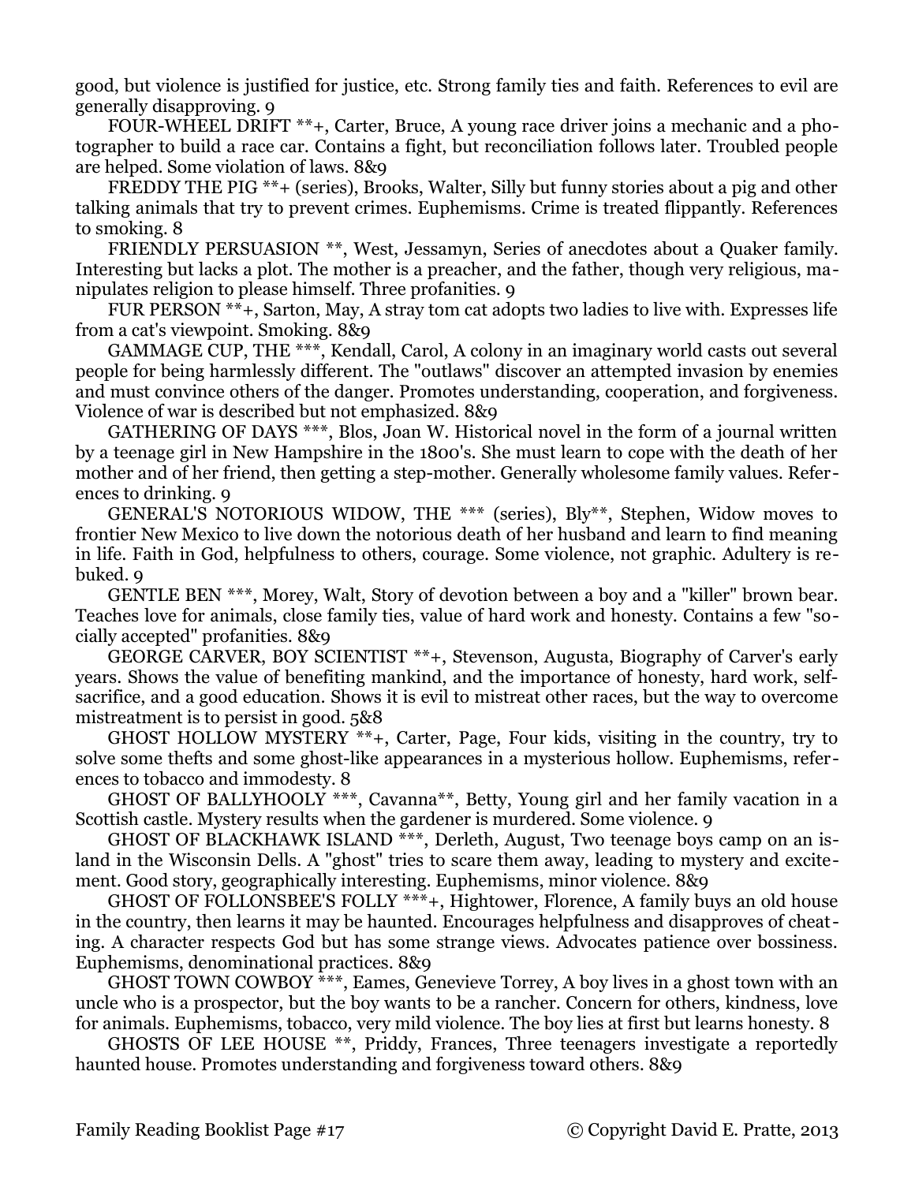good, but violence is justified for justice, etc. Strong family ties and faith. References to evil are generally disapproving. 9

FOUR-WHEEL DRIFT **+, Carter, Bruce, A young race driver joins a mechanic and a photographer to build a race car. Contains a fight, but reconciliation follows later. Troubled people are helped. Some violation of laws. 8&9

FREDDY THE PIG **+ (series), Brooks, Walter, Silly but funny stories about a pig and other talking animals that try to prevent crimes. Euphemisms. Crime is treated flippantly. References to smoking. 8

FRIENDLY PERSUASION **, West, Jessamyn, Series of anecdotes about a Quaker family. Interesting but lacks a plot. The mother is a preacher, and the father, though very religious, manipulates religion to please himself. Three profanities. 9

FUR PERSON **+, Sarton, May, A stray tom cat adopts two ladies to live with. Expresses life from a cat's viewpoint. Smoking. 8&9

GAMMAGE CUP, THE ***, Kendall, Carol, A colony in an imaginary world casts out several people for being harmlessly different. The "outlaws" discover an attempted invasion by enemies and must convince others of the danger. Promotes understanding, cooperation, and forgiveness. Violence of war is described but not emphasized. 8&9

GATHERING OF DAYS ***, Blos, Joan W. Historical novel in the form of a journal written by a teenage girl in New Hampshire in the 1800's. She must learn to cope with the death of her mother and of her friend, then getting a step-mother. Generally wholesome family values. References to drinking. 9

GENERAL'S NOTORIOUS WIDOW, THE *** (series), Bly**, Stephen, Widow moves to frontier New Mexico to live down the notorious death of her husband and learn to find meaning in life. Faith in God, helpfulness to others, courage. Some violence, not graphic. Adultery is rebuked. 9

GENTLE BEN ***, Morey, Walt, Story of devotion between a boy and a "killer" brown bear. Teaches love for animals, close family ties, value of hard work and honesty. Contains a few "socially accepted" profanities. 8&9

GEORGE CARVER, BOY SCIENTIST **+, Stevenson, Augusta, Biography of Carver's early years. Shows the value of benefiting mankind, and the importance of honesty, hard work, self-sacrifice, and a good education. Shows it is evil to mistreat other races, but the way to overcome mistreatment is to persist in good. 5&8

GHOST HOLLOW MYSTERY **+, Carter, Page, Four kids, visiting in the country, try to solve some thefts and some ghost-like appearances in a mysterious hollow. Euphemisms, references to tobacco and immodesty. 8

GHOST OF BALLYHOOLY ***, Cavanna**, Betty, Young girl and her family vacation in a Scottish castle. Mystery results when the gardener is murdered. Some violence. 9

GHOST OF BLACKHAWK ISLAND ***, Derleth, August, Two teenage boys camp on an island in the Wisconsin Dells. A "ghost" tries to scare them away, leading to mystery and excitement. Good story, geographically interesting. Euphemisms, minor violence. 8&9

GHOST OF FOLLONSBEE'S FOLLY ***+, Hightower, Florence, A family buys an old house in the country, then learns it may be haunted. Encourages helpfulness and disapproves of cheating. A character respects God but has some strange views. Advocates patience over bossiness. Euphemisms, denominational practices. 8&9

GHOST TOWN COWBOY ***, Eames, Genevieve Torrey, A boy lives in a ghost town with an uncle who is a prospector, but the boy wants to be a rancher. Concern for others, kindness, love for animals. Euphemisms, tobacco, very mild violence. The boy lies at first but learns honesty. 8

GHOSTS OF LEE HOUSE **, Priddy, Frances, Three teenagers investigate a reportedly haunted house. Promotes understanding and forgiveness toward others. 8&9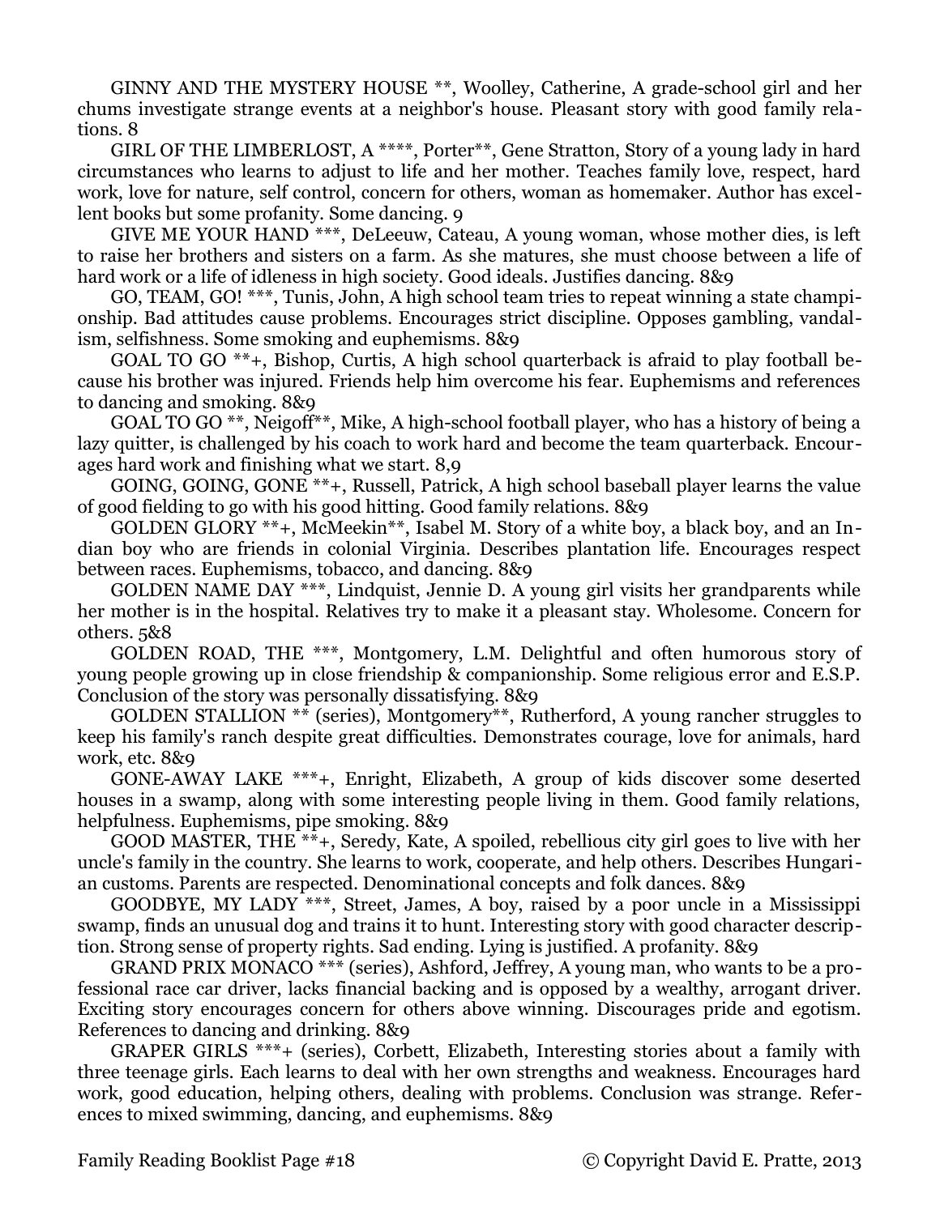GINNY AND THE MYSTERY HOUSE **, Woolley, Catherine, A grade-school girl and her chums investigate strange events at a neighbor's house. Pleasant story with good family relations. 8

GIRL OF THE LIMBERLOST, A ****, Porter**, Gene Stratton, Story of a young lady in hard circumstances who learns to adjust to life and her mother. Teaches family love, respect, hard work, love for nature, self control, concern for others, woman as homemaker. Author has excellent books but some profanity. Some dancing. 9

GIVE ME YOUR HAND ***, DeLeeuw, Cateau, A young woman, whose mother dies, is left to raise her brothers and sisters on a farm. As she matures, she must choose between a life of hard work or a life of idleness in high society. Good ideals. Justifies dancing. 8&9

GO, TEAM, GO! ***, Tunis, John, A high school team tries to repeat winning a state championship. Bad attitudes cause problems. Encourages strict discipline. Opposes gambling, vandalism, selfishness. Some smoking and euphemisms. 8&9

GOAL TO GO **+, Bishop, Curtis, A high school quarterback is afraid to play football because his brother was injured. Friends help him overcome his fear. Euphemisms and references to dancing and smoking. 8&9

GOAL TO GO **, Neigoff**, Mike, A high-school football player, who has a history of being a lazy quitter, is challenged by his coach to work hard and become the team quarterback. Encourages hard work and finishing what we start. 8,9

GOING, GOING, GONE **+, Russell, Patrick, A high school baseball player learns the value of good fielding to go with his good hitting. Good family relations. 8&9

GOLDEN GLORY **+, McMeekin**, Isabel M. Story of a white boy, a black boy, and an Indian boy who are friends in colonial Virginia. Describes plantation life. Encourages respect between races. Euphemisms, tobacco, and dancing. 8&9

GOLDEN NAME DAY ***, Lindquist, Jennie D. A young girl visits her grandparents while her mother is in the hospital. Relatives try to make it a pleasant stay. Wholesome. Concern for others. 5&8

GOLDEN ROAD, THE ***, Montgomery, L.M. Delightful and often humorous story of young people growing up in close friendship & companionship. Some religious error and E.S.P. Conclusion of the story was personally dissatisfying. 8&9

GOLDEN STALLION ** (series), Montgomery**, Rutherford, A young rancher struggles to keep his family's ranch despite great difficulties. Demonstrates courage, love for animals, hard work, etc. 8&9

GONE-AWAY LAKE ***+, Enright, Elizabeth, A group of kids discover some deserted houses in a swamp, along with some interesting people living in them. Good family relations, helpfulness. Euphemisms, pipe smoking. 8&9

GOOD MASTER, THE **+, Seredy, Kate, A spoiled, rebellious city girl goes to live with her uncle's family in the country. She learns to work, cooperate, and help others. Describes Hungarian customs. Parents are respected. Denominational concepts and folk dances. 8&9

GOODBYE, MY LADY ***, Street, James, A boy, raised by a poor uncle in a Mississippi swamp, finds an unusual dog and trains it to hunt. Interesting story with good character description. Strong sense of property rights. Sad ending. Lying is justified. A profanity. 8&9

GRAND PRIX MONACO *** (series), Ashford, Jeffrey, A young man, who wants to be a professional race car driver, lacks financial backing and is opposed by a wealthy, arrogant driver. Exciting story encourages concern for others above winning. Discourages pride and egotism. References to dancing and drinking. 8&9

GRAPER GIRLS ***+ (series), Corbett, Elizabeth, Interesting stories about a family with three teenage girls. Each learns to deal with her own strengths and weakness. Encourages hard work, good education, helping others, dealing with problems. Conclusion was strange. References to mixed swimming, dancing, and euphemisms. 8&9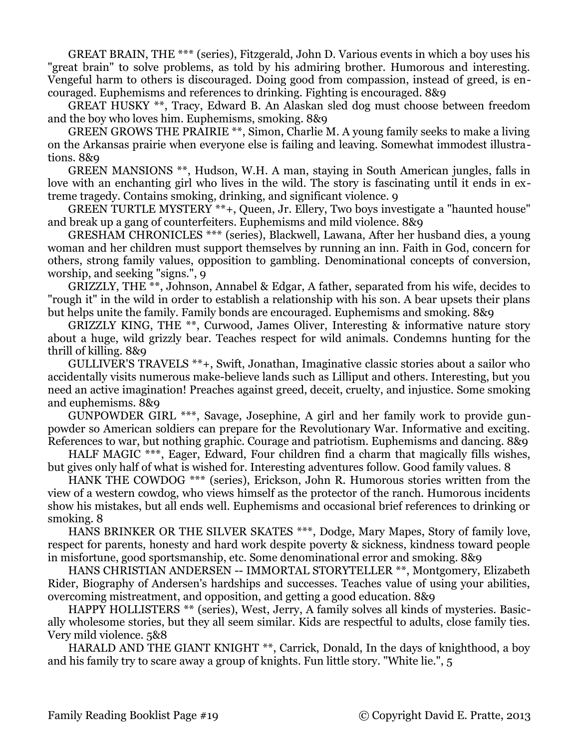GREAT BRAIN, THE *** (series), Fitzgerald, John D. Various events in which a boy uses his "great brain" to solve problems, as told by his admiring brother. Humorous and interesting. Vengeful harm to others is discouraged. Doing good from compassion, instead of greed, is encouraged. Euphemisms and references to drinking. Fighting is encouraged. 8&9

GREAT HUSKY **, Tracy, Edward B. An Alaskan sled dog must choose between freedom and the boy who loves him. Euphemisms, smoking. 8&9

GREEN GROWS THE PRAIRIE **, Simon, Charlie M. A young family seeks to make a living on the Arkansas prairie when everyone else is failing and leaving. Somewhat immodest illustrations. 8&9

GREEN MANSIONS **, Hudson, W.H. A man, staying in South American jungles, falls in love with an enchanting girl who lives in the wild. The story is fascinating until it ends in extreme tragedy. Contains smoking, drinking, and significant violence. 9

GREEN TURTLE MYSTERY **+, Queen, Jr. Ellery, Two boys investigate a "haunted house" and break up a gang of counterfeiters. Euphemisms and mild violence. 8&9

GRESHAM CHRONICLES *** (series), Blackwell, Lawana, After her husband dies, a young woman and her children must support themselves by running an inn. Faith in God, concern for others, strong family values, opposition to gambling. Denominational concepts of conversion, worship, and seeking "signs.", 9

GRIZZLY, THE **, Johnson, Annabel & Edgar, A father, separated from his wife, decides to "rough it" in the wild in order to establish a relationship with his son. A bear upsets their plans but helps unite the family. Family bonds are encouraged. Euphemisms and smoking. 8&9

GRIZZLY KING, THE **, Curwood, James Oliver, Interesting & informative nature story about a huge, wild grizzly bear. Teaches respect for wild animals. Condemns hunting for the thrill of killing. 8&9

GULLIVER'S TRAVELS **+, Swift, Jonathan, Imaginative classic stories about a sailor who accidentally visits numerous make-believe lands such as Lilliput and others. Interesting, but you need an active imagination! Preaches against greed, deceit, cruelty, and injustice. Some smoking and euphemisms. 8&9

GUNPOWDER GIRL ***, Savage, Josephine, A girl and her family work to provide gunpowder so American soldiers can prepare for the Revolutionary War. Informative and exciting. References to war, but nothing graphic. Courage and patriotism. Euphemisms and dancing. 8&9

HALF MAGIC ***, Eager, Edward, Four children find a charm that magically fills wishes, but gives only half of what is wished for. Interesting adventures follow. Good family values. 8

HANK THE COWDOG *** (series), Erickson, John R. Humorous stories written from the view of a western cowdog, who views himself as the protector of the ranch. Humorous incidents show his mistakes, but all ends well. Euphemisms and occasional brief references to drinking or smoking. 8

HANS BRINKER OR THE SILVER SKATES ***, Dodge, Mary Mapes, Story of family love, respect for parents, honesty and hard work despite poverty & sickness, kindness toward people in misfortune, good sportsmanship, etc. Some denominational error and smoking. 8&9

HANS CHRISTIAN ANDERSEN -- IMMORTAL STORYTELLER **, Montgomery, Elizabeth Rider, Biography of Andersen's hardships and successes. Teaches value of using your abilities, overcoming mistreatment, and opposition, and getting a good education. 8&9

HAPPY HOLLISTERS ** (series), West, Jerry, A family solves all kinds of mysteries. Basically wholesome stories, but they all seem similar. Kids are respectful to adults, close family ties. Very mild violence. 5&8

HARALD AND THE GIANT KNIGHT **, Carrick, Donald, In the days of knighthood, a boy and his family try to scare away a group of knights. Fun little story. "White lie.", 5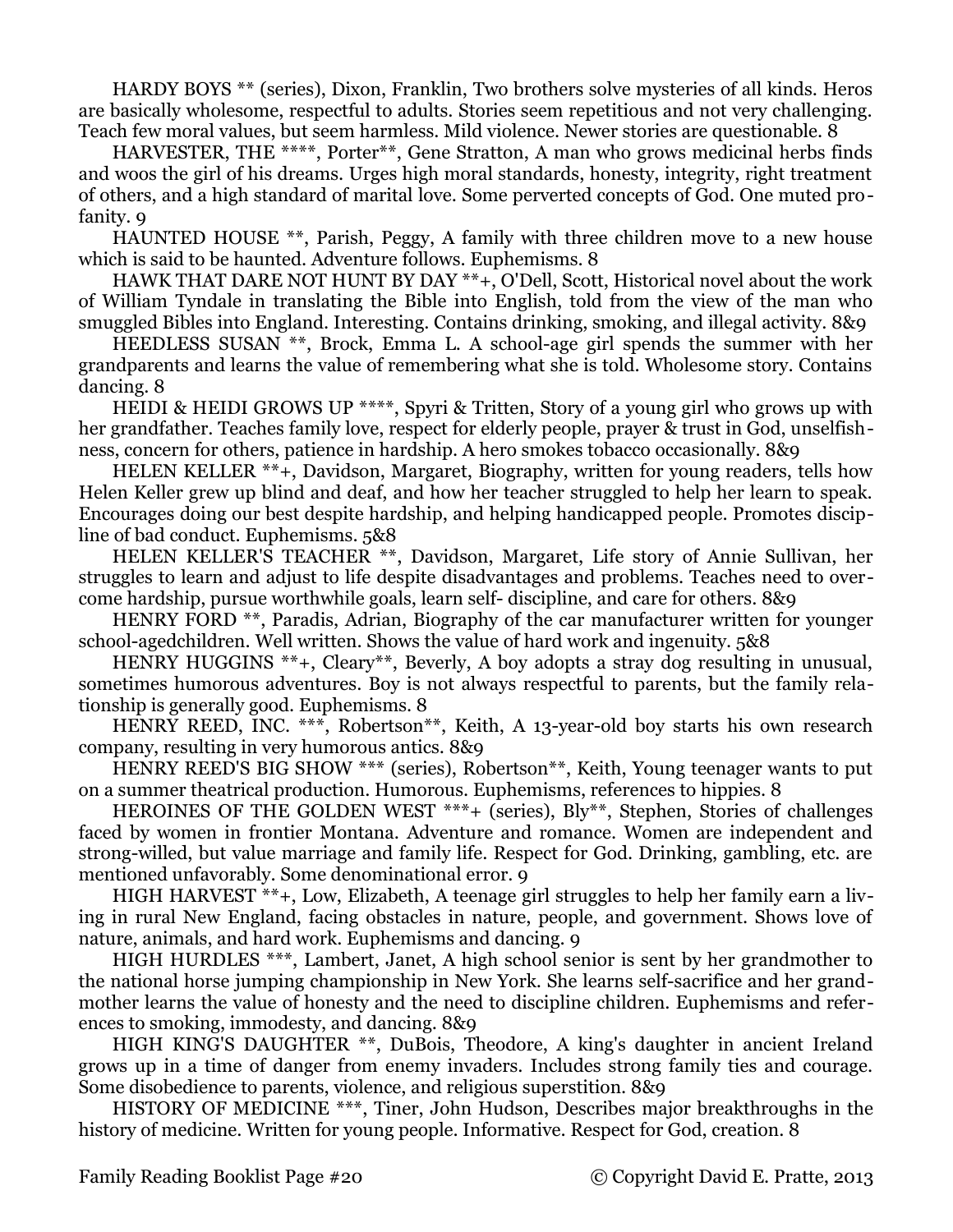HARDY BOYS ** (series), Dixon, Franklin, Two brothers solve mysteries of all kinds. Heros are basically wholesome, respectful to adults. Stories seem repetitious and not very challenging. Teach few moral values, but seem harmless. Mild violence. Newer stories are questionable. 8

HARVESTER, THE ****, Porter**, Gene Stratton, A man who grows medicinal herbs finds and woos the girl of his dreams. Urges high moral standards, honesty, integrity, right treatment of others, and a high standard of marital love. Some perverted concepts of God. One muted profanity. 9

HAUNTED HOUSE **, Parish, Peggy, A family with three children move to a new house which is said to be haunted. Adventure follows. Euphemisms. 8

HAWK THAT DARE NOT HUNT BY DAY **+, O'Dell, Scott, Historical novel about the work of William Tyndale in translating the Bible into English, told from the view of the man who smuggled Bibles into England. Interesting. Contains drinking, smoking, and illegal activity. 8&9

HEEDLESS SUSAN **, Brock, Emma L. A school-age girl spends the summer with her grandparents and learns the value of remembering what she is told. Wholesome story. Contains dancing. 8

HEIDI & HEIDI GROWS UP ****, Spyri & Tritten, Story of a young girl who grows up with her grandfather. Teaches family love, respect for elderly people, prayer & trust in God, unselfishness, concern for others, patience in hardship. A hero smokes tobacco occasionally. 8&9

HELEN KELLER **+, Davidson, Margaret, Biography, written for young readers, tells how Helen Keller grew up blind and deaf, and how her teacher struggled to help her learn to speak. Encourages doing our best despite hardship, and helping handicapped people. Promotes discipline of bad conduct. Euphemisms. 5&8

HELEN KELLER'S TEACHER **, Davidson, Margaret, Life story of Annie Sullivan, her struggles to learn and adjust to life despite disadvantages and problems. Teaches need to overcome hardship, pursue worthwhile goals, learn self- discipline, and care for others. 8&9

HENRY FORD **, Paradis, Adrian, Biography of the car manufacturer written for younger school-agedchildren. Well written. Shows the value of hard work and ingenuity. 5&8

HENRY HUGGINS **+, Cleary**, Beverly, A boy adopts a stray dog resulting in unusual, sometimes humorous adventures. Boy is not always respectful to parents, but the family relationship is generally good. Euphemisms. 8

HENRY REED, INC. ***, Robertson**, Keith, A 13-year-old boy starts his own research company, resulting in very humorous antics. 8&9

HENRY REED'S BIG SHOW *** (series), Robertson**, Keith, Young teenager wants to put on a summer theatrical production. Humorous. Euphemisms, references to hippies. 8

HEROINES OF THE GOLDEN WEST ***+ (series), Bly**, Stephen, Stories of challenges faced by women in frontier Montana. Adventure and romance. Women are independent and strong-willed, but value marriage and family life. Respect for God. Drinking, gambling, etc. are mentioned unfavorably. Some denominational error. 9

HIGH HARVEST **+, Low, Elizabeth, A teenage girl struggles to help her family earn a living in rural New England, facing obstacles in nature, people, and government. Shows love of nature, animals, and hard work. Euphemisms and dancing. 9

HIGH HURDLES ***, Lambert, Janet, A high school senior is sent by her grandmother to the national horse jumping championship in New York. She learns self-sacrifice and her grandmother learns the value of honesty and the need to discipline children. Euphemisms and references to smoking, immodesty, and dancing. 8&9

HIGH KING'S DAUGHTER **, DuBois, Theodore, A king's daughter in ancient Ireland grows up in a time of danger from enemy invaders. Includes strong family ties and courage. Some disobedience to parents, violence, and religious superstition. 8&9

HISTORY OF MEDICINE ***, Tiner, John Hudson, Describes major breakthroughs in the history of medicine. Written for young people. Informative. Respect for God, creation. 8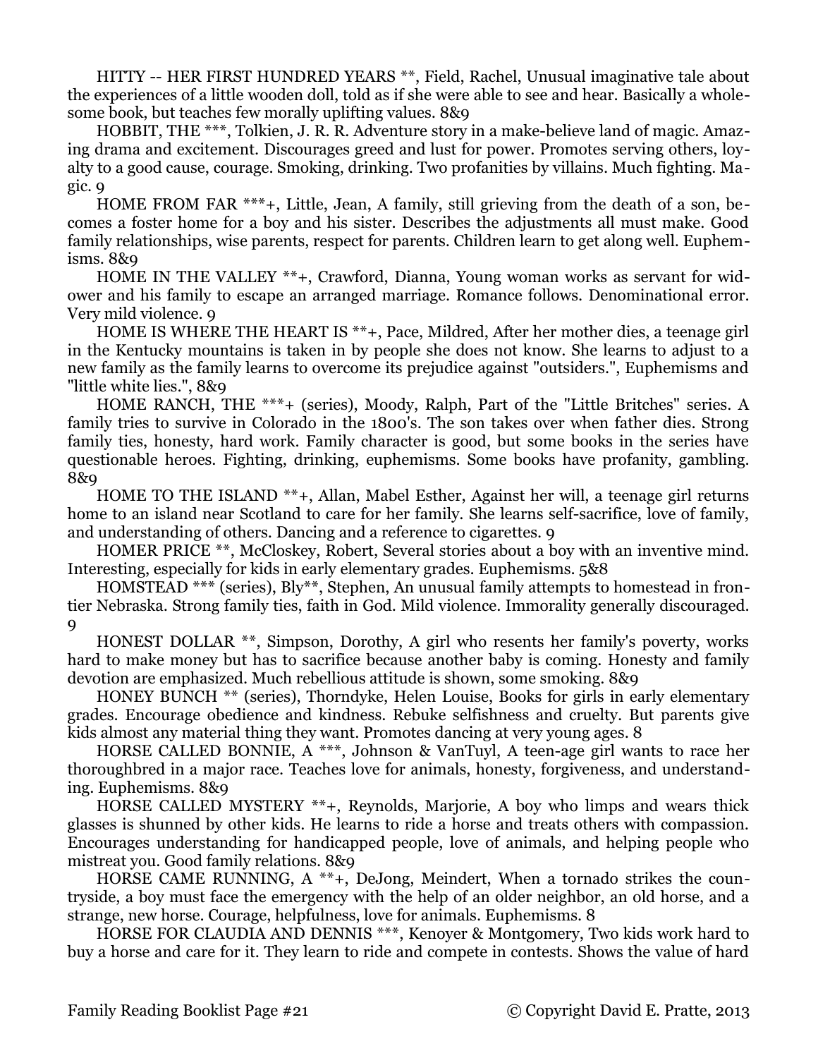HITTY -- HER FIRST HUNDRED YEARS **, Field, Rachel, Unusual imaginative tale about the experiences of a little wooden doll, told as if she were able to see and hear. Basically a wholesome book, but teaches few morally uplifting values. 8&9

HOBBIT, THE ***, Tolkien, J. R. R. Adventure story in a make-believe land of magic. Amazing drama and excitement. Discourages greed and lust for power. Promotes serving others, loyalty to a good cause, courage. Smoking, drinking. Two profanities by villains. Much fighting. Magic. 9

HOME FROM FAR ***+, Little, Jean, A family, still grieving from the death of a son, becomes a foster home for a boy and his sister. Describes the adjustments all must make. Good family relationships, wise parents, respect for parents. Children learn to get along well. Euphemisms. 8&9

HOME IN THE VALLEY **+, Crawford, Dianna, Young woman works as servant for widower and his family to escape an arranged marriage. Romance follows. Denominational error. Very mild violence. 9

HOME IS WHERE THE HEART IS **+, Pace, Mildred, After her mother dies, a teenage girl in the Kentucky mountains is taken in by people she does not know. She learns to adjust to a new family as the family learns to overcome its prejudice against "outsiders.", Euphemisms and "little white lies.", 8&9

HOME RANCH, THE ***+ (series), Moody, Ralph, Part of the "Little Britches" series. A family tries to survive in Colorado in the 1800's. The son takes over when father dies. Strong family ties, honesty, hard work. Family character is good, but some books in the series have questionable heroes. Fighting, drinking, euphemisms. Some books have profanity, gambling. 8&9

HOME TO THE ISLAND **+, Allan, Mabel Esther, Against her will, a teenage girl returns home to an island near Scotland to care for her family. She learns self-sacrifice, love of family, and understanding of others. Dancing and a reference to cigarettes. 9

HOMER PRICE **, McCloskey, Robert, Several stories about a boy with an inventive mind. Interesting, especially for kids in early elementary grades. Euphemisms. 5&8

HOMSTEAD *** (series), Bly**, Stephen, An unusual family attempts to homestead in frontier Nebraska. Strong family ties, faith in God. Mild violence. Immorality generally discouraged. 9

HONEST DOLLAR **, Simpson, Dorothy, A girl who resents her family's poverty, works hard to make money but has to sacrifice because another baby is coming. Honesty and family devotion are emphasized. Much rebellious attitude is shown, some smoking. 8&9

HONEY BUNCH ** (series), Thorndyke, Helen Louise, Books for girls in early elementary grades. Encourage obedience and kindness. Rebuke selfishness and cruelty. But parents give kids almost any material thing they want. Promotes dancing at very young ages. 8

HORSE CALLED BONNIE, A ***, Johnson & VanTuyl, A teen-age girl wants to race her thoroughbred in a major race. Teaches love for animals, honesty, forgiveness, and understanding. Euphemisms. 8&9

HORSE CALLED MYSTERY **+, Reynolds, Marjorie, A boy who limps and wears thick glasses is shunned by other kids. He learns to ride a horse and treats others with compassion. Encourages understanding for handicapped people, love of animals, and helping people who mistreat you. Good family relations. 8&9

HORSE CAME RUNNING, A **+, DeJong, Meindert, When a tornado strikes the countryside, a boy must face the emergency with the help of an older neighbor, an old horse, and a strange, new horse. Courage, helpfulness, love for animals. Euphemisms. 8

HORSE FOR CLAUDIA AND DENNIS ***, Kenoyer & Montgomery, Two kids work hard to buy a horse and care for it. They learn to ride and compete in contests. Shows the value of hard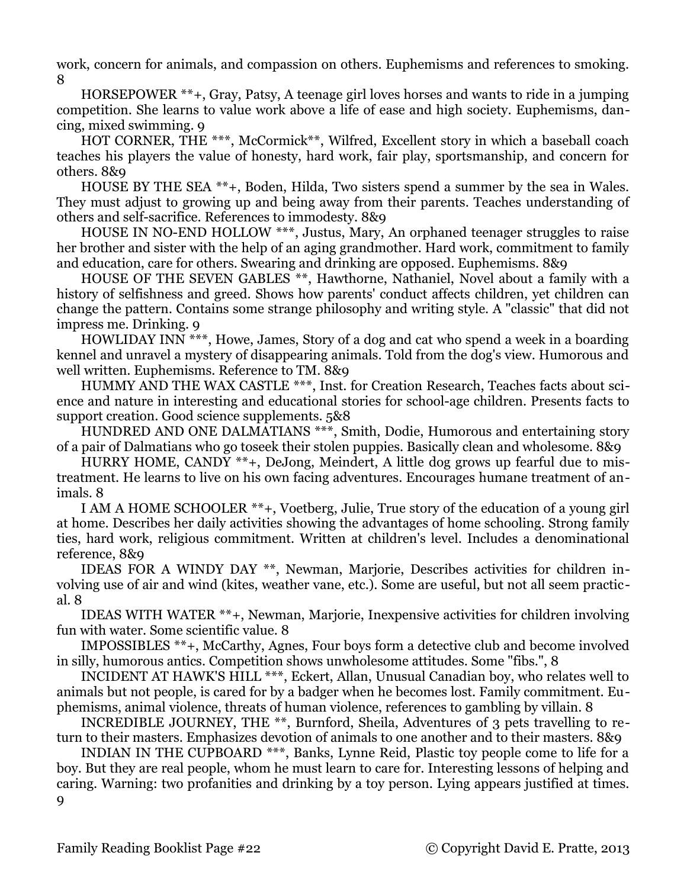work, concern for animals, and compassion on others. Euphemisms and references to smoking. 8

HORSEPOWER **+, Gray, Patsy, A teenage girl loves horses and wants to ride in a jumping competition. She learns to value work above a life of ease and high society. Euphemisms, dancing, mixed swimming. 9

HOT CORNER, THE ***, McCormick**, Wilfred, Excellent story in which a baseball coach teaches his players the value of honesty, hard work, fair play, sportsmanship, and concern for others. 8&9

HOUSE BY THE SEA **+, Boden, Hilda, Two sisters spend a summer by the sea in Wales. They must adjust to growing up and being away from their parents. Teaches understanding of others and self-sacrifice. References to immodesty. 8&9

HOUSE IN NO-END HOLLOW ***, Justus, Mary, An orphaned teenager struggles to raise her brother and sister with the help of an aging grandmother. Hard work, commitment to family and education, care for others. Swearing and drinking are opposed. Euphemisms. 8&9

HOUSE OF THE SEVEN GABLES **, Hawthorne, Nathaniel, Novel about a family with a history of selfishness and greed. Shows how parents' conduct affects children, yet children can change the pattern. Contains some strange philosophy and writing style. A "classic" that did not impress me. Drinking. 9

HOWLIDAY INN ***, Howe, James, Story of a dog and cat who spend a week in a boarding kennel and unravel a mystery of disappearing animals. Told from the dog's view. Humorous and well written. Euphemisms. Reference to TM. 8&9

HUMMY AND THE WAX CASTLE ***, Inst. for Creation Research, Teaches facts about science and nature in interesting and educational stories for school-age children. Presents facts to support creation. Good science supplements. 5&8

HUNDRED AND ONE DALMATIANS ***, Smith, Dodie, Humorous and entertaining story of a pair of Dalmatians who go toseek their stolen puppies. Basically clean and wholesome. 8&9

HURRY HOME, CANDY **+, DeJong, Meindert, A little dog grows up fearful due to mistreatment. He learns to live on his own facing adventures. Encourages humane treatment of animals. 8

I AM A HOME SCHOOLER **+, Voetberg, Julie, True story of the education of a young girl at home. Describes her daily activities showing the advantages of home schooling. Strong family ties, hard work, religious commitment. Written at children's level. Includes a denominational reference, 8&9

IDEAS FOR A WINDY DAY **, Newman, Marjorie, Describes activities for children involving use of air and wind (kites, weather vane, etc.). Some are useful, but not all seem practical. 8

IDEAS WITH WATER **+, Newman, Marjorie, Inexpensive activities for children involving fun with water. Some scientific value. 8

IMPOSSIBLES **+, McCarthy, Agnes, Four boys form a detective club and become involved in silly, humorous antics. Competition shows unwholesome attitudes. Some "fibs.", 8

INCIDENT AT HAWK'S HILL ***, Eckert, Allan, Unusual Canadian boy, who relates well to animals but not people, is cared for by a badger when he becomes lost. Family commitment. Euphemisms, animal violence, threats of human violence, references to gambling by villain. 8

INCREDIBLE JOURNEY, THE **, Burnford, Sheila, Adventures of 3 pets travelling to return to their masters. Emphasizes devotion of animals to one another and to their masters. 8&9

INDIAN IN THE CUPBOARD ***, Banks, Lynne Reid, Plastic toy people come to life for a boy. But they are real people, whom he must learn to care for. Interesting lessons of helping and caring. Warning: two profanities and drinking by a toy person. Lying appears justified at times. 9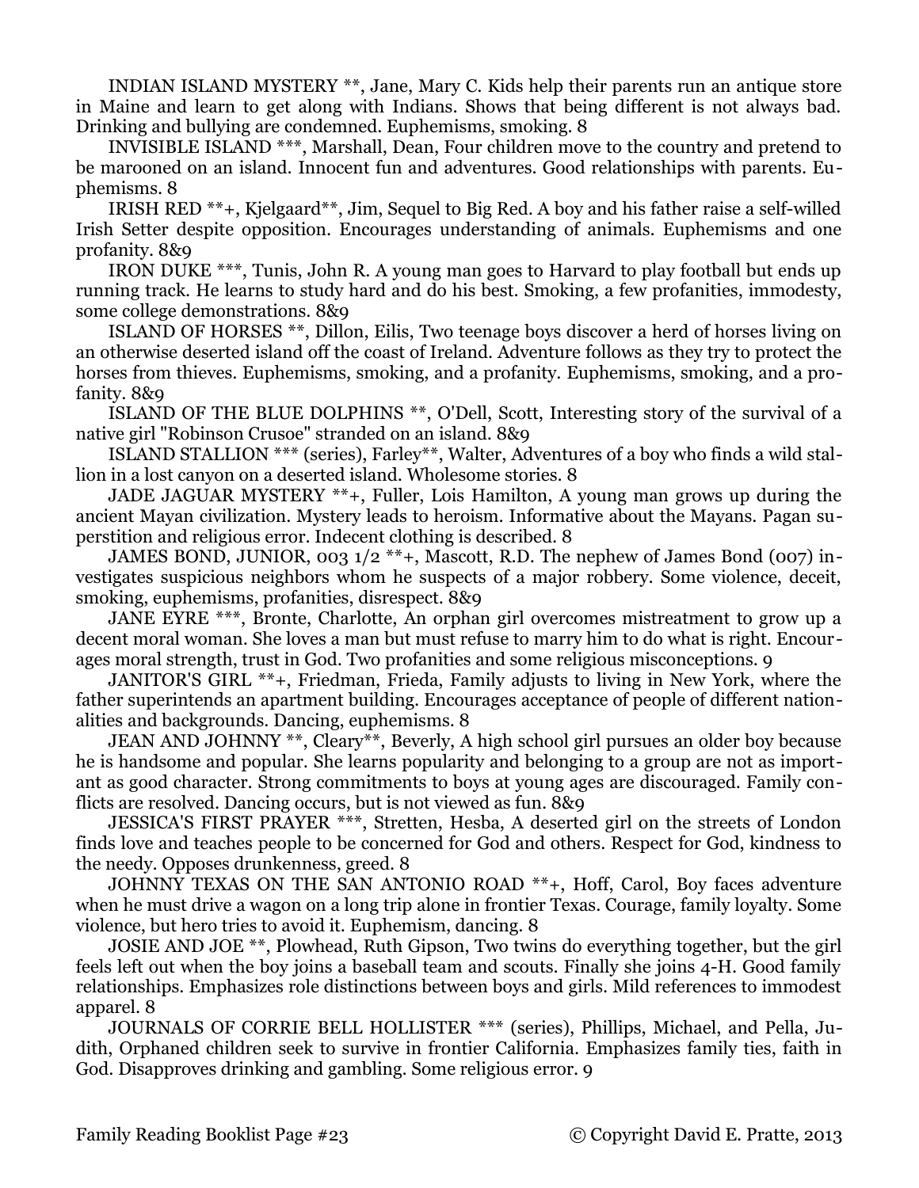INDIAN ISLAND MYSTERY **, Jane, Mary C. Kids help their parents run an antique store in Maine and learn to get along with Indians. Shows that being different is not always bad. Drinking and bullying are condemned. Euphemisms, smoking. 8

INVISIBLE ISLAND ***, Marshall, Dean, Four children move to the country and pretend to be marooned on an island. Innocent fun and adventures. Good relationships with parents. Euphemisms. 8

IRISH RED **+, Kjelgaard**, Jim, Sequel to Big Red. A boy and his father raise a self-willed Irish Setter despite opposition. Encourages understanding of animals. Euphemisms and one profanity. 8&9

IRON DUKE ***, Tunis, John R. A young man goes to Harvard to play football but ends up running track. He learns to study hard and do his best. Smoking, a few profanities, immodesty, some college demonstrations. 8&9

ISLAND OF HORSES **, Dillon, Eilis, Two teenage boys discover a herd of horses living on an otherwise deserted island off the coast of Ireland. Adventure follows as they try to protect the horses from thieves. Euphemisms, smoking, and a profanity. Euphemisms, smoking, and a profanity. 8&9

ISLAND OF THE BLUE DOLPHINS **, O'Dell, Scott, Interesting story of the survival of a native girl "Robinson Crusoe" stranded on an island. 8&9

ISLAND STALLION *** (series), Farley**, Walter, Adventures of a boy who finds a wild stallion in a lost canyon on a deserted island. Wholesome stories. 8

JADE JAGUAR MYSTERY **+, Fuller, Lois Hamilton, A young man grows up during the ancient Mayan civilization. Mystery leads to heroism. Informative about the Mayans. Pagan superstition and religious error. Indecent clothing is described. 8

JAMES BOND, JUNIOR, 003 1/2 **+, Mascott, R.D. The nephew of James Bond (007) investigates suspicious neighbors whom he suspects of a major robbery. Some violence, deceit, smoking, euphemisms, profanities, disrespect. 8&9

JANE EYRE ***, Bronte, Charlotte, An orphan girl overcomes mistreatment to grow up a decent moral woman. She loves a man but must refuse to marry him to do what is right. Encourages moral strength, trust in God. Two profanities and some religious misconceptions. 9

JANITOR'S GIRL **+, Friedman, Frieda, Family adjusts to living in New York, where the father superintends an apartment building. Encourages acceptance of people of different nationalities and backgrounds. Dancing, euphemisms. 8

JEAN AND JOHNNY **, Cleary**, Beverly, A high school girl pursues an older boy because he is handsome and popular. She learns popularity and belonging to a group are not as important as good character. Strong commitments to boys at young ages are discouraged. Family conflicts are resolved. Dancing occurs, but is not viewed as fun. 8&9

JESSICA'S FIRST PRAYER ***, Stretten, Hesba, A deserted girl on the streets of London finds love and teaches people to be concerned for God and others. Respect for God, kindness to the needy. Opposes drunkenness, greed. 8

JOHNNY TEXAS ON THE SAN ANTONIO ROAD **+, Hoff, Carol, Boy faces adventure when he must drive a wagon on a long trip alone in frontier Texas. Courage, family loyalty. Some violence, but hero tries to avoid it. Euphemism, dancing. 8

JOSIE AND JOE **, Plowhead, Ruth Gipson, Two twins do everything together, but the girl feels left out when the boy joins a baseball team and scouts. Finally she joins 4-H. Good family relationships. Emphasizes role distinctions between boys and girls. Mild references to immodest apparel. 8

JOURNALS OF CORRIE BELL HOLLISTER *** (series), Phillips, Michael, and Pella, Judith, Orphaned children seek to survive in frontier California. Emphasizes family ties, faith in God. Disapproves drinking and gambling. Some religious error. 9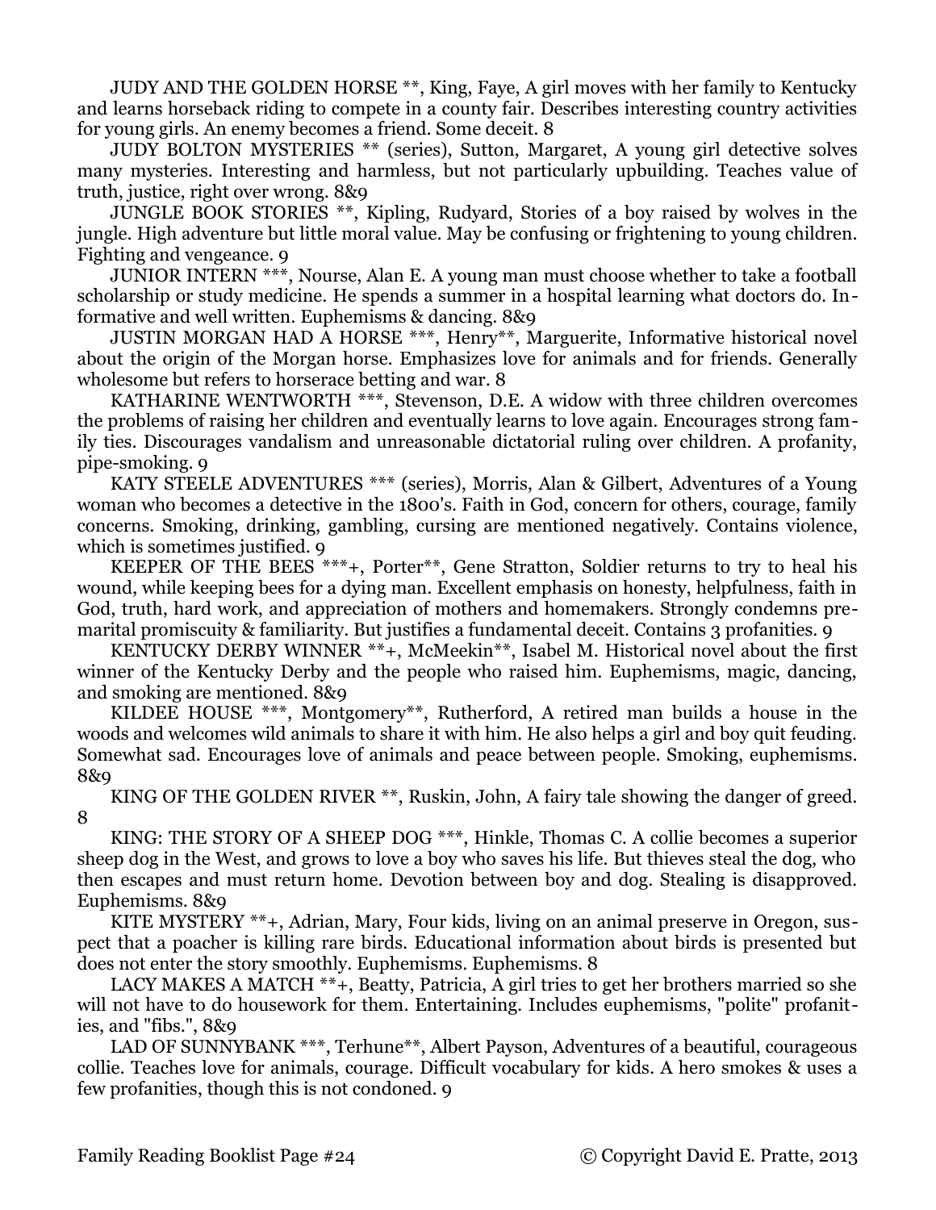JUDY AND THE GOLDEN HORSE **, King, Faye, A girl moves with her family to Kentucky and learns horseback riding to compete in a county fair. Describes interesting country activities for young girls. An enemy becomes a friend. Some deceit. 8

JUDY BOLTON MYSTERIES ** (series), Sutton, Margaret, A young girl detective solves many mysteries. Interesting and harmless, but not particularly upbuilding. Teaches value of truth, justice, right over wrong. 8&9

JUNGLE BOOK STORIES **, Kipling, Rudyard, Stories of a boy raised by wolves in the jungle. High adventure but little moral value. May be confusing or frightening to young children. Fighting and vengeance. 9

JUNIOR INTERN ***, Nourse, Alan E. A young man must choose whether to take a football scholarship or study medicine. He spends a summer in a hospital learning what doctors do. Informative and well written. Euphemisms & dancing. 8&9

JUSTIN MORGAN HAD A HORSE ***, Henry**, Marguerite, Informative historical novel about the origin of the Morgan horse. Emphasizes love for animals and for friends. Generally wholesome but refers to horserace betting and war. 8

KATHARINE WENTWORTH ***, Stevenson, D.E. A widow with three children overcomes the problems of raising her children and eventually learns to love again. Encourages strong family ties. Discourages vandalism and unreasonable dictatorial ruling over children. A profanity, pipe-smoking. 9

KATY STEELE ADVENTURES *** (series), Morris, Alan & Gilbert, Adventures of a Young woman who becomes a detective in the 1800's. Faith in God, concern for others, courage, family concerns. Smoking, drinking, gambling, cursing are mentioned negatively. Contains violence, which is sometimes justified. 9

KEEPER OF THE BEES ***+, Porter**, Gene Stratton, Soldier returns to try to heal his wound, while keeping bees for a dying man. Excellent emphasis on honesty, helpfulness, faith in God, truth, hard work, and appreciation of mothers and homemakers. Strongly condemns premarital promiscuity & familiarity. But justifies a fundamental deceit. Contains 3 profanities. 9

KENTUCKY DERBY WINNER **+, McMeekin**, Isabel M. Historical novel about the first winner of the Kentucky Derby and the people who raised him. Euphemisms, magic, dancing, and smoking are mentioned. 8&9

KILDEE HOUSE ***, Montgomery**, Rutherford, A retired man builds a house in the woods and welcomes wild animals to share it with him. He also helps a girl and boy quit feuding. Somewhat sad. Encourages love of animals and peace between people. Smoking, euphemisms. 8&9

KING OF THE GOLDEN RIVER **, Ruskin, John, A fairy tale showing the danger of greed. 8

KING: THE STORY OF A SHEEP DOG ***, Hinkle, Thomas C. A collie becomes a superior sheep dog in the West, and grows to love a boy who saves his life. But thieves steal the dog, who then escapes and must return home. Devotion between boy and dog. Stealing is disapproved. Euphemisms. 8&9

KITE MYSTERY **+, Adrian, Mary, Four kids, living on an animal preserve in Oregon, suspect that a poacher is killing rare birds. Educational information about birds is presented but does not enter the story smoothly. Euphemisms. Euphemisms. 8

LACY MAKES A MATCH **+, Beatty, Patricia, A girl tries to get her brothers married so she will not have to do housework for them. Entertaining. Includes euphemisms, "polite" profanities, and "fibs.", 8&9

LAD OF SUNNYBANK ***, Terhune**, Albert Payson, Adventures of a beautiful, courageous collie. Teaches love for animals, courage. Difficult vocabulary for kids. A hero smokes & uses a few profanities, though this is not condoned. 9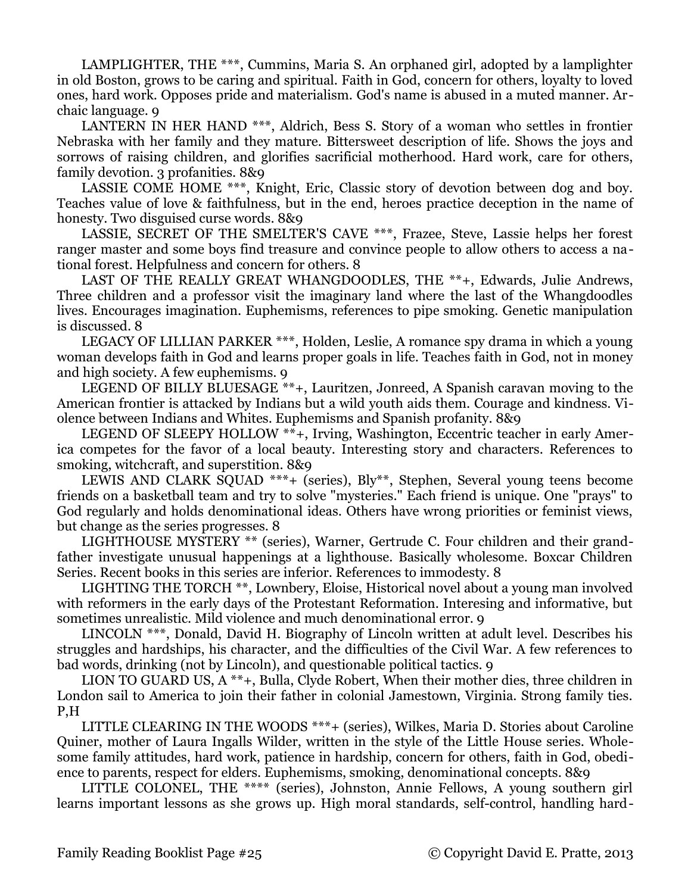LAMPLIGHTER, THE ***, Cummins, Maria S. An orphaned girl, adopted by a lamplighter in old Boston, grows to be caring and spiritual. Faith in God, concern for others, loyalty to loved ones, hard work. Opposes pride and materialism. God's name is abused in a muted manner. Archaic language. 9

LANTERN IN HER HAND ***, Aldrich, Bess S. Story of a woman who settles in frontier Nebraska with her family and they mature. Bittersweet description of life. Shows the joys and sorrows of raising children, and glorifies sacrificial motherhood. Hard work, care for others, family devotion. 3 profanities. 8&9

LASSIE COME HOME ***, Knight, Eric, Classic story of devotion between dog and boy. Teaches value of love & faithfulness, but in the end, heroes practice deception in the name of honesty. Two disguised curse words. 8&9

LASSIE, SECRET OF THE SMELTER'S CAVE ***, Frazee, Steve, Lassie helps her forest ranger master and some boys find treasure and convince people to allow others to access a national forest. Helpfulness and concern for others. 8

LAST OF THE REALLY GREAT WHANGDOODLES, THE **+, Edwards, Julie Andrews, Three children and a professor visit the imaginary land where the last of the Whangdoodles lives. Encourages imagination. Euphemisms, references to pipe smoking. Genetic manipulation is discussed. 8

LEGACY OF LILLIAN PARKER ***, Holden, Leslie, A romance spy drama in which a young woman develops faith in God and learns proper goals in life. Teaches faith in God, not in money and high society. A few euphemisms. 9

LEGEND OF BILLY BLUESAGE **+, Lauritzen, Jonreed, A Spanish caravan moving to the American frontier is attacked by Indians but a wild youth aids them. Courage and kindness. Violence between Indians and Whites. Euphemisms and Spanish profanity. 8&9

LEGEND OF SLEEPY HOLLOW **+, Irving, Washington, Eccentric teacher in early America competes for the favor of a local beauty. Interesting story and characters. References to smoking, witchcraft, and superstition. 8&9

LEWIS AND CLARK SQUAD ***+ (series), Bly**, Stephen, Several young teens become friends on a basketball team and try to solve "mysteries." Each friend is unique. One "prays" to God regularly and holds denominational ideas. Others have wrong priorities or feminist views, but change as the series progresses. 8

LIGHTHOUSE MYSTERY ** (series), Warner, Gertrude C. Four children and their grandfather investigate unusual happenings at a lighthouse. Basically wholesome. Boxcar Children Series. Recent books in this series are inferior. References to immodesty. 8

LIGHTING THE TORCH **, Lownbery, Eloise, Historical novel about a young man involved with reformers in the early days of the Protestant Reformation. Interesing and informative, but sometimes unrealistic. Mild violence and much denominational error. 9

LINCOLN ***, Donald, David H. Biography of Lincoln written at adult level. Describes his struggles and hardships, his character, and the difficulties of the Civil War. A few references to bad words, drinking (not by Lincoln), and questionable political tactics. 9

LION TO GUARD US, A **+, Bulla, Clyde Robert, When their mother dies, three children in London sail to America to join their father in colonial Jamestown, Virginia. Strong family ties. P,H

LITTLE CLEARING IN THE WOODS ***+ (series), Wilkes, Maria D. Stories about Caroline Quiner, mother of Laura Ingalls Wilder, written in the style of the Little House series. Wholesome family attitudes, hard work, patience in hardship, concern for others, faith in God, obedience to parents, respect for elders. Euphemisms, smoking, denominational concepts. 8&9

LITTLE COLONEL, THE **** (series), Johnston, Annie Fellows, A young southern girl learns important lessons as she grows up. High moral standards, self-control, handling hard-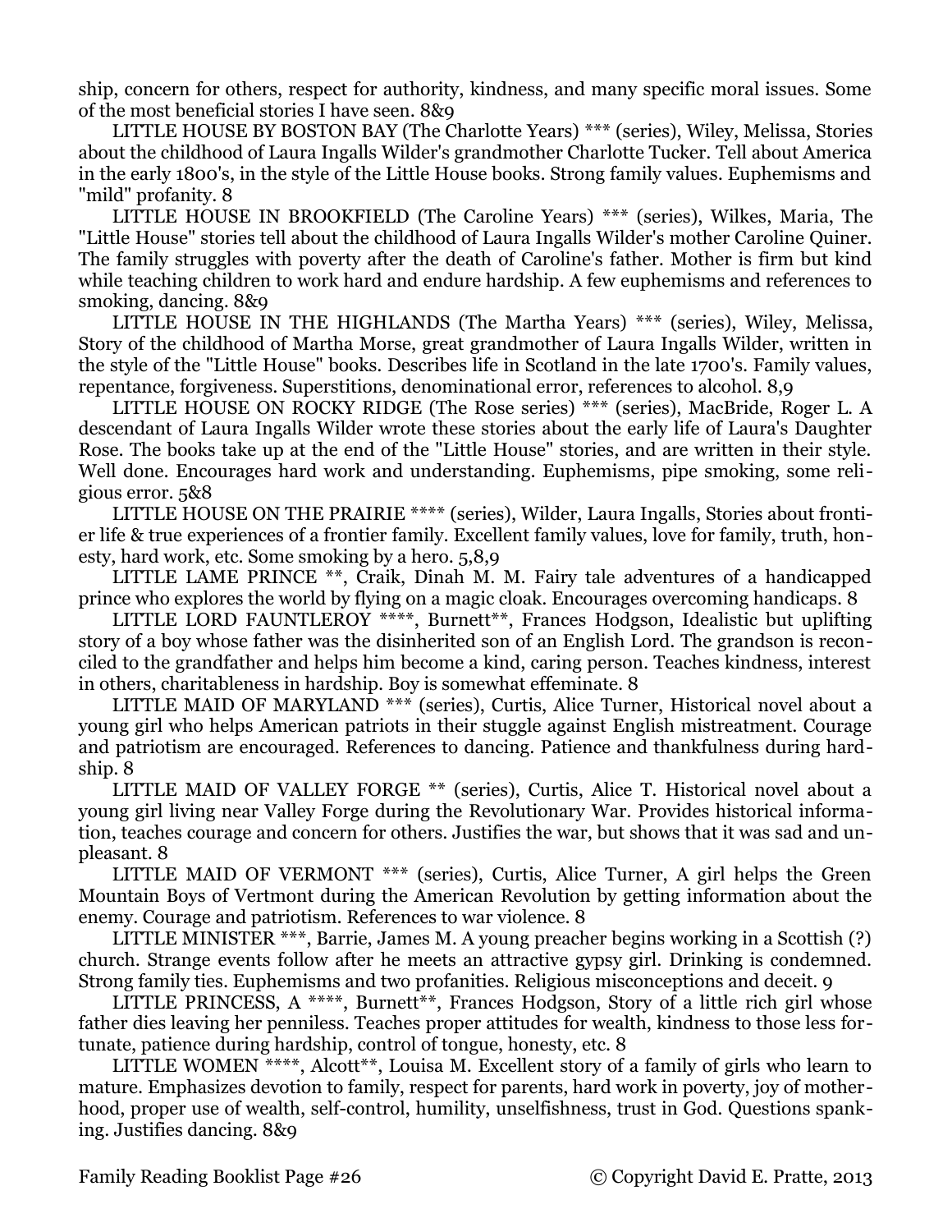ship, concern for others, respect for authority, kindness, and many specific moral issues. Some of the most beneficial stories I have seen. 8&9

LITTLE HOUSE BY BOSTON BAY (The Charlotte Years) *** (series), Wiley, Melissa, Stories about the childhood of Laura Ingalls Wilder's grandmother Charlotte Tucker. Tell about America in the early 1800's, in the style of the Little House books. Strong family values. Euphemisms and "mild" profanity. 8

LITTLE HOUSE IN BROOKFIELD (The Caroline Years) *** (series), Wilkes, Maria, The "Little House" stories tell about the childhood of Laura Ingalls Wilder's mother Caroline Quiner. The family struggles with poverty after the death of Caroline's father. Mother is firm but kind while teaching children to work hard and endure hardship. A few euphemisms and references to smoking, dancing. 8&9

LITTLE HOUSE IN THE HIGHLANDS (The Martha Years) *** (series), Wiley, Melissa, Story of the childhood of Martha Morse, great grandmother of Laura Ingalls Wilder, written in the style of the "Little House" books. Describes life in Scotland in the late 1700's. Family values, repentance, forgiveness. Superstitions, denominational error, references to alcohol. 8,9

LITTLE HOUSE ON ROCKY RIDGE (The Rose series) *** (series), MacBride, Roger L. A descendant of Laura Ingalls Wilder wrote these stories about the early life of Laura's Daughter Rose. The books take up at the end of the "Little House" stories, and are written in their style. Well done. Encourages hard work and understanding. Euphemisms, pipe smoking, some religious error. 5&8

LITTLE HOUSE ON THE PRAIRIE **** (series), Wilder, Laura Ingalls, Stories about frontier life & true experiences of a frontier family. Excellent family values, love for family, truth, honesty, hard work, etc. Some smoking by a hero. 5,8,9

LITTLE LAME PRINCE **, Craik, Dinah M. M. Fairy tale adventures of a handicapped prince who explores the world by flying on a magic cloak. Encourages overcoming handicaps. 8

LITTLE LORD FAUNTLEROY ****, Burnett**, Frances Hodgson, Idealistic but uplifting story of a boy whose father was the disinherited son of an English Lord. The grandson is reconciled to the grandfather and helps him become a kind, caring person. Teaches kindness, interest in others, charitableness in hardship. Boy is somewhat effeminate. 8

LITTLE MAID OF MARYLAND *** (series), Curtis, Alice Turner, Historical novel about a young girl who helps American patriots in their stuggle against English mistreatment. Courage and patriotism are encouraged. References to dancing. Patience and thankfulness during hardship. 8

LITTLE MAID OF VALLEY FORGE ** (series), Curtis, Alice T. Historical novel about a young girl living near Valley Forge during the Revolutionary War. Provides historical information, teaches courage and concern for others. Justifies the war, but shows that it was sad and unpleasant. 8

LITTLE MAID OF VERMONT *** (series), Curtis, Alice Turner, A girl helps the Green Mountain Boys of Vertmont during the American Revolution by getting information about the enemy. Courage and patriotism. References to war violence. 8

LITTLE MINISTER ***, Barrie, James M. A young preacher begins working in a Scottish (?) church. Strange events follow after he meets an attractive gypsy girl. Drinking is condemned. Strong family ties. Euphemisms and two profanities. Religious misconceptions and deceit. 9

LITTLE PRINCESS, A ****, Burnett**, Frances Hodgson, Story of a little rich girl whose father dies leaving her penniless. Teaches proper attitudes for wealth, kindness to those less fortunate, patience during hardship, control of tongue, honesty, etc. 8

LITTLE WOMEN ****, Alcott**, Louisa M. Excellent story of a family of girls who learn to mature. Emphasizes devotion to family, respect for parents, hard work in poverty, joy of motherhood, proper use of wealth, self-control, humility, unselfishness, trust in God. Questions spanking. Justifies dancing. 8&9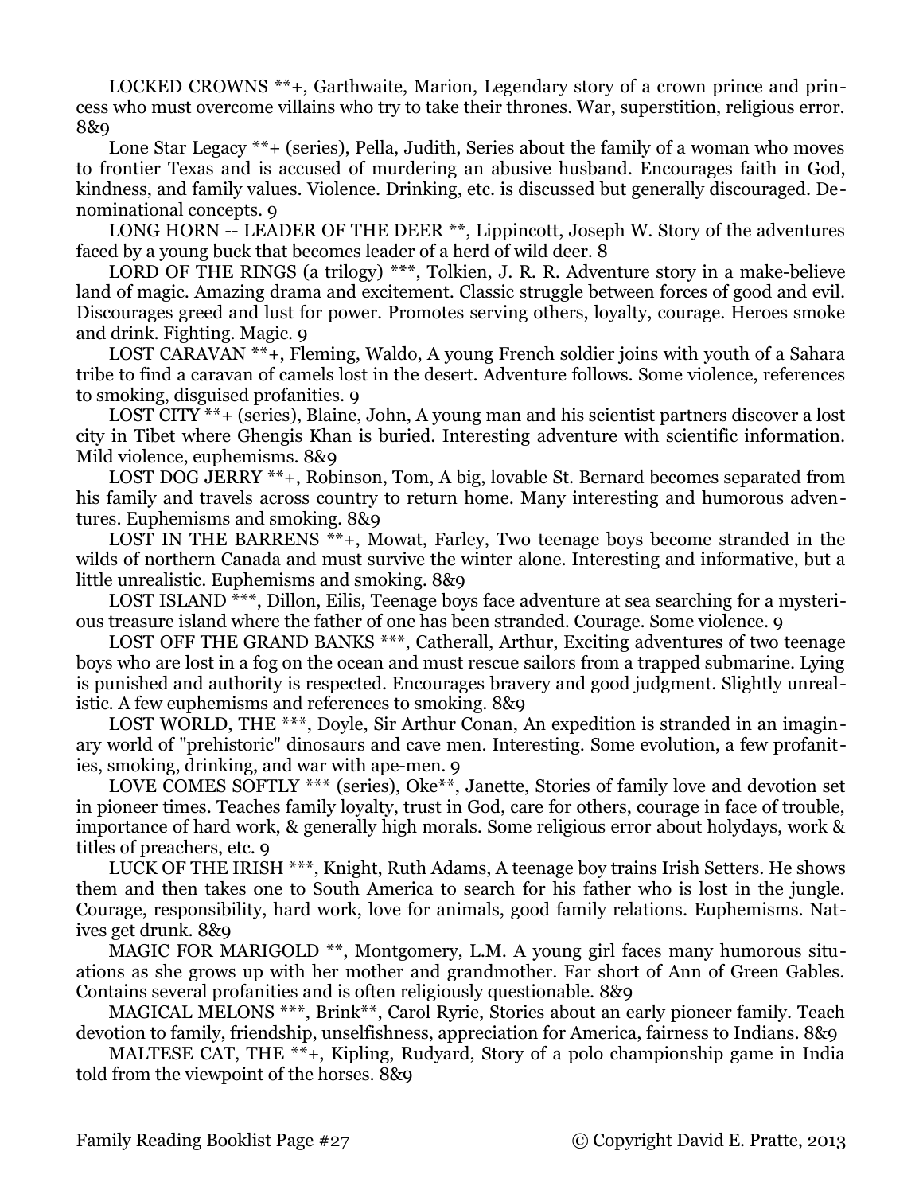LOCKED CROWNS **+, Garthwaite, Marion, Legendary story of a crown prince and princess who must overcome villains who try to take their thrones. War, superstition, religious error. 8&9

Lone Star Legacy **+ (series), Pella, Judith, Series about the family of a woman who moves to frontier Texas and is accused of murdering an abusive husband. Encourages faith in God, kindness, and family values. Violence. Drinking, etc. is discussed but generally discouraged. Denominational concepts. 9

LONG HORN -- LEADER OF THE DEER **, Lippincott, Joseph W. Story of the adventures faced by a young buck that becomes leader of a herd of wild deer. 8

LORD OF THE RINGS (a trilogy) ***, Tolkien, J. R. R. Adventure story in a make-believe land of magic. Amazing drama and excitement. Classic struggle between forces of good and evil. Discourages greed and lust for power. Promotes serving others, loyalty, courage. Heroes smoke and drink. Fighting. Magic. 9

LOST CARAVAN **+, Fleming, Waldo, A young French soldier joins with youth of a Sahara tribe to find a caravan of camels lost in the desert. Adventure follows. Some violence, references to smoking, disguised profanities. 9

LOST CITY **+ (series), Blaine, John, A young man and his scientist partners discover a lost city in Tibet where Ghengis Khan is buried. Interesting adventure with scientific information. Mild violence, euphemisms. 8&9

LOST DOG JERRY **+, Robinson, Tom, A big, lovable St. Bernard becomes separated from his family and travels across country to return home. Many interesting and humorous adventures. Euphemisms and smoking. 8&9

LOST IN THE BARRENS **+, Mowat, Farley, Two teenage boys become stranded in the wilds of northern Canada and must survive the winter alone. Interesting and informative, but a little unrealistic. Euphemisms and smoking. 8&9

LOST ISLAND ***, Dillon, Eilis, Teenage boys face adventure at sea searching for a mysterious treasure island where the father of one has been stranded. Courage. Some violence. 9

LOST OFF THE GRAND BANKS ***, Catherall, Arthur, Exciting adventures of two teenage boys who are lost in a fog on the ocean and must rescue sailors from a trapped submarine. Lying is punished and authority is respected. Encourages bravery and good judgment. Slightly unrealistic. A few euphemisms and references to smoking. 8&9

LOST WORLD, THE ***, Doyle, Sir Arthur Conan, An expedition is stranded in an imaginary world of "prehistoric" dinosaurs and cave men. Interesting. Some evolution, a few profanities, smoking, drinking, and war with ape-men. 9

LOVE COMES SOFTLY *** (series), Oke**, Janette, Stories of family love and devotion set in pioneer times. Teaches family loyalty, trust in God, care for others, courage in face of trouble, importance of hard work, & generally high morals. Some religious error about holydays, work & titles of preachers, etc. 9

LUCK OF THE IRISH ***, Knight, Ruth Adams, A teenage boy trains Irish Setters. He shows them and then takes one to South America to search for his father who is lost in the jungle. Courage, responsibility, hard work, love for animals, good family relations. Euphemisms. Natives get drunk. 8&9

MAGIC FOR MARIGOLD **, Montgomery, L.M. A young girl faces many humorous situations as she grows up with her mother and grandmother. Far short of Ann of Green Gables. Contains several profanities and is often religiously questionable. 8&9

MAGICAL MELONS ***, Brink**, Carol Ryrie, Stories about an early pioneer family. Teach devotion to family, friendship, unselfishness, appreciation for America, fairness to Indians. 8&9

MALTESE CAT, THE **+, Kipling, Rudyard, Story of a polo championship game in India told from the viewpoint of the horses. 8&9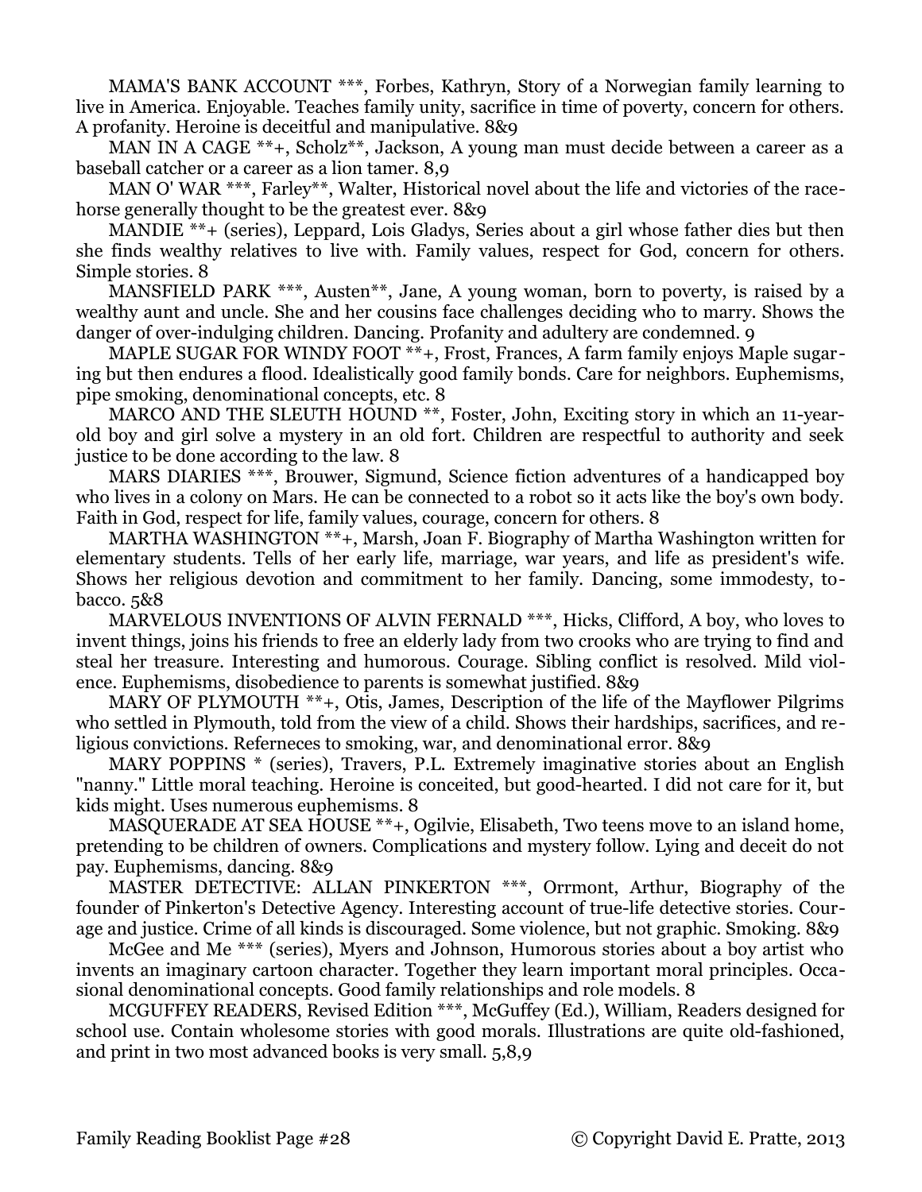MAMA'S BANK ACCOUNT ***, Forbes, Kathryn, Story of a Norwegian family learning to live in America. Enjoyable. Teaches family unity, sacrifice in time of poverty, concern for others. A profanity. Heroine is deceitful and manipulative. 8&9

MAN IN A CAGE **+, Scholz**, Jackson, A young man must decide between a career as a baseball catcher or a career as a lion tamer. 8,9

MAN O' WAR ***, Farley**, Walter, Historical novel about the life and victories of the race-horse generally thought to be the greatest ever. 8&9

MANDIE **+ (series), Leppard, Lois Gladys, Series about a girl whose father dies but then she finds wealthy relatives to live with. Family values, respect for God, concern for others. Simple stories. 8

MANSFIELD PARK ***, Austen**, Jane, A young woman, born to poverty, is raised by a wealthy aunt and uncle. She and her cousins face challenges deciding who to marry. Shows the danger of over-indulging children. Dancing. Profanity and adultery are condemned. 9

MAPLE SUGAR FOR WINDY FOOT **+, Frost, Frances, A farm family enjoys Maple sugaring but then endures a flood. Idealistically good family bonds. Care for neighbors. Euphemisms, pipe smoking, denominational concepts, etc. 8

MARCO AND THE SLEUTH HOUND **, Foster, John, Exciting story in which an 11-year-old boy and girl solve a mystery in an old fort. Children are respectful to authority and seek justice to be done according to the law. 8

MARS DIARIES ***, Brouwer, Sigmund, Science fiction adventures of a handicapped boy who lives in a colony on Mars. He can be connected to a robot so it acts like the boy's own body. Faith in God, respect for life, family values, courage, concern for others. 8

MARTHA WASHINGTON **+, Marsh, Joan F. Biography of Martha Washington written for elementary students. Tells of her early life, marriage, war years, and life as president's wife. Shows her religious devotion and commitment to her family. Dancing, some immodesty, tobacco. 5&8

MARVELOUS INVENTIONS OF ALVIN FERNALD ***, Hicks, Clifford, A boy, who loves to invent things, joins his friends to free an elderly lady from two crooks who are trying to find and steal her treasure. Interesting and humorous. Courage. Sibling conflict is resolved. Mild violence. Euphemisms, disobedience to parents is somewhat justified. 8&9

MARY OF PLYMOUTH **+, Otis, James, Description of the life of the Mayflower Pilgrims who settled in Plymouth, told from the view of a child. Shows their hardships, sacrifices, and religious convictions. Referneces to smoking, war, and denominational error. 8&9

MARY POPPINS * (series), Travers, P.L. Extremely imaginative stories about an English "nanny." Little moral teaching. Heroine is conceited, but good-hearted. I did not care for it, but kids might. Uses numerous euphemisms. 8

MASQUERADE AT SEA HOUSE **+, Ogilvie, Elisabeth, Two teens move to an island home, pretending to be children of owners. Complications and mystery follow. Lying and deceit do not pay. Euphemisms, dancing. 8&9

MASTER DETECTIVE: ALLAN PINKERTON ***, Orrmont, Arthur, Biography of the founder of Pinkerton's Detective Agency. Interesting account of true-life detective stories. Courage and justice. Crime of all kinds is discouraged. Some violence, but not graphic. Smoking. 8&9

McGee and Me *** (series), Myers and Johnson, Humorous stories about a boy artist who invents an imaginary cartoon character. Together they learn important moral principles. Occasional denominational concepts. Good family relationships and role models. 8

MCGUFFEY READERS, Revised Edition ***, McGuffey (Ed.), William, Readers designed for school use. Contain wholesome stories with good morals. Illustrations are quite old-fashioned, and print in two most advanced books is very small. 5,8,9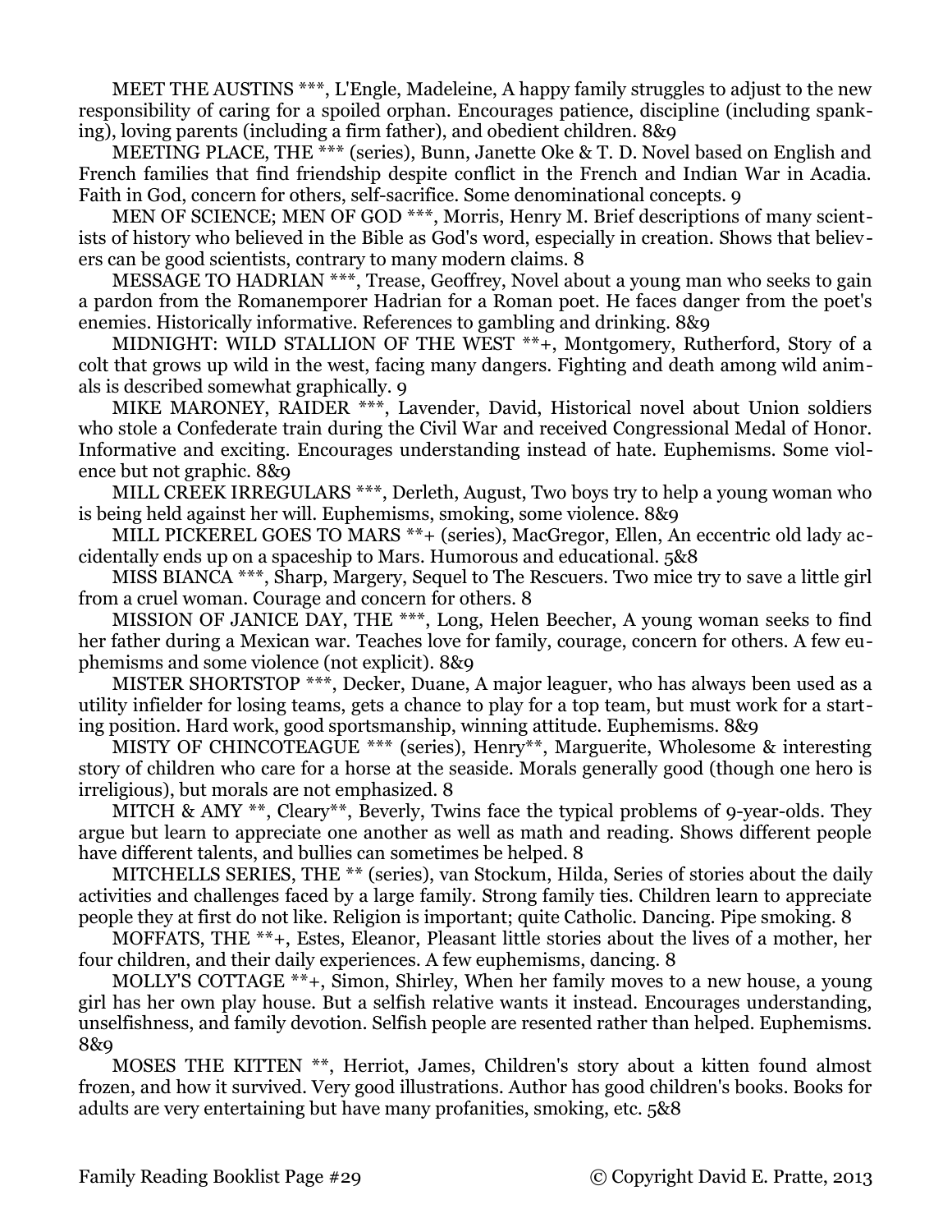MEET THE AUSTINS ***, L'Engle, Madeleine, A happy family struggles to adjust to the new responsibility of caring for a spoiled orphan. Encourages patience, discipline (including spanking), loving parents (including a firm father), and obedient children. 8&9

MEETING PLACE, THE *** (series), Bunn, Janette Oke & T. D. Novel based on English and French families that find friendship despite conflict in the French and Indian War in Acadia. Faith in God, concern for others, self-sacrifice. Some denominational concepts. 9

MEN OF SCIENCE; MEN OF GOD ***, Morris, Henry M. Brief descriptions of many scientists of history who believed in the Bible as God's word, especially in creation. Shows that believers can be good scientists, contrary to many modern claims. 8

MESSAGE TO HADRIAN ***, Trease, Geoffrey, Novel about a young man who seeks to gain a pardon from the Romanemperor Hadrian for a Roman poet. He faces danger from the poet's enemies. Historically informative. References to gambling and drinking. 8&9

MIDNIGHT: WILD STALLION OF THE WEST **+, Montgomery, Rutherford, Story of a colt that grows up wild in the west, facing many dangers. Fighting and death among wild animals is described somewhat graphically. 9

MIKE MARONEY, RAIDER ***, Lavender, David, Historical novel about Union soldiers who stole a Confederate train during the Civil War and received Congressional Medal of Honor. Informative and exciting. Encourages understanding instead of hate. Euphemisms. Some violence but not graphic. 8&9

MILL CREEK IRREGULARS ***, Derleth, August, Two boys try to help a young woman who is being held against her will. Euphemisms, smoking, some violence. 8&9

MILL PICKEREL GOES TO MARS **+ (series), MacGregor, Ellen, An eccentric old lady accidentally ends up on a spaceship to Mars. Humorous and educational. 5&8

MISS BIANCA ***, Sharp, Margery, Sequel to The Rescuers. Two mice try to save a little girl from a cruel woman. Courage and concern for others. 8

MISSION OF JANICE DAY, THE ***, Long, Helen Beecher, A young woman seeks to find her father during a Mexican war. Teaches love for family, courage, concern for others. A few euphemisms and some violence (not explicit). 8&9

MISTER SHORTSTOP ***, Decker, Duane, A major leaguer, who has always been used as a utility infielder for losing teams, gets a chance to play for a top team, but must work for a starting position. Hard work, good sportsmanship, winning attitude. Euphemisms. 8&9

MISTY OF CHINCOTEAGUE *** (series), Henry**, Marguerite, Wholesome & interesting story of children who care for a horse at the seaside. Morals generally good (though one hero is irreligious), but morals are not emphasized. 8

MITCH & AMY **, Cleary**, Beverly, Twins face the typical problems of 9-year-olds. They argue but learn to appreciate one another as well as math and reading. Shows different people have different talents, and bullies can sometimes be helped. 8

MITCHELLS SERIES, THE ** (series), van Stockum, Hilda, Series of stories about the daily activities and challenges faced by a large family. Strong family ties. Children learn to appreciate people they at first do not like. Religion is important; quite Catholic. Dancing. Pipe smoking. 8

MOFFATS, THE **+, Estes, Eleanor, Pleasant little stories about the lives of a mother, her four children, and their daily experiences. A few euphemisms, dancing. 8

MOLLY'S COTTAGE **+, Simon, Shirley, When her family moves to a new house, a young girl has her own play house. But a selfish relative wants it instead. Encourages understanding, unselfishness, and family devotion. Selfish people are resented rather than helped. Euphemisms. 8&9

MOSES THE KITTEN **, Herriot, James, Children's story about a kitten found almost frozen, and how it survived. Very good illustrations. Author has good children's books. Books for adults are very entertaining but have many profanities, smoking, etc. 5&8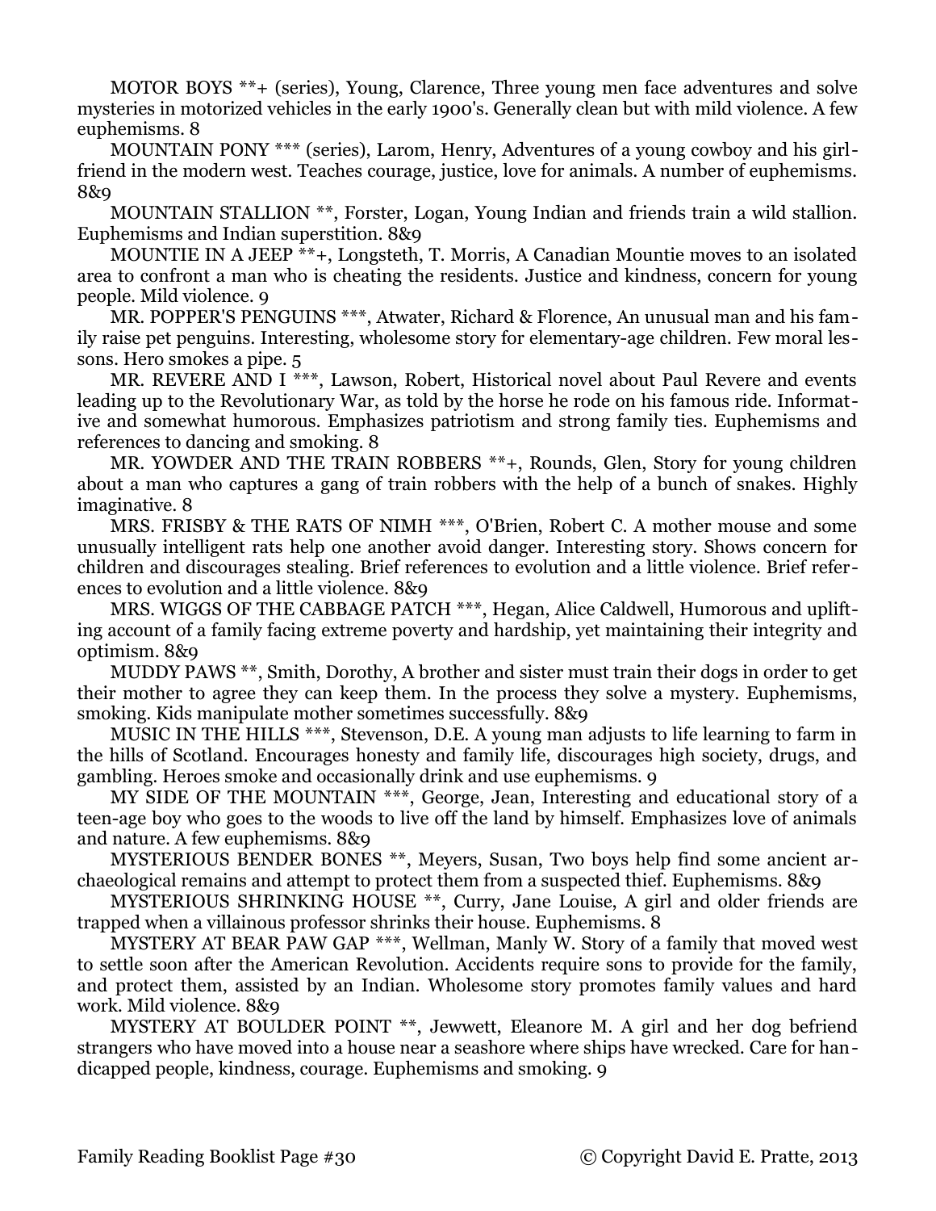MOTOR BOYS **+ (series), Young, Clarence, Three young men face adventures and solve mysteries in motorized vehicles in the early 1900's. Generally clean but with mild violence. A few euphemisms. 8

MOUNTAIN PONY *** (series), Larom, Henry, Adventures of a young cowboy and his girlfriend in the modern west. Teaches courage, justice, love for animals. A number of euphemisms. 8&9

MOUNTAIN STALLION **, Forster, Logan, Young Indian and friends train a wild stallion. Euphemisms and Indian superstition. 8&9

MOUNTIE IN A JEEP **+, Longsteth, T. Morris, A Canadian Mountie moves to an isolated area to confront a man who is cheating the residents. Justice and kindness, concern for young people. Mild violence. 9

MR. POPPER'S PENGUINS ***, Atwater, Richard & Florence, An unusual man and his family raise pet penguins. Interesting, wholesome story for elementary-age children. Few moral lessons. Hero smokes a pipe. 5

MR. REVERE AND I ***, Lawson, Robert, Historical novel about Paul Revere and events leading up to the Revolutionary War, as told by the horse he rode on his famous ride. Informative and somewhat humorous. Emphasizes patriotism and strong family ties. Euphemisms and references to dancing and smoking. 8

MR. YOWDER AND THE TRAIN ROBBERS **+, Rounds, Glen, Story for young children about a man who captures a gang of train robbers with the help of a bunch of snakes. Highly imaginative. 8

MRS. FRISBY & THE RATS OF NIMH ***, O'Brien, Robert C. A mother mouse and some unusually intelligent rats help one another avoid danger. Interesting story. Shows concern for children and discourages stealing. Brief references to evolution and a little violence. Brief references to evolution and a little violence. 8&9

MRS. WIGGS OF THE CABBAGE PATCH ***, Hegan, Alice Caldwell, Humorous and uplifting account of a family facing extreme poverty and hardship, yet maintaining their integrity and optimism. 8&9

MUDDY PAWS **, Smith, Dorothy, A brother and sister must train their dogs in order to get their mother to agree they can keep them. In the process they solve a mystery. Euphemisms, smoking. Kids manipulate mother sometimes successfully. 8&9

MUSIC IN THE HILLS ***, Stevenson, D.E. A young man adjusts to life learning to farm in the hills of Scotland. Encourages honesty and family life, discourages high society, drugs, and gambling. Heroes smoke and occasionally drink and use euphemisms. 9

MY SIDE OF THE MOUNTAIN ***, George, Jean, Interesting and educational story of a teen-age boy who goes to the woods to live off the land by himself. Emphasizes love of animals and nature. A few euphemisms. 8&9

MYSTERIOUS BENDER BONES **, Meyers, Susan, Two boys help find some ancient archaeological remains and attempt to protect them from a suspected thief. Euphemisms. 8&9

MYSTERIOUS SHRINKING HOUSE **, Curry, Jane Louise, A girl and older friends are trapped when a villainous professor shrinks their house. Euphemisms. 8

MYSTERY AT BEAR PAW GAP ***, Wellman, Manly W. Story of a family that moved west to settle soon after the American Revolution. Accidents require sons to provide for the family, and protect them, assisted by an Indian. Wholesome story promotes family values and hard work. Mild violence. 8&9

MYSTERY AT BOULDER POINT **, Jewwett, Eleanore M. A girl and her dog befriend strangers who have moved into a house near a seashore where ships have wrecked. Care for handicapped people, kindness, courage. Euphemisms and smoking. 9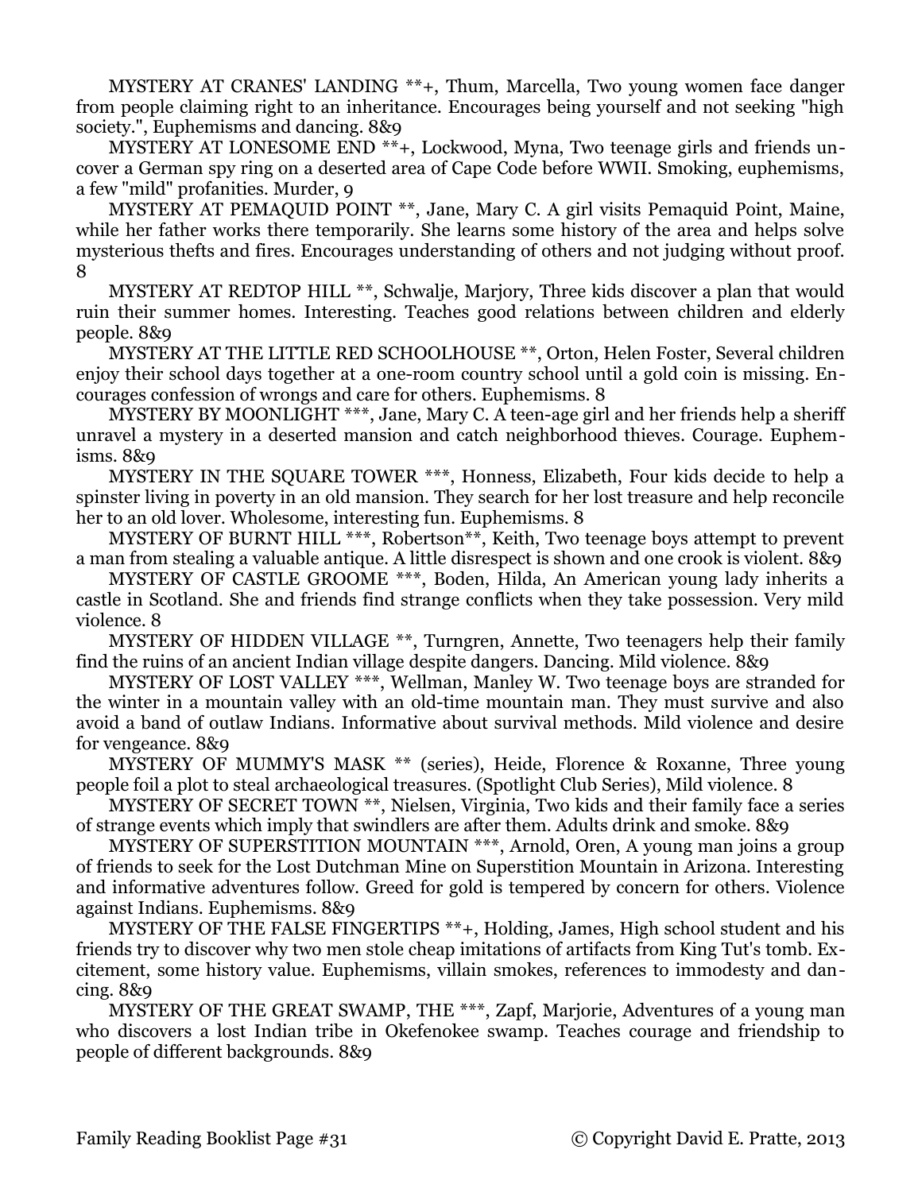MYSTERY AT CRANES' LANDING **+, Thum, Marcella, Two young women face danger from people claiming right to an inheritance. Encourages being yourself and not seeking "high society.", Euphemisms and dancing. 8&9

MYSTERY AT LONESOME END **+, Lockwood, Myna, Two teenage girls and friends uncover a German spy ring on a deserted area of Cape Code before WWII. Smoking, euphemisms, a few "mild" profanities. Murder, 9

MYSTERY AT PEMAQUID POINT **, Jane, Mary C. A girl visits Pemaquid Point, Maine, while her father works there temporarily. She learns some history of the area and helps solve mysterious thefts and fires. Encourages understanding of others and not judging without proof. 8

MYSTERY AT REDTOP HILL **, Schwalje, Marjory, Three kids discover a plan that would ruin their summer homes. Interesting. Teaches good relations between children and elderly people. 8&9

MYSTERY AT THE LITTLE RED SCHOOLHOUSE **, Orton, Helen Foster, Several children enjoy their school days together at a one-room country school until a gold coin is missing. Encourages confession of wrongs and care for others. Euphemisms. 8

MYSTERY BY MOONLIGHT ***, Jane, Mary C. A teen-age girl and her friends help a sheriff unravel a mystery in a deserted mansion and catch neighborhood thieves. Courage. Euphemisms. 8&9

MYSTERY IN THE SQUARE TOWER ***, Honness, Elizabeth, Four kids decide to help a spinster living in poverty in an old mansion. They search for her lost treasure and help reconcile her to an old lover. Wholesome, interesting fun. Euphemisms. 8

MYSTERY OF BURNT HILL ***, Robertson**, Keith, Two teenage boys attempt to prevent a man from stealing a valuable antique. A little disrespect is shown and one crook is violent. 8&9

MYSTERY OF CASTLE GROOME ***, Boden, Hilda, An American young lady inherits a castle in Scotland. She and friends find strange conflicts when they take possession. Very mild violence. 8

MYSTERY OF HIDDEN VILLAGE **, Turngren, Annette, Two teenagers help their family find the ruins of an ancient Indian village despite dangers. Dancing. Mild violence. 8&9

MYSTERY OF LOST VALLEY ***, Wellman, Manley W. Two teenage boys are stranded for the winter in a mountain valley with an old-time mountain man. They must survive and also avoid a band of outlaw Indians. Informative about survival methods. Mild violence and desire for vengeance. 8&9

MYSTERY OF MUMMY'S MASK ** (series), Heide, Florence & Roxanne, Three young people foil a plot to steal archaeological treasures. (Spotlight Club Series), Mild violence. 8

MYSTERY OF SECRET TOWN **, Nielsen, Virginia, Two kids and their family face a series of strange events which imply that swindlers are after them. Adults drink and smoke. 8&9

MYSTERY OF SUPERSTITION MOUNTAIN ***, Arnold, Oren, A young man joins a group of friends to seek for the Lost Dutchman Mine on Superstition Mountain in Arizona. Interesting and informative adventures follow. Greed for gold is tempered by concern for others. Violence against Indians. Euphemisms. 8&9

MYSTERY OF THE FALSE FINGERTIPS **+, Holding, James, High school student and his friends try to discover why two men stole cheap imitations of artifacts from King Tut's tomb. Excitement, some history value. Euphemisms, villain smokes, references to immodesty and dancing. 8&9

MYSTERY OF THE GREAT SWAMP, THE ***, Zapf, Marjorie, Adventures of a young man who discovers a lost Indian tribe in Okefenokee swamp. Teaches courage and friendship to people of different backgrounds. 8&9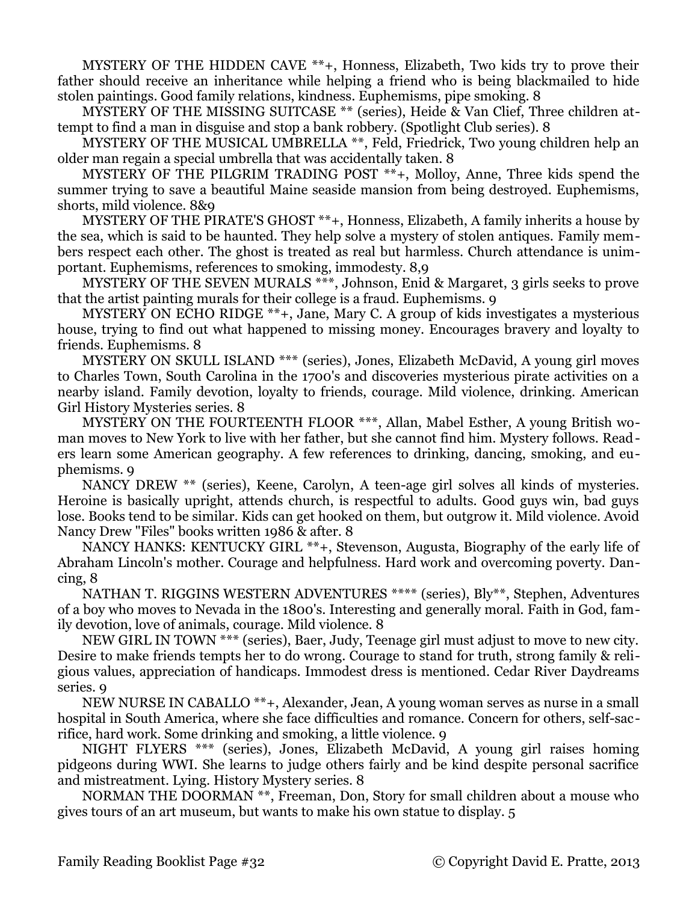MYSTERY OF THE HIDDEN CAVE **+, Honness, Elizabeth, Two kids try to prove their father should receive an inheritance while helping a friend who is being blackmailed to hide stolen paintings. Good family relations, kindness. Euphemisms, pipe smoking. 8

MYSTERY OF THE MISSING SUITCASE ** (series), Heide & Van Clief, Three children attempt to find a man in disguise and stop a bank robbery. (Spotlight Club series). 8

MYSTERY OF THE MUSICAL UMBRELLA **, Feld, Friedrick, Two young children help an older man regain a special umbrella that was accidentally taken. 8

MYSTERY OF THE PILGRIM TRADING POST **+, Molloy, Anne, Three kids spend the summer trying to save a beautiful Maine seaside mansion from being destroyed. Euphemisms, shorts, mild violence. 8&9

MYSTERY OF THE PIRATE'S GHOST **+, Honness, Elizabeth, A family inherits a house by the sea, which is said to be haunted. They help solve a mystery of stolen antiques. Family members respect each other. The ghost is treated as real but harmless. Church attendance is unimportant. Euphemisms, references to smoking, immodesty. 8,9

MYSTERY OF THE SEVEN MURALS ***, Johnson, Enid & Margaret, 3 girls seeks to prove that the artist painting murals for their college is a fraud. Euphemisms. 9

MYSTERY ON ECHO RIDGE **+, Jane, Mary C. A group of kids investigates a mysterious house, trying to find out what happened to missing money. Encourages bravery and loyalty to friends. Euphemisms. 8

MYSTERY ON SKULL ISLAND *** (series), Jones, Elizabeth McDavid, A young girl moves to Charles Town, South Carolina in the 1700's and discoveries mysterious pirate activities on a nearby island. Family devotion, loyalty to friends, courage. Mild violence, drinking. American Girl History Mysteries series. 8

MYSTERY ON THE FOURTEENTH FLOOR ***, Allan, Mabel Esther, A young British woman moves to New York to live with her father, but she cannot find him. Mystery follows. Readers learn some American geography. A few references to drinking, dancing, smoking, and euphemisms. 9

NANCY DREW ** (series), Keene, Carolyn, A teen-age girl solves all kinds of mysteries. Heroine is basically upright, attends church, is respectful to adults. Good guys win, bad guys lose. Books tend to be similar. Kids can get hooked on them, but outgrow it. Mild violence. Avoid Nancy Drew "Files" books written 1986 & after. 8

NANCY HANKS: KENTUCKY GIRL **+, Stevenson, Augusta, Biography of the early life of Abraham Lincoln's mother. Courage and helpfulness. Hard work and overcoming poverty. Dancing, 8

NATHAN T. RIGGINS WESTERN ADVENTURES **** (series), Bly**, Stephen, Adventures of a boy who moves to Nevada in the 1800's. Interesting and generally moral. Faith in God, family devotion, love of animals, courage. Mild violence. 8

NEW GIRL IN TOWN *** (series), Baer, Judy, Teenage girl must adjust to move to new city. Desire to make friends tempts her to do wrong. Courage to stand for truth, strong family & religious values, appreciation of handicaps. Immodest dress is mentioned. Cedar River Daydreams series. 9

NEW NURSE IN CABALLO **+, Alexander, Jean, A young woman serves as nurse in a small hospital in South America, where she face difficulties and romance. Concern for others, self-sacrifice, hard work. Some drinking and smoking, a little violence. 9

NIGHT FLYERS *** (series), Jones, Elizabeth McDavid, A young girl raises homing pidgeons during WWI. She learns to judge others fairly and be kind despite personal sacrifice and mistreatment. Lying. History Mystery series. 8

NORMAN THE DOORMAN **, Freeman, Don, Story for small children about a mouse who gives tours of an art museum, but wants to make his own statue to display. 5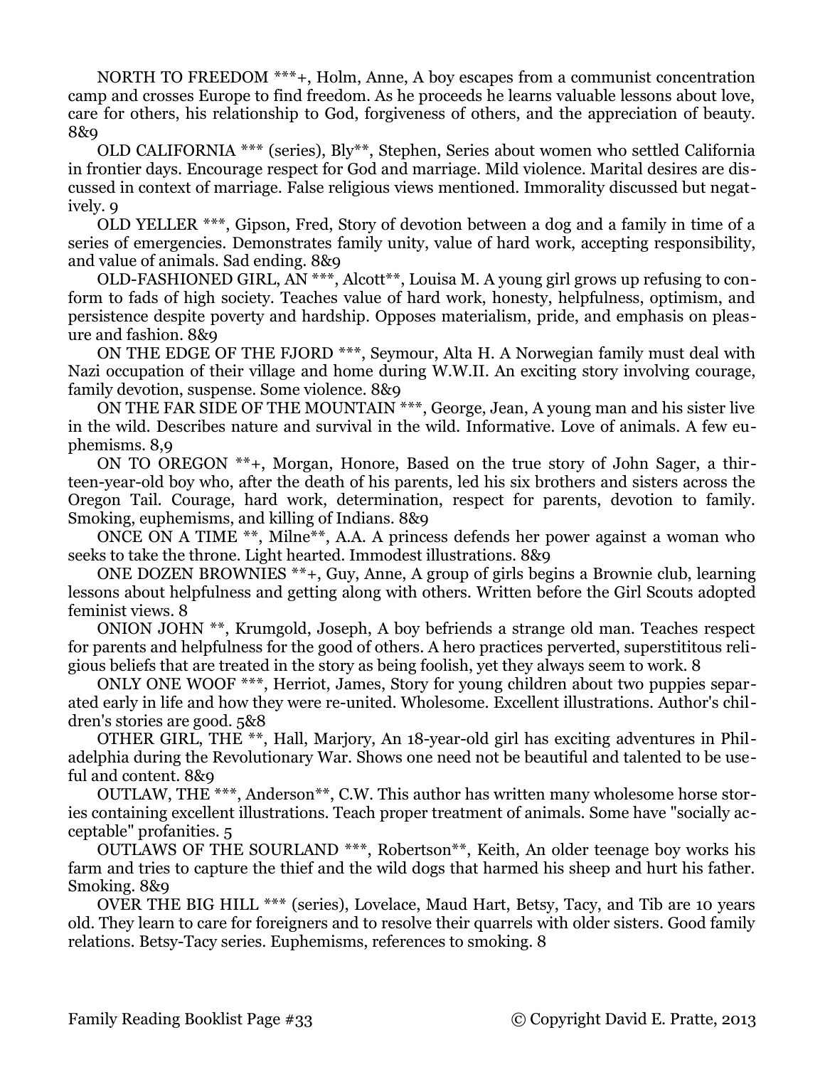NORTH TO FREEDOM ***+, Holm, Anne, A boy escapes from a communist concentration camp and crosses Europe to find freedom. As he proceeds he learns valuable lessons about love, care for others, his relationship to God, forgiveness of others, and the appreciation of beauty. 8&9

OLD CALIFORNIA *** (series), Bly**, Stephen, Series about women who settled California in frontier days. Encourage respect for God and marriage. Mild violence. Marital desires are discussed in context of marriage. False religious views mentioned. Immorality discussed but negatively. 9

OLD YELLER ***, Gipson, Fred, Story of devotion between a dog and a family in time of a series of emergencies. Demonstrates family unity, value of hard work, accepting responsibility, and value of animals. Sad ending. 8&9

OLD-FASHIONED GIRL, AN ***, Alcott**, Louisa M. A young girl grows up refusing to conform to fads of high society. Teaches value of hard work, honesty, helpfulness, optimism, and persistence despite poverty and hardship. Opposes materialism, pride, and emphasis on pleasure and fashion. 8&9

ON THE EDGE OF THE FJORD ***, Seymour, Alta H. A Norwegian family must deal with Nazi occupation of their village and home during W.W.II. An exciting story involving courage, family devotion, suspense. Some violence. 8&9

ON THE FAR SIDE OF THE MOUNTAIN ***, George, Jean, A young man and his sister live in the wild. Describes nature and survival in the wild. Informative. Love of animals. A few euphemisms. 8,9

ON TO OREGON **+, Morgan, Honore, Based on the true story of John Sager, a thirteen-year-old boy who, after the death of his parents, led his six brothers and sisters across the Oregon Tail. Courage, hard work, determination, respect for parents, devotion to family. Smoking, euphemisms, and killing of Indians. 8&9

ONCE ON A TIME **, Milne**, A.A. A princess defends her power against a woman who seeks to take the throne. Light hearted. Immodest illustrations. 8&9

ONE DOZEN BROWNIES **+, Guy, Anne, A group of girls begins a Brownie club, learning lessons about helpfulness and getting along with others. Written before the Girl Scouts adopted feminist views. 8

ONION JOHN **, Krumgold, Joseph, A boy befriends a strange old man. Teaches respect for parents and helpfulness for the good of others. A hero practices perverted, superstititous religious beliefs that are treated in the story as being foolish, yet they always seem to work. 8

ONLY ONE WOOF ***, Herriot, James, Story for young children about two puppies separated early in life and how they were re-united. Wholesome. Excellent illustrations. Author's children's stories are good. 5&8

OTHER GIRL, THE **, Hall, Marjory, An 18-year-old girl has exciting adventures in Philadelphia during the Revolutionary War. Shows one need not be beautiful and talented to be useful and content. 8&9

OUTLAW, THE ***, Anderson**, C.W. This author has written many wholesome horse stories containing excellent illustrations. Teach proper treatment of animals. Some have "socially acceptable" profanities. 5

OUTLAWS OF THE SOURLAND ***, Robertson**, Keith, An older teenage boy works his farm and tries to capture the thief and the wild dogs that harmed his sheep and hurt his father. Smoking. 8&9

OVER THE BIG HILL *** (series), Lovelace, Maud Hart, Betsy, Tacy, and Tib are 10 years old. They learn to care for foreigners and to resolve their quarrels with older sisters. Good family relations. Betsy-Tacy series. Euphemisms, references to smoking. 8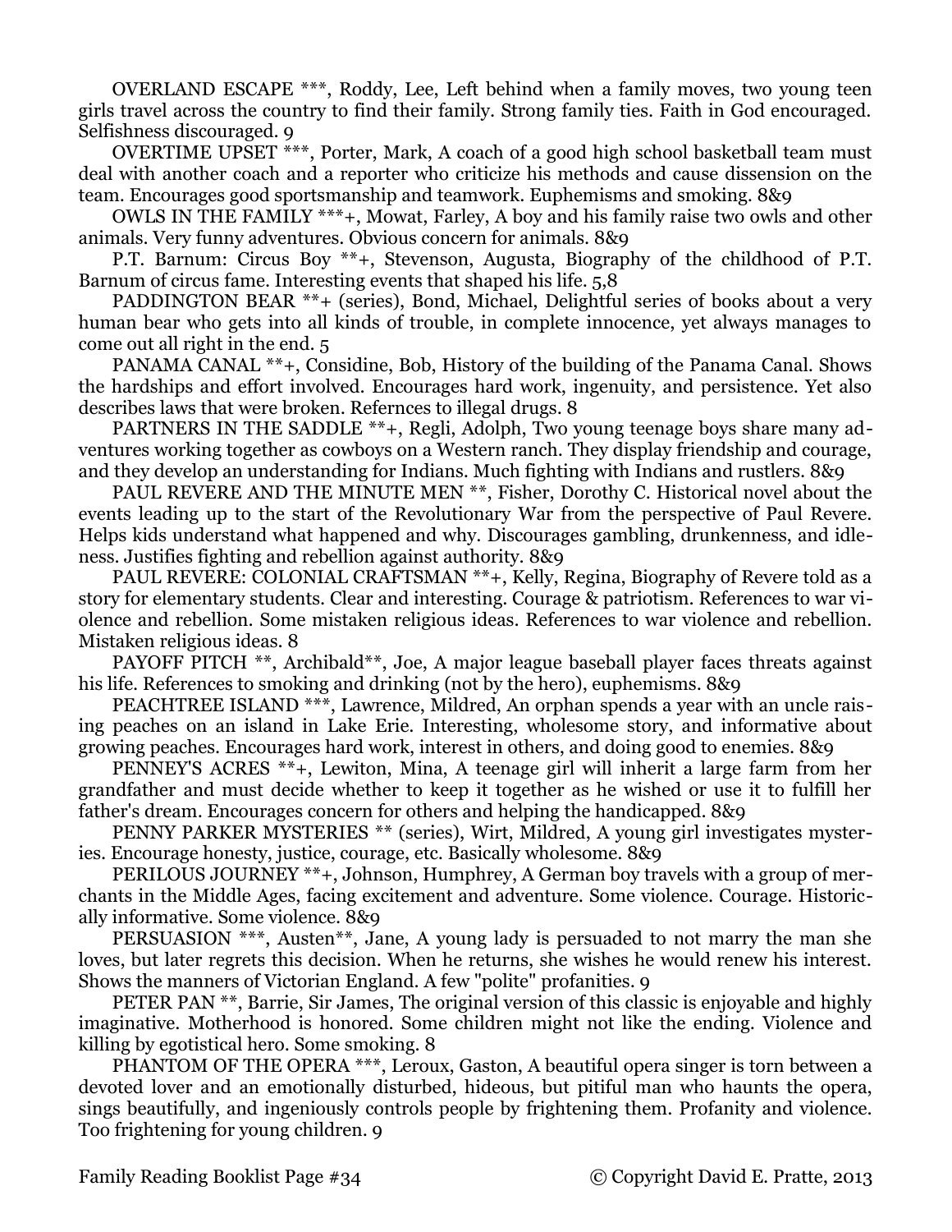OVERLAND ESCAPE ***, Roddy, Lee, Left behind when a family moves, two young teen girls travel across the country to find their family. Strong family ties. Faith in God encouraged. Selfishness discouraged. 9

OVERTIME UPSET ***, Porter, Mark, A coach of a good high school basketball team must deal with another coach and a reporter who criticize his methods and cause dissension on the team. Encourages good sportsmanship and teamwork. Euphemisms and smoking. 8&9

OWLS IN THE FAMILY ***+, Mowat, Farley, A boy and his family raise two owls and other animals. Very funny adventures. Obvious concern for animals. 8&9

P.T. Barnum: Circus Boy **+, Stevenson, Augusta, Biography of the childhood of P.T. Barnum of circus fame. Interesting events that shaped his life. 5,8

PADDINGTON BEAR **+ (series), Bond, Michael, Delightful series of books about a very human bear who gets into all kinds of trouble, in complete innocence, yet always manages to come out all right in the end. 5

PANAMA CANAL **+, Considine, Bob, History of the building of the Panama Canal. Shows the hardships and effort involved. Encourages hard work, ingenuity, and persistence. Yet also describes laws that were broken. Refernces to illegal drugs. 8

PARTNERS IN THE SADDLE **+, Regli, Adolph, Two young teenage boys share many adventures working together as cowboys on a Western ranch. They display friendship and courage, and they develop an understanding for Indians. Much fighting with Indians and rustlers. 8&9

PAUL REVERE AND THE MINUTE MEN **, Fisher, Dorothy C. Historical novel about the events leading up to the start of the Revolutionary War from the perspective of Paul Revere. Helps kids understand what happened and why. Discourages gambling, drunkenness, and idleness. Justifies fighting and rebellion against authority. 8&9

PAUL REVERE: COLONIAL CRAFTSMAN **+, Kelly, Regina, Biography of Revere told as a story for elementary students. Clear and interesting. Courage & patriotism. References to war violence and rebellion. Some mistaken religious ideas. References to war violence and rebellion. Mistaken religious ideas. 8

PAYOFF PITCH **, Archibald**, Joe, A major league baseball player faces threats against his life. References to smoking and drinking (not by the hero), euphemisms. 8&9

PEACHTREE ISLAND ***, Lawrence, Mildred, An orphan spends a year with an uncle raising peaches on an island in Lake Erie. Interesting, wholesome story, and informative about growing peaches. Encourages hard work, interest in others, and doing good to enemies. 8&9

PENNEY'S ACRES **+, Lewiton, Mina, A teenage girl will inherit a large farm from her grandfather and must decide whether to keep it together as he wished or use it to fulfill her father's dream. Encourages concern for others and helping the handicapped. 8&9

PENNY PARKER MYSTERIES ** (series), Wirt, Mildred, A young girl investigates mysteries. Encourage honesty, justice, courage, etc. Basically wholesome. 8&9

PERILOUS JOURNEY **+, Johnson, Humphrey, A German boy travels with a group of merchants in the Middle Ages, facing excitement and adventure. Some violence. Courage. Historically informative. Some violence. 8&9

PERSUASION ***, Austen**, Jane, A young lady is persuaded to not marry the man she loves, but later regrets this decision. When he returns, she wishes he would renew his interest. Shows the manners of Victorian England. A few "polite" profanities. 9

PETER PAN **, Barrie, Sir James, The original version of this classic is enjoyable and highly imaginative. Motherhood is honored. Some children might not like the ending. Violence and killing by egotistical hero. Some smoking. 8

PHANTOM OF THE OPERA ***, Leroux, Gaston, A beautiful opera singer is torn between a devoted lover and an emotionally disturbed, hideous, but pitiful man who haunts the opera, sings beautifully, and ingeniously controls people by frightening them. Profanity and violence. Too frightening for young children. 9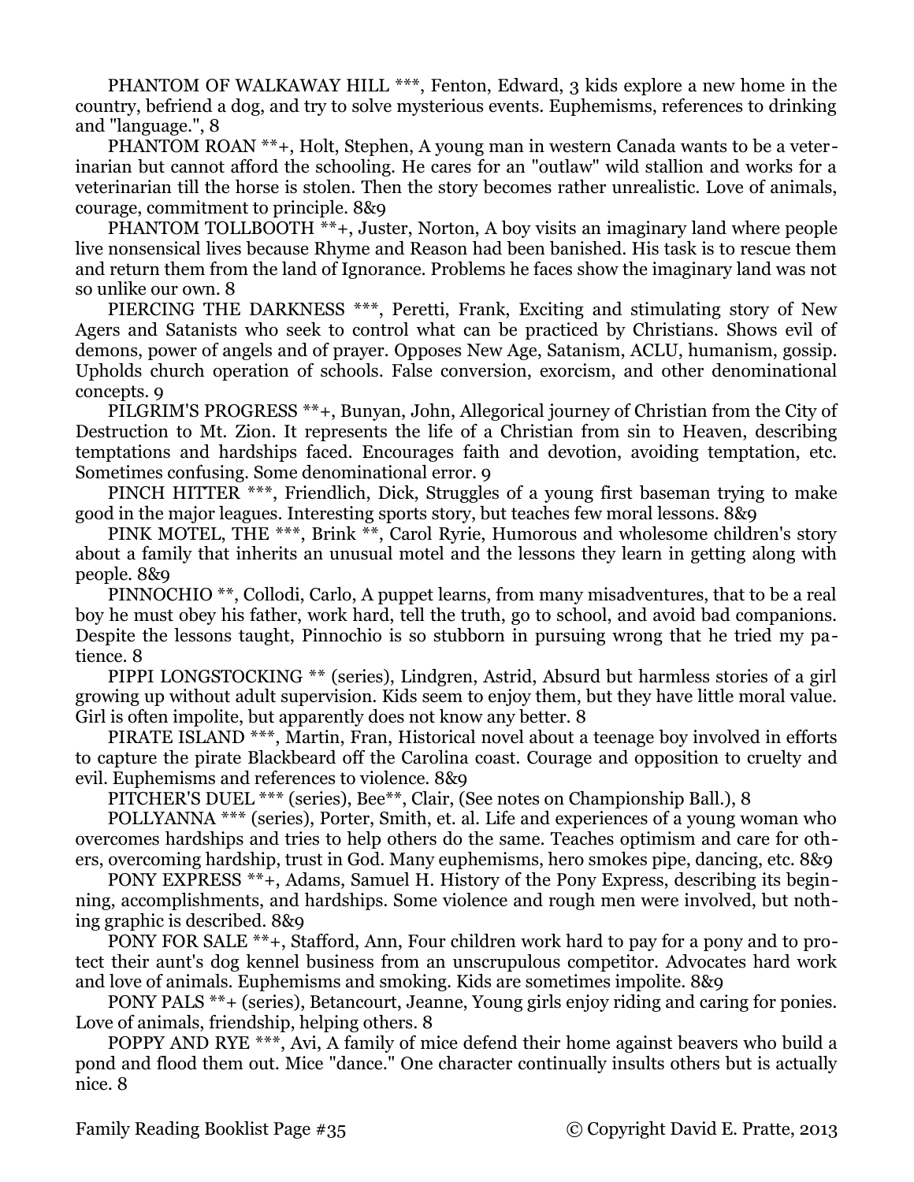PHANTOM OF WALKAWAY HILL ***, Fenton, Edward, 3 kids explore a new home in the country, befriend a dog, and try to solve mysterious events. Euphemisms, references to drinking and "language.", 8

PHANTOM ROAN **+, Holt, Stephen, A young man in western Canada wants to be a veterinarian but cannot afford the schooling. He cares for an "outlaw" wild stallion and works for a veterinarian till the horse is stolen. Then the story becomes rather unrealistic. Love of animals, courage, commitment to principle. 8&9

PHANTOM TOLLBOOTH **+, Juster, Norton, A boy visits an imaginary land where people live nonsensical lives because Rhyme and Reason had been banished. His task is to rescue them and return them from the land of Ignorance. Problems he faces show the imaginary land was not so unlike our own. 8

PIERCING THE DARKNESS ***, Peretti, Frank, Exciting and stimulating story of New Agers and Satanists who seek to control what can be practiced by Christians. Shows evil of demons, power of angels and of prayer. Opposes New Age, Satanism, ACLU, humanism, gossip. Upholds church operation of schools. False conversion, exorcism, and other denominational concepts. 9

PILGRIM'S PROGRESS **+, Bunyan, John, Allegorical journey of Christian from the City of Destruction to Mt. Zion. It represents the life of a Christian from sin to Heaven, describing temptations and hardships faced. Encourages faith and devotion, avoiding temptation, etc. Sometimes confusing. Some denominational error. 9

PINCH HITTER ***, Friendlich, Dick, Struggles of a young first baseman trying to make good in the major leagues. Interesting sports story, but teaches few moral lessons. 8&9

PINK MOTEL, THE ***, Brink **, Carol Ryrie, Humorous and wholesome children's story about a family that inherits an unusual motel and the lessons they learn in getting along with people. 8&9

PINNOCHIO **, Collodi, Carlo, A puppet learns, from many misadventures, that to be a real boy he must obey his father, work hard, tell the truth, go to school, and avoid bad companions. Despite the lessons taught, Pinnochio is so stubborn in pursuing wrong that he tried my patience. 8

PIPPI LONGSTOCKING ** (series), Lindgren, Astrid, Absurd but harmless stories of a girl growing up without adult supervision. Kids seem to enjoy them, but they have little moral value. Girl is often impolite, but apparently does not know any better. 8

PIRATE ISLAND ***, Martin, Fran, Historical novel about a teenage boy involved in efforts to capture the pirate Blackbeard off the Carolina coast. Courage and opposition to cruelty and evil. Euphemisms and references to violence. 8&9

PITCHER'S DUEL *** (series), Bee**, Clair, (See notes on Championship Ball.), 8

POLLYANNA *** (series), Porter, Smith, et. al. Life and experiences of a young woman who overcomes hardships and tries to help others do the same. Teaches optimism and care for others, overcoming hardship, trust in God. Many euphemisms, hero smokes pipe, dancing, etc. 8&9

PONY EXPRESS **+, Adams, Samuel H. History of the Pony Express, describing its beginning, accomplishments, and hardships. Some violence and rough men were involved, but nothing graphic is described. 8&9

PONY FOR SALE **+, Stafford, Ann, Four children work hard to pay for a pony and to protect their aunt's dog kennel business from an unscrupulous competitor. Advocates hard work and love of animals. Euphemisms and smoking. Kids are sometimes impolite. 8&9

PONY PALS **+ (series), Betancourt, Jeanne, Young girls enjoy riding and caring for ponies. Love of animals, friendship, helping others. 8

POPPY AND RYE ***, Avi, A family of mice defend their home against beavers who build a pond and flood them out. Mice "dance." One character continually insults others but is actually nice. 8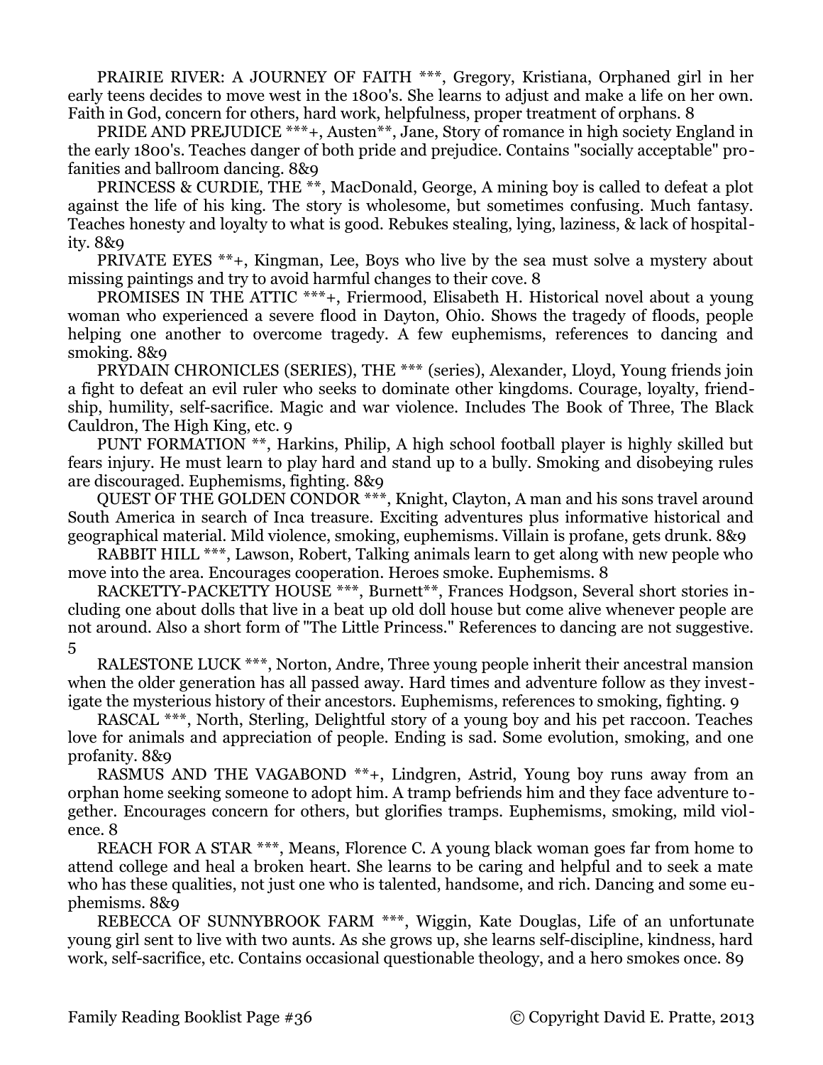PRAIRIE RIVER: A JOURNEY OF FAITH ***, Gregory, Kristiana, Orphaned girl in her early teens decides to move west in the 1800's. She learns to adjust and make a life on her own. Faith in God, concern for others, hard work, helpfulness, proper treatment of orphans. 8

PRIDE AND PREJUDICE ***+, Austen**, Jane, Story of romance in high society England in the early 1800's. Teaches danger of both pride and prejudice. Contains "socially acceptable" profanities and ballroom dancing. 8&9

PRINCESS & CURDIE, THE **, MacDonald, George, A mining boy is called to defeat a plot against the life of his king. The story is wholesome, but sometimes confusing. Much fantasy. Teaches honesty and loyalty to what is good. Rebukes stealing, lying, laziness, & lack of hospitality. 8&9

PRIVATE EYES **+, Kingman, Lee, Boys who live by the sea must solve a mystery about missing paintings and try to avoid harmful changes to their cove. 8

PROMISES IN THE ATTIC ***+, Friermood, Elisabeth H. Historical novel about a young woman who experienced a severe flood in Dayton, Ohio. Shows the tragedy of floods, people helping one another to overcome tragedy. A few euphemisms, references to dancing and smoking. 8&9

PRYDAIN CHRONICLES (SERIES), THE *** (series), Alexander, Lloyd, Young friends join a fight to defeat an evil ruler who seeks to dominate other kingdoms. Courage, loyalty, friendship, humility, self-sacrifice. Magic and war violence. Includes The Book of Three, The Black Cauldron, The High King, etc. 9

PUNT FORMATION **, Harkins, Philip, A high school football player is highly skilled but fears injury. He must learn to play hard and stand up to a bully. Smoking and disobeying rules are discouraged. Euphemisms, fighting. 8&9

QUEST OF THE GOLDEN CONDOR ***, Knight, Clayton, A man and his sons travel around South America in search of Inca treasure. Exciting adventures plus informative historical and geographical material. Mild violence, smoking, euphemisms. Villain is profane, gets drunk. 8&9

RABBIT HILL ***, Lawson, Robert, Talking animals learn to get along with new people who move into the area. Encourages cooperation. Heroes smoke. Euphemisms. 8

RACKETTY-PACKETTY HOUSE ***, Burnett**, Frances Hodgson, Several short stories including one about dolls that live in a beat up old doll house but come alive whenever people are not around. Also a short form of "The Little Princess." References to dancing are not suggestive. 5

RALESTONE LUCK ***, Norton, Andre, Three young people inherit their ancestral mansion when the older generation has all passed away. Hard times and adventure follow as they investigate the mysterious history of their ancestors. Euphemisms, references to smoking, fighting. 9

RASCAL ***, North, Sterling, Delightful story of a young boy and his pet raccoon. Teaches love for animals and appreciation of people. Ending is sad. Some evolution, smoking, and one profanity. 8&9

RASMUS AND THE VAGABOND **+, Lindgren, Astrid, Young boy runs away from an orphan home seeking someone to adopt him. A tramp befriends him and they face adventure together. Encourages concern for others, but glorifies tramps. Euphemisms, smoking, mild violence. 8

REACH FOR A STAR ***, Means, Florence C. A young black woman goes far from home to attend college and heal a broken heart. She learns to be caring and helpful and to seek a mate who has these qualities, not just one who is talented, handsome, and rich. Dancing and some euphemisms. 8&9

REBECCA OF SUNNYBROOK FARM ***, Wiggin, Kate Douglas, Life of an unfortunate young girl sent to live with two aunts. As she grows up, she learns self-discipline, kindness, hard work, self-sacrifice, etc. Contains occasional questionable theology, and a hero smokes once. 89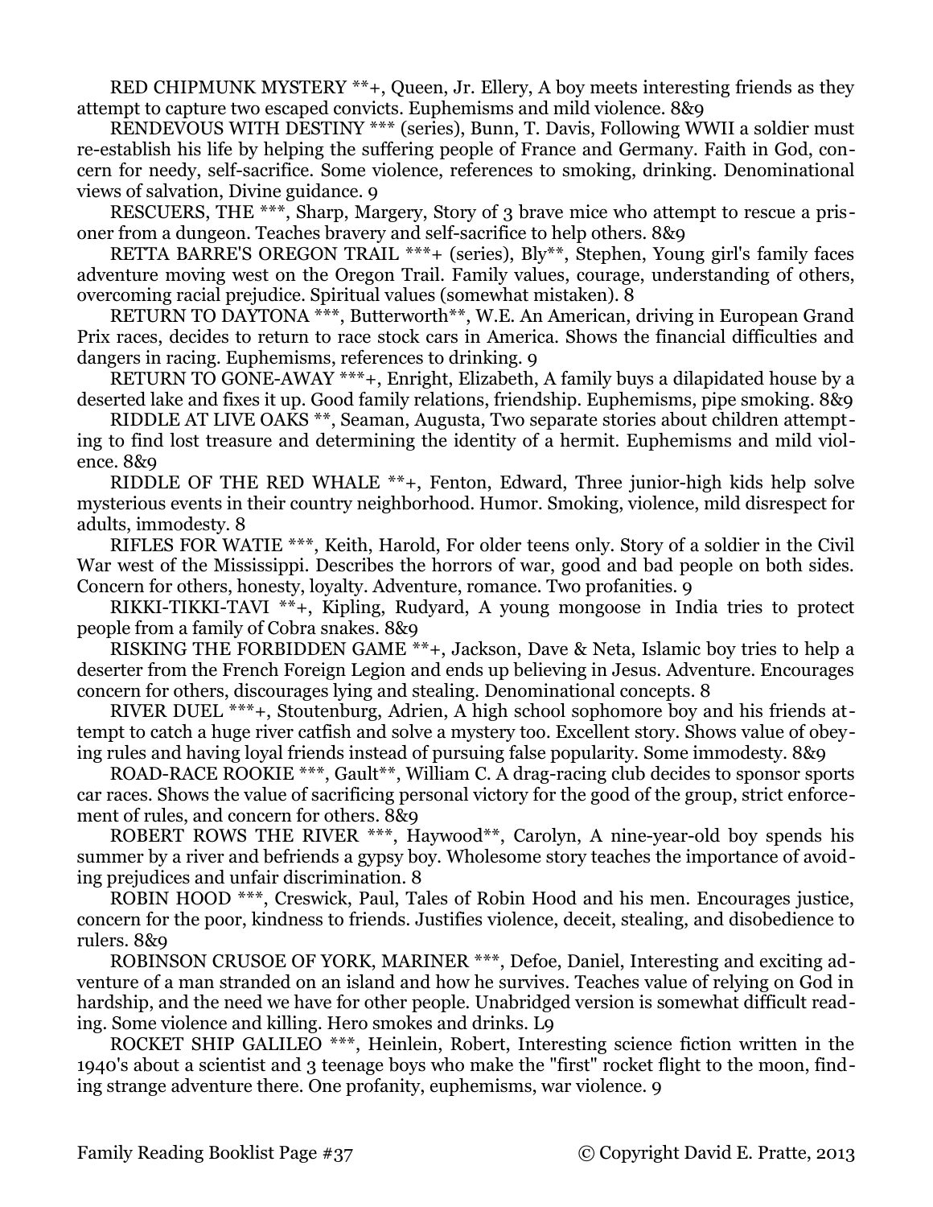RED CHIPMUNK MYSTERY **+, Queen, Jr. Ellery, A boy meets interesting friends as they attempt to capture two escaped convicts. Euphemisms and mild violence. 8&9

RENDEVOUS WITH DESTINY *** (series), Bunn, T. Davis, Following WWII a soldier must re-establish his life by helping the suffering people of France and Germany. Faith in God, concern for needy, self-sacrifice. Some violence, references to smoking, drinking. Denominational views of salvation, Divine guidance. 9

RESCUERS, THE ***, Sharp, Margery, Story of 3 brave mice who attempt to rescue a prisoner from a dungeon. Teaches bravery and self-sacrifice to help others. 8&9

RETTA BARRE'S OREGON TRAIL ***+ (series), Bly**, Stephen, Young girl's family faces adventure moving west on the Oregon Trail. Family values, courage, understanding of others, overcoming racial prejudice. Spiritual values (somewhat mistaken). 8

RETURN TO DAYTONA ***, Butterworth**, W.E. An American, driving in European Grand Prix races, decides to return to race stock cars in America. Shows the financial difficulties and dangers in racing. Euphemisms, references to drinking. 9

RETURN TO GONE-AWAY ***+, Enright, Elizabeth, A family buys a dilapidated house by a deserted lake and fixes it up. Good family relations, friendship. Euphemisms, pipe smoking. 8&9

RIDDLE AT LIVE OAKS **, Seaman, Augusta, Two separate stories about children attempting to find lost treasure and determining the identity of a hermit. Euphemisms and mild violence. 8&9

RIDDLE OF THE RED WHALE **+, Fenton, Edward, Three junior-high kids help solve mysterious events in their country neighborhood. Humor. Smoking, violence, mild disrespect for adults, immodesty. 8

RIFLES FOR WATIE ***, Keith, Harold, For older teens only. Story of a soldier in the Civil War west of the Mississippi. Describes the horrors of war, good and bad people on both sides. Concern for others, honesty, loyalty. Adventure, romance. Two profanities. 9

RIKKI-TIKKI-TAVI **+, Kipling, Rudyard, A young mongoose in India tries to protect people from a family of Cobra snakes. 8&9

RISKING THE FORBIDDEN GAME **+, Jackson, Dave & Neta, Islamic boy tries to help a deserter from the French Foreign Legion and ends up believing in Jesus. Adventure. Encourages concern for others, discourages lying and stealing. Denominational concepts. 8

RIVER DUEL ***+, Stoutenburg, Adrien, A high school sophomore boy and his friends attempt to catch a huge river catfish and solve a mystery too. Excellent story. Shows value of obeying rules and having loyal friends instead of pursuing false popularity. Some immodesty. 8&9

ROAD-RACE ROOKIE ***, Gault**, William C. A drag-racing club decides to sponsor sports car races. Shows the value of sacrificing personal victory for the good of the group, strict enforcement of rules, and concern for others. 8&9

ROBERT ROWS THE RIVER ***, Haywood**, Carolyn, A nine-year-old boy spends his summer by a river and befriends a gypsy boy. Wholesome story teaches the importance of avoiding prejudices and unfair discrimination. 8

ROBIN HOOD ***, Creswick, Paul, Tales of Robin Hood and his men. Encourages justice, concern for the poor, kindness to friends. Justifies violence, deceit, stealing, and disobedience to rulers. 8&9

ROBINSON CRUSOE OF YORK, MARINER ***, Defoe, Daniel, Interesting and exciting adventure of a man stranded on an island and how he survives. Teaches value of relying on God in hardship, and the need we have for other people. Unabridged version is somewhat difficult reading. Some violence and killing. Hero smokes and drinks. L9

ROCKET SHIP GALILEO ***, Heinlein, Robert, Interesting science fiction written in the 1940's about a scientist and 3 teenage boys who make the "first" rocket flight to the moon, finding strange adventure there. One profanity, euphemisms, war violence. 9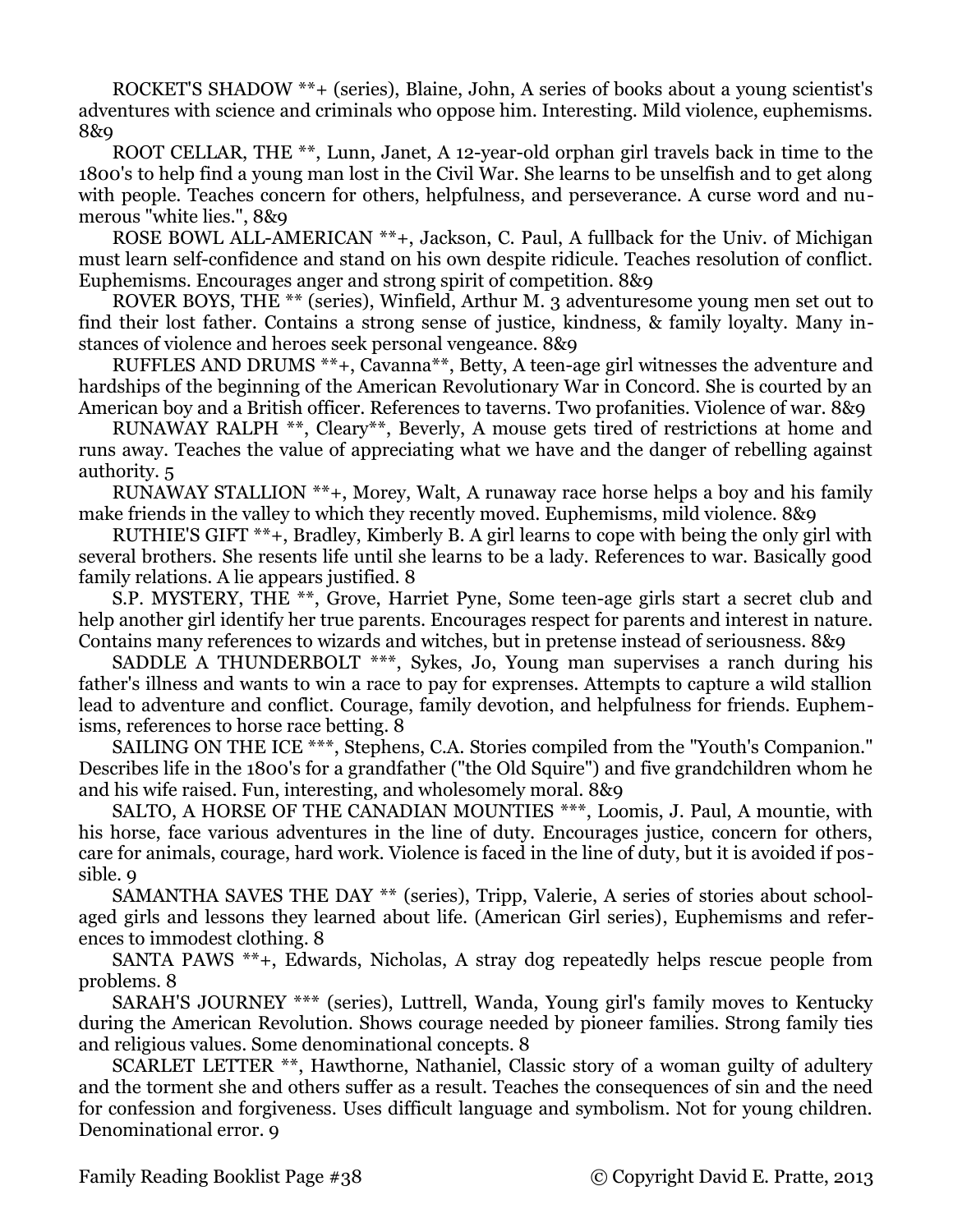ROCKET'S SHADOW **+ (series), Blaine, John, A series of books about a young scientist's adventures with science and criminals who oppose him. Interesting. Mild violence, euphemisms. 8&9

ROOT CELLAR, THE **, Lunn, Janet, A 12-year-old orphan girl travels back in time to the 1800's to help find a young man lost in the Civil War. She learns to be unselfish and to get along with people. Teaches concern for others, helpfulness, and perseverance. A curse word and numerous "white lies.", 8&9

ROSE BOWL ALL-AMERICAN **+, Jackson, C. Paul, A fullback for the Univ. of Michigan must learn self-confidence and stand on his own despite ridicule. Teaches resolution of conflict. Euphemisms. Encourages anger and strong spirit of competition. 8&9

ROVER BOYS, THE ** (series), Winfield, Arthur M. 3 adventuresome young men set out to find their lost father. Contains a strong sense of justice, kindness, & family loyalty. Many instances of violence and heroes seek personal vengeance. 8&9

RUFFLES AND DRUMS **+, Cavanna**, Betty, A teen-age girl witnesses the adventure and hardships of the beginning of the American Revolutionary War in Concord. She is courted by an American boy and a British officer. References to taverns. Two profanities. Violence of war. 8&9

RUNAWAY RALPH **, Cleary**, Beverly, A mouse gets tired of restrictions at home and runs away. Teaches the value of appreciating what we have and the danger of rebelling against authority. 5

RUNAWAY STALLION **+, Morey, Walt, A runaway race horse helps a boy and his family make friends in the valley to which they recently moved. Euphemisms, mild violence. 8&9

RUTHIE'S GIFT **+, Bradley, Kimberly B. A girl learns to cope with being the only girl with several brothers. She resents life until she learns to be a lady. References to war. Basically good family relations. A lie appears justified. 8

S.P. MYSTERY, THE **, Grove, Harriet Pyne, Some teen-age girls start a secret club and help another girl identify her true parents. Encourages respect for parents and interest in nature. Contains many references to wizards and witches, but in pretense instead of seriousness. 8&9

SADDLE A THUNDERBOLT ***, Sykes, Jo, Young man supervises a ranch during his father's illness and wants to win a race to pay for exprenses. Attempts to capture a wild stallion lead to adventure and conflict. Courage, family devotion, and helpfulness for friends. Euphemisms, references to horse race betting. 8

SAILING ON THE ICE ***, Stephens, C.A. Stories compiled from the "Youth's Companion." Describes life in the 1800's for a grandfather ("the Old Squire") and five grandchildren whom he and his wife raised. Fun, interesting, and wholesomely moral. 8&9

SALTO, A HORSE OF THE CANADIAN MOUNTIES ***, Loomis, J. Paul, A mountie, with his horse, face various adventures in the line of duty. Encourages justice, concern for others, care for animals, courage, hard work. Violence is faced in the line of duty, but it is avoided if possible. 9

SAMANTHA SAVES THE DAY ** (series), Tripp, Valerie, A series of stories about school-aged girls and lessons they learned about life. (American Girl series), Euphemisms and references to immodest clothing. 8

SANTA PAWS **+, Edwards, Nicholas, A stray dog repeatedly helps rescue people from problems. 8

SARAH'S JOURNEY *** (series), Luttrell, Wanda, Young girl's family moves to Kentucky during the American Revolution. Shows courage needed by pioneer families. Strong family ties and religious values. Some denominational concepts. 8

SCARLET LETTER **, Hawthorne, Nathaniel, Classic story of a woman guilty of adultery and the torment she and others suffer as a result. Teaches the consequences of sin and the need for confession and forgiveness. Uses difficult language and symbolism. Not for young children. Denominational error. 9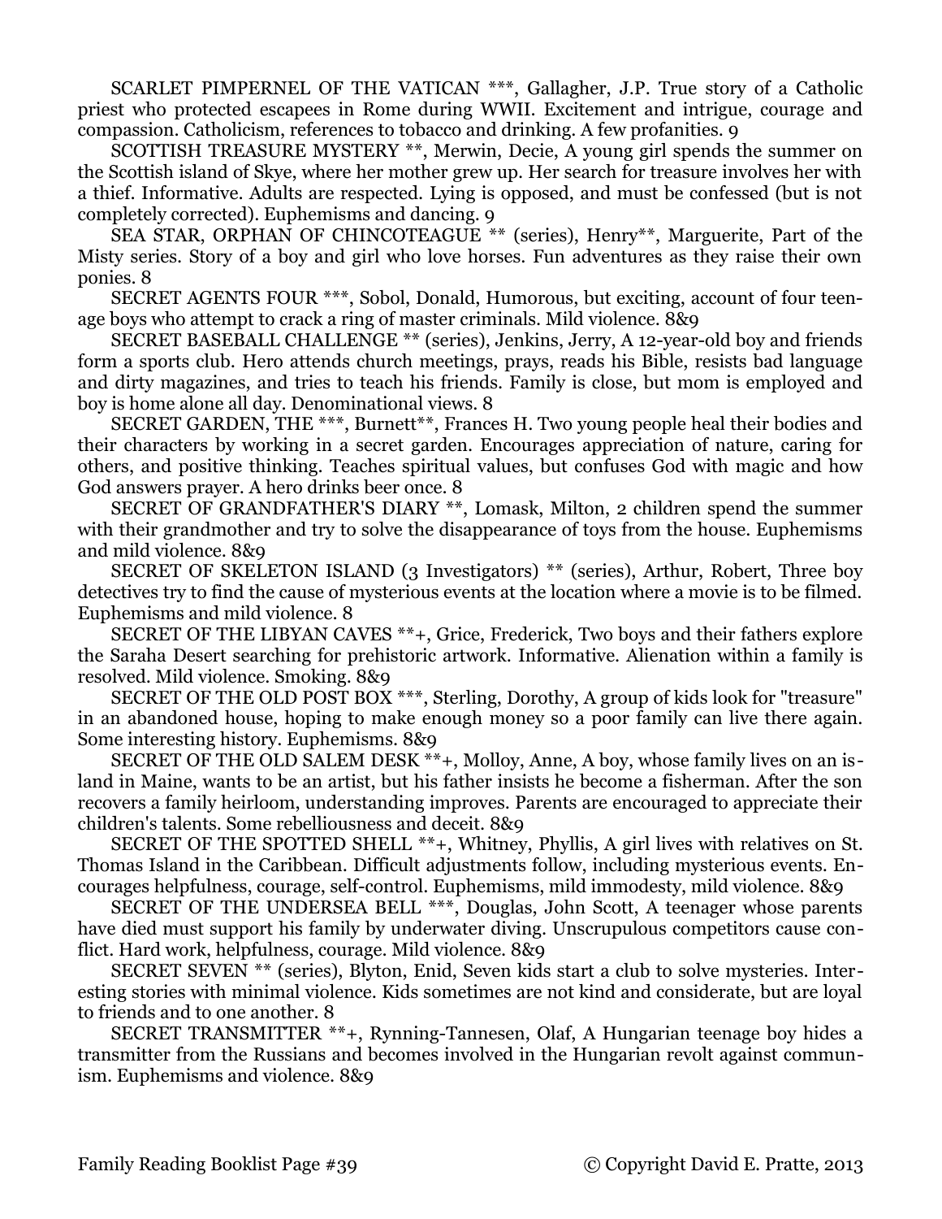SCARLET PIMPERNEL OF THE VATICAN ***, Gallagher, J.P. True story of a Catholic priest who protected escapees in Rome during WWII. Excitement and intrigue, courage and compassion. Catholicism, references to tobacco and drinking. A few profanities. 9

SCOTTISH TREASURE MYSTERY **, Merwin, Decie, A young girl spends the summer on the Scottish island of Skye, where her mother grew up. Her search for treasure involves her with a thief. Informative. Adults are respected. Lying is opposed, and must be confessed (but is not completely corrected). Euphemisms and dancing. 9

SEA STAR, ORPHAN OF CHINCOTEAGUE ** (series), Henry**, Marguerite, Part of the Misty series. Story of a boy and girl who love horses. Fun adventures as they raise their own ponies. 8

SECRET AGENTS FOUR ***, Sobol, Donald, Humorous, but exciting, account of four teenage boys who attempt to crack a ring of master criminals. Mild violence. 8&9

SECRET BASEBALL CHALLENGE ** (series), Jenkins, Jerry, A 12-year-old boy and friends form a sports club. Hero attends church meetings, prays, reads his Bible, resists bad language and dirty magazines, and tries to teach his friends. Family is close, but mom is employed and boy is home alone all day. Denominational views. 8

SECRET GARDEN, THE ***, Burnett**, Frances H. Two young people heal their bodies and their characters by working in a secret garden. Encourages appreciation of nature, caring for others, and positive thinking. Teaches spiritual values, but confuses God with magic and how God answers prayer. A hero drinks beer once. 8

SECRET OF GRANDFATHER'S DIARY **, Lomask, Milton, 2 children spend the summer with their grandmother and try to solve the disappearance of toys from the house. Euphemisms and mild violence. 8&9

SECRET OF SKELETON ISLAND (3 Investigators) ** (series), Arthur, Robert, Three boy detectives try to find the cause of mysterious events at the location where a movie is to be filmed. Euphemisms and mild violence. 8

SECRET OF THE LIBYAN CAVES **+, Grice, Frederick, Two boys and their fathers explore the Saraha Desert searching for prehistoric artwork. Informative. Alienation within a family is resolved. Mild violence. Smoking. 8&9

SECRET OF THE OLD POST BOX ***, Sterling, Dorothy, A group of kids look for "treasure" in an abandoned house, hoping to make enough money so a poor family can live there again. Some interesting history. Euphemisms. 8&9

SECRET OF THE OLD SALEM DESK **+, Molloy, Anne, A boy, whose family lives on an island in Maine, wants to be an artist, but his father insists he become a fisherman. After the son recovers a family heirloom, understanding improves. Parents are encouraged to appreciate their children's talents. Some rebelliousness and deceit. 8&9

SECRET OF THE SPOTTED SHELL **+, Whitney, Phyllis, A girl lives with relatives on St. Thomas Island in the Caribbean. Difficult adjustments follow, including mysterious events. Encourages helpfulness, courage, self-control. Euphemisms, mild immodesty, mild violence. 8&9

SECRET OF THE UNDERSEA BELL ***, Douglas, John Scott, A teenager whose parents have died must support his family by underwater diving. Unscrupulous competitors cause conflict. Hard work, helpfulness, courage. Mild violence. 8&9

SECRET SEVEN ** (series), Blyton, Enid, Seven kids start a club to solve mysteries. Interesting stories with minimal violence. Kids sometimes are not kind and considerate, but are loyal to friends and to one another. 8

SECRET TRANSMITTER **+, Rynning-Tannesen, Olaf, A Hungarian teenage boy hides a transmitter from the Russians and becomes involved in the Hungarian revolt against communism. Euphemisms and violence. 8&9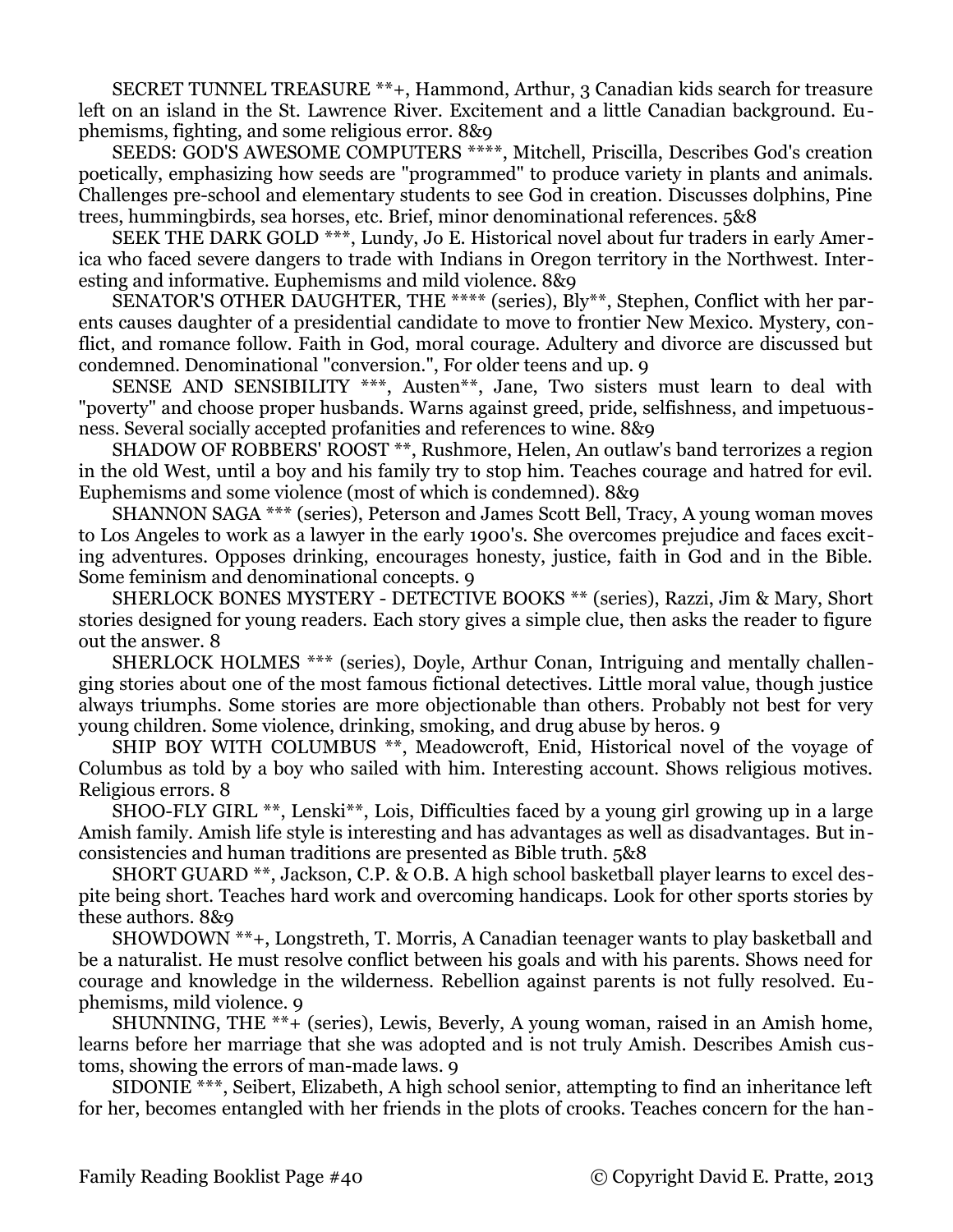SECRET TUNNEL TREASURE **+, Hammond, Arthur, 3 Canadian kids search for treasure left on an island in the St. Lawrence River. Excitement and a little Canadian background. Euphemisms, fighting, and some religious error. 8&9

SEEDS: GOD'S AWESOME COMPUTERS ****, Mitchell, Priscilla, Describes God's creation poetically, emphasizing how seeds are "programmed" to produce variety in plants and animals. Challenges pre-school and elementary students to see God in creation. Discusses dolphins, Pine trees, hummingbirds, sea horses, etc. Brief, minor denominational references. 5&8

SEEK THE DARK GOLD ***, Lundy, Jo E. Historical novel about fur traders in early America who faced severe dangers to trade with Indians in Oregon territory in the Northwest. Interesting and informative. Euphemisms and mild violence. 8&9

SENATOR'S OTHER DAUGHTER, THE **** (series), Bly**, Stephen, Conflict with her parents causes daughter of a presidential candidate to move to frontier New Mexico. Mystery, conflict, and romance follow. Faith in God, moral courage. Adultery and divorce are discussed but condemned. Denominational "conversion.", For older teens and up. 9

SENSE AND SENSIBILITY ***, Austen**, Jane, Two sisters must learn to deal with "poverty" and choose proper husbands. Warns against greed, pride, selfishness, and impetuousness. Several socially accepted profanities and references to wine. 8&9

SHADOW OF ROBBERS' ROOST **, Rushmore, Helen, An outlaw's band terrorizes a region in the old West, until a boy and his family try to stop him. Teaches courage and hatred for evil. Euphemisms and some violence (most of which is condemned). 8&9

SHANNON SAGA *** (series), Peterson and James Scott Bell, Tracy, A young woman moves to Los Angeles to work as a lawyer in the early 1900's. She overcomes prejudice and faces exciting adventures. Opposes drinking, encourages honesty, justice, faith in God and in the Bible. Some feminism and denominational concepts. 9

SHERLOCK BONES MYSTERY - DETECTIVE BOOKS ** (series), Razzi, Jim & Mary, Short stories designed for young readers. Each story gives a simple clue, then asks the reader to figure out the answer. 8

SHERLOCK HOLMES *** (series), Doyle, Arthur Conan, Intriguing and mentally challenging stories about one of the most famous fictional detectives. Little moral value, though justice always triumphs. Some stories are more objectionable than others. Probably not best for very young children. Some violence, drinking, smoking, and drug abuse by heros. 9

SHIP BOY WITH COLUMBUS **, Meadowcroft, Enid, Historical novel of the voyage of Columbus as told by a boy who sailed with him. Interesting account. Shows religious motives. Religious errors. 8

SHOO-FLY GIRL **, Lenski**, Lois, Difficulties faced by a young girl growing up in a large Amish family. Amish life style is interesting and has advantages as well as disadvantages. But inconsistencies and human traditions are presented as Bible truth. 5&8

SHORT GUARD **, Jackson, C.P. & O.B. A high school basketball player learns to excel despite being short. Teaches hard work and overcoming handicaps. Look for other sports stories by these authors. 8&9

SHOWDOWN **+, Longstreth, T. Morris, A Canadian teenager wants to play basketball and be a naturalist. He must resolve conflict between his goals and with his parents. Shows need for courage and knowledge in the wilderness. Rebellion against parents is not fully resolved. Euphemisms, mild violence. 9

SHUNNING, THE **+ (series), Lewis, Beverly, A young woman, raised in an Amish home, learns before her marriage that she was adopted and is not truly Amish. Describes Amish customs, showing the errors of man-made laws. 9

SIDONIE ***, Seibert, Elizabeth, A high school senior, attempting to find an inheritance left for her, becomes entangled with her friends in the plots of crooks. Teaches concern for the han-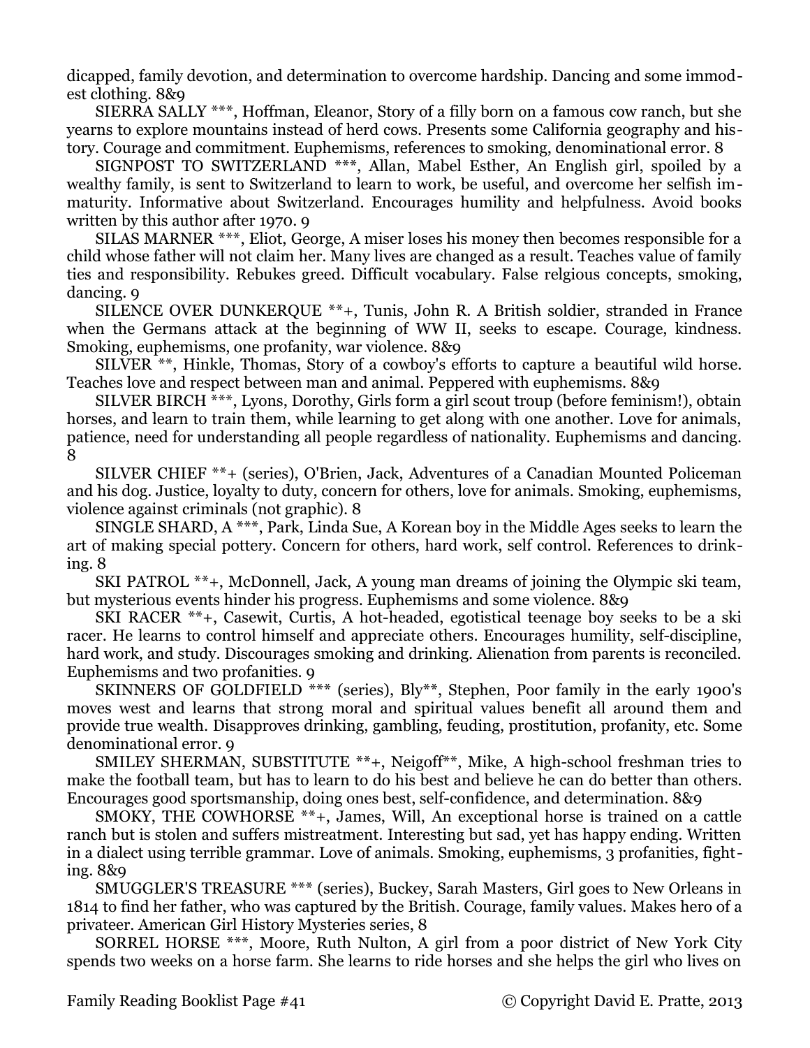dicapped, family devotion, and determination to overcome hardship. Dancing and some immodest clothing. 8&9

SIERRA SALLY ***, Hoffman, Eleanor, Story of a filly born on a famous cow ranch, but she yearns to explore mountains instead of herd cows. Presents some California geography and history. Courage and commitment. Euphemisms, references to smoking, denominational error. 8

SIGNPOST TO SWITZERLAND ***, Allan, Mabel Esther, An English girl, spoiled by a wealthy family, is sent to Switzerland to learn to work, be useful, and overcome her selfish immaturity. Informative about Switzerland. Encourages humility and helpfulness. Avoid books written by this author after 1970. 9

SILAS MARNER ***, Eliot, George, A miser loses his money then becomes responsible for a child whose father will not claim her. Many lives are changed as a result. Teaches value of family ties and responsibility. Rebukes greed. Difficult vocabulary. False relgious concepts, smoking, dancing. 9

SILENCE OVER DUNKERQUE **+, Tunis, John R. A British soldier, stranded in France when the Germans attack at the beginning of WW II, seeks to escape. Courage, kindness. Smoking, euphemisms, one profanity, war violence. 8&9

SILVER **, Hinkle, Thomas, Story of a cowboy's efforts to capture a beautiful wild horse. Teaches love and respect between man and animal. Peppered with euphemisms. 8&9

SILVER BIRCH ***, Lyons, Dorothy, Girls form a girl scout troup (before feminism!), obtain horses, and learn to train them, while learning to get along with one another. Love for animals, patience, need for understanding all people regardless of nationality. Euphemisms and dancing. 8

SILVER CHIEF **+ (series), O'Brien, Jack, Adventures of a Canadian Mounted Policeman and his dog. Justice, loyalty to duty, concern for others, love for animals. Smoking, euphemisms, violence against criminals (not graphic). 8

SINGLE SHARD, A ***, Park, Linda Sue, A Korean boy in the Middle Ages seeks to learn the art of making special pottery. Concern for others, hard work, self control. References to drinking. 8

SKI PATROL **+, McDonnell, Jack, A young man dreams of joining the Olympic ski team, but mysterious events hinder his progress. Euphemisms and some violence. 8&9

SKI RACER **+, Casewit, Curtis, A hot-headed, egotistical teenage boy seeks to be a ski racer. He learns to control himself and appreciate others. Encourages humility, self-discipline, hard work, and study. Discourages smoking and drinking. Alienation from parents is reconciled. Euphemisms and two profanities. 9

SKINNERS OF GOLDFIELD *** (series), Bly**, Stephen, Poor family in the early 1900's moves west and learns that strong moral and spiritual values benefit all around them and provide true wealth. Disapproves drinking, gambling, feuding, prostitution, profanity, etc. Some denominational error. 9

SMILEY SHERMAN, SUBSTITUTE **+, Neigoff**, Mike, A high-school freshman tries to make the football team, but has to learn to do his best and believe he can do better than others. Encourages good sportsmanship, doing ones best, self-confidence, and determination. 8&9

SMOKY, THE COWHORSE **+, James, Will, An exceptional horse is trained on a cattle ranch but is stolen and suffers mistreatment. Interesting but sad, yet has happy ending. Written in a dialect using terrible grammar. Love of animals. Smoking, euphemisms, 3 profanities, fighting. 8&9

SMUGGLER'S TREASURE *** (series), Buckey, Sarah Masters, Girl goes to New Orleans in 1814 to find her father, who was captured by the British. Courage, family values. Makes hero of a privateer. American Girl History Mysteries series, 8

SORREL HORSE ***, Moore, Ruth Nulton, A girl from a poor district of New York City spends two weeks on a horse farm. She learns to ride horses and she helps the girl who lives on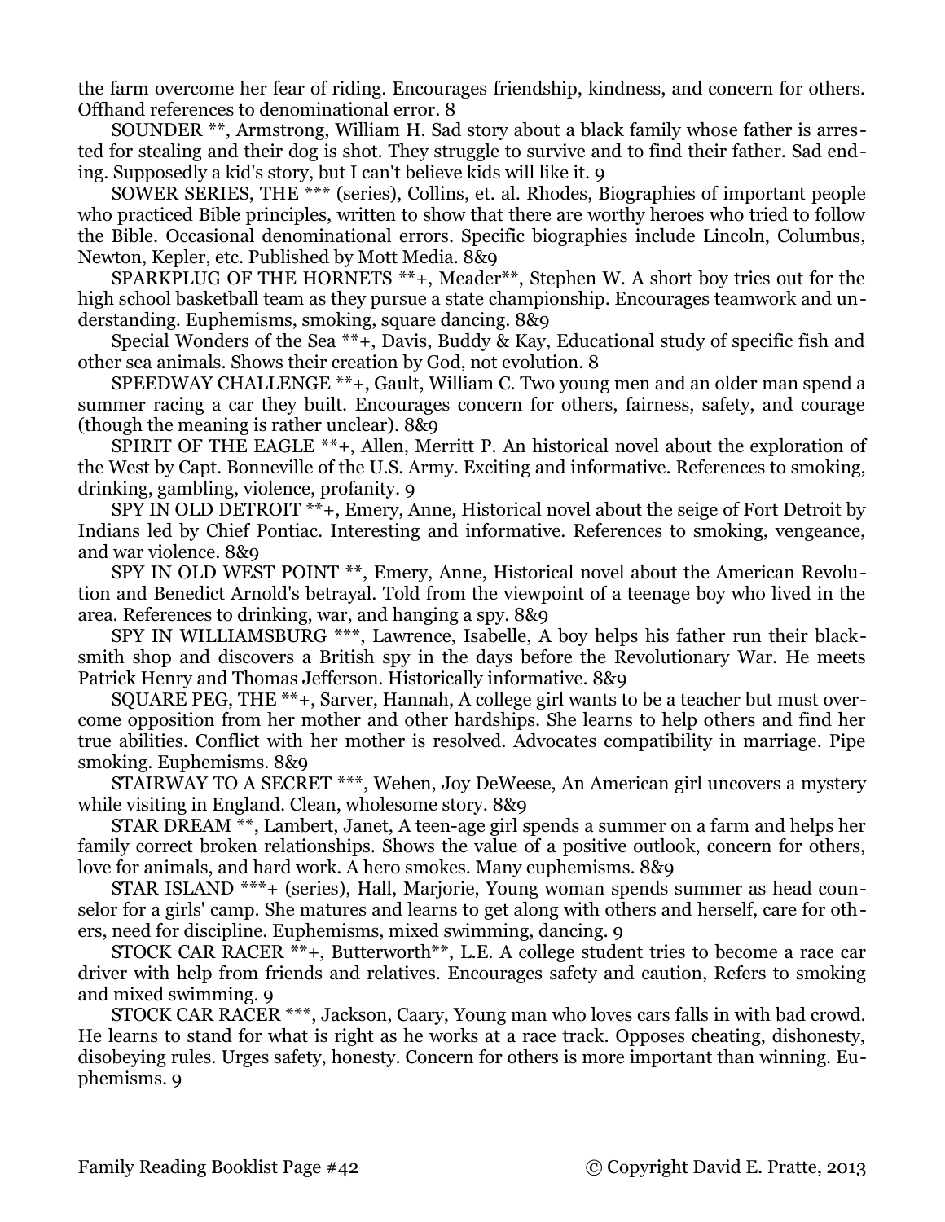the farm overcome her fear of riding. Encourages friendship, kindness, and concern for others. Offhand references to denominational error. 8

SOUNDER **, Armstrong, William H. Sad story about a black family whose father is arrested for stealing and their dog is shot. They struggle to survive and to find their father. Sad ending. Supposedly a kid's story, but I can't believe kids will like it. 9

SOWER SERIES, THE *** (series), Collins, et. al. Rhodes, Biographies of important people who practiced Bible principles, written to show that there are worthy heroes who tried to follow the Bible. Occasional denominational errors. Specific biographies include Lincoln, Columbus, Newton, Kepler, etc. Published by Mott Media. 8&9

SPARKPLUG OF THE HORNETS **+, Meader**, Stephen W. A short boy tries out for the high school basketball team as they pursue a state championship. Encourages teamwork and understanding. Euphemisms, smoking, square dancing. 8&9

Special Wonders of the Sea **+, Davis, Buddy & Kay, Educational study of specific fish and other sea animals. Shows their creation by God, not evolution. 8

SPEEDWAY CHALLENGE **+, Gault, William C. Two young men and an older man spend a summer racing a car they built. Encourages concern for others, fairness, safety, and courage (though the meaning is rather unclear). 8&9

SPIRIT OF THE EAGLE **+, Allen, Merritt P. An historical novel about the exploration of the West by Capt. Bonneville of the U.S. Army. Exciting and informative. References to smoking, drinking, gambling, violence, profanity. 9

SPY IN OLD DETROIT **+, Emery, Anne, Historical novel about the seige of Fort Detroit by Indians led by Chief Pontiac. Interesting and informative. References to smoking, vengeance, and war violence. 8&9

SPY IN OLD WEST POINT **, Emery, Anne, Historical novel about the American Revolution and Benedict Arnold's betrayal. Told from the viewpoint of a teenage boy who lived in the area. References to drinking, war, and hanging a spy. 8&9

SPY IN WILLIAMSBURG ***, Lawrence, Isabelle, A boy helps his father run their blacksmith shop and discovers a British spy in the days before the Revolutionary War. He meets Patrick Henry and Thomas Jefferson. Historically informative. 8&9

SQUARE PEG, THE **+, Sarver, Hannah, A college girl wants to be a teacher but must overcome opposition from her mother and other hardships. She learns to help others and find her true abilities. Conflict with her mother is resolved. Advocates compatibility in marriage. Pipe smoking. Euphemisms. 8&9

STAIRWAY TO A SECRET ***, Wehen, Joy DeWeese, An American girl uncovers a mystery while visiting in England. Clean, wholesome story. 8&9

STAR DREAM **, Lambert, Janet, A teen-age girl spends a summer on a farm and helps her family correct broken relationships. Shows the value of a positive outlook, concern for others, love for animals, and hard work. A hero smokes. Many euphemisms. 8&9

STAR ISLAND ***+ (series), Hall, Marjorie, Young woman spends summer as head counselor for a girls' camp. She matures and learns to get along with others and herself, care for others, need for discipline. Euphemisms, mixed swimming, dancing. 9

STOCK CAR RACER **+, Butterworth**, L.E. A college student tries to become a race car driver with help from friends and relatives. Encourages safety and caution, Refers to smoking and mixed swimming. 9

STOCK CAR RACER ***, Jackson, Caary, Young man who loves cars falls in with bad crowd. He learns to stand for what is right as he works at a race track. Opposes cheating, dishonesty, disobeying rules. Urges safety, honesty. Concern for others is more important than winning. Euphemisms. 9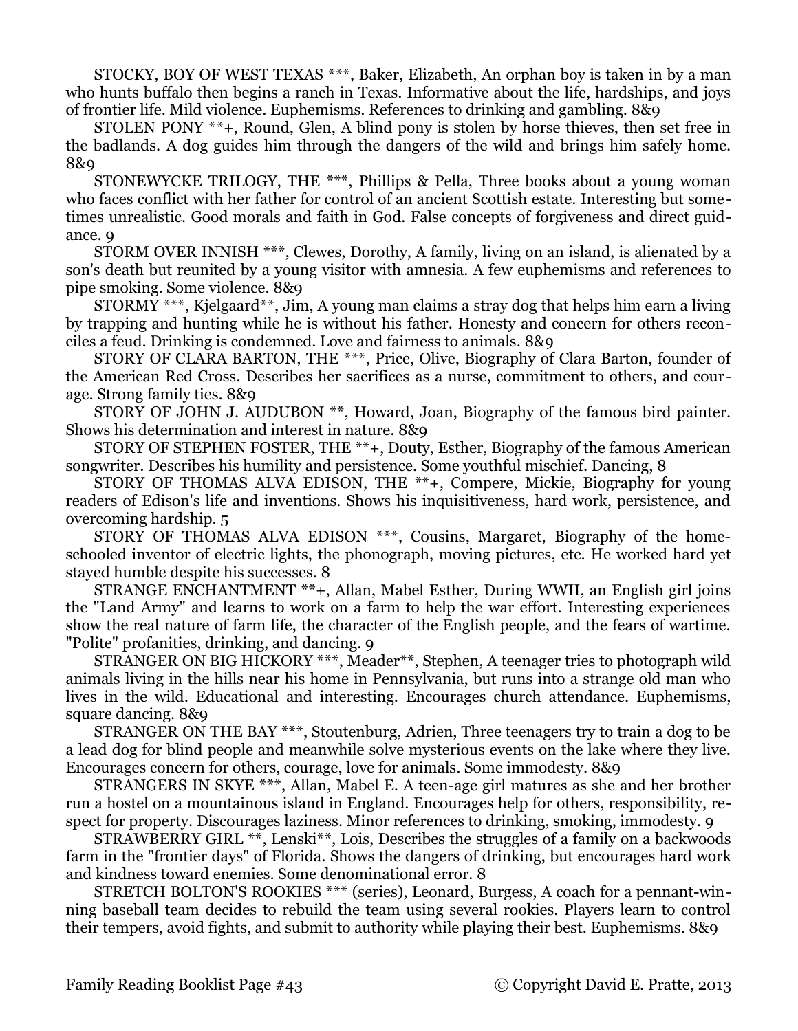STOCKY, BOY OF WEST TEXAS ***, Baker, Elizabeth, An orphan boy is taken in by a man who hunts buffalo then begins a ranch in Texas. Informative about the life, hardships, and joys of frontier life. Mild violence. Euphemisms. References to drinking and gambling. 8&9

STOLEN PONY **+, Round, Glen, A blind pony is stolen by horse thieves, then set free in the badlands. A dog guides him through the dangers of the wild and brings him safely home. 8&9

STONEWYCKE TRILOGY, THE ***, Phillips & Pella, Three books about a young woman who faces conflict with her father for control of an ancient Scottish estate. Interesting but sometimes unrealistic. Good morals and faith in God. False concepts of forgiveness and direct guidance. 9

STORM OVER INNISH ***, Clewes, Dorothy, A family, living on an island, is alienated by a son's death but reunited by a young visitor with amnesia. A few euphemisms and references to pipe smoking. Some violence. 8&9

STORMY ***, Kjelgaard**, Jim, A young man claims a stray dog that helps him earn a living by trapping and hunting while he is without his father. Honesty and concern for others reconciles a feud. Drinking is condemned. Love and fairness to animals. 8&9

STORY OF CLARA BARTON, THE ***, Price, Olive, Biography of Clara Barton, founder of the American Red Cross. Describes her sacrifices as a nurse, commitment to others, and courage. Strong family ties. 8&9

STORY OF JOHN J. AUDUBON **, Howard, Joan, Biography of the famous bird painter. Shows his determination and interest in nature. 8&9

STORY OF STEPHEN FOSTER, THE **+, Douty, Esther, Biography of the famous American songwriter. Describes his humility and persistence. Some youthful mischief. Dancing, 8

STORY OF THOMAS ALVA EDISON, THE **+, Compere, Mickie, Biography for young readers of Edison's life and inventions. Shows his inquisitiveness, hard work, persistence, and overcoming hardship. 5

STORY OF THOMAS ALVA EDISON ***, Cousins, Margaret, Biography of the home-schooled inventor of electric lights, the phonograph, moving pictures, etc. He worked hard yet stayed humble despite his successes. 8

STRANGE ENCHANTMENT **+, Allan, Mabel Esther, During WWII, an English girl joins the "Land Army" and learns to work on a farm to help the war effort. Interesting experiences show the real nature of farm life, the character of the English people, and the fears of wartime. "Polite" profanities, drinking, and dancing. 9

STRANGER ON BIG HICKORY ***, Meader**, Stephen, A teenager tries to photograph wild animals living in the hills near his home in Pennsylvania, but runs into a strange old man who lives in the wild. Educational and interesting. Encourages church attendance. Euphemisms, square dancing. 8&9

STRANGER ON THE BAY ***, Stoutenburg, Adrien, Three teenagers try to train a dog to be a lead dog for blind people and meanwhile solve mysterious events on the lake where they live. Encourages concern for others, courage, love for animals. Some immodesty. 8&9

STRANGERS IN SKYE ***, Allan, Mabel E. A teen-age girl matures as she and her brother run a hostel on a mountainous island in England. Encourages help for others, responsibility, respect for property. Discourages laziness. Minor references to drinking, smoking, immodesty. 9

STRAWBERRY GIRL **, Lenski**, Lois, Describes the struggles of a family on a backwoods farm in the "frontier days" of Florida. Shows the dangers of drinking, but encourages hard work and kindness toward enemies. Some denominational error. 8

STRETCH BOLTON'S ROOKIES *** (series), Leonard, Burgess, A coach for a pennant-winning baseball team decides to rebuild the team using several rookies. Players learn to control their tempers, avoid fights, and submit to authority while playing their best. Euphemisms. 8&9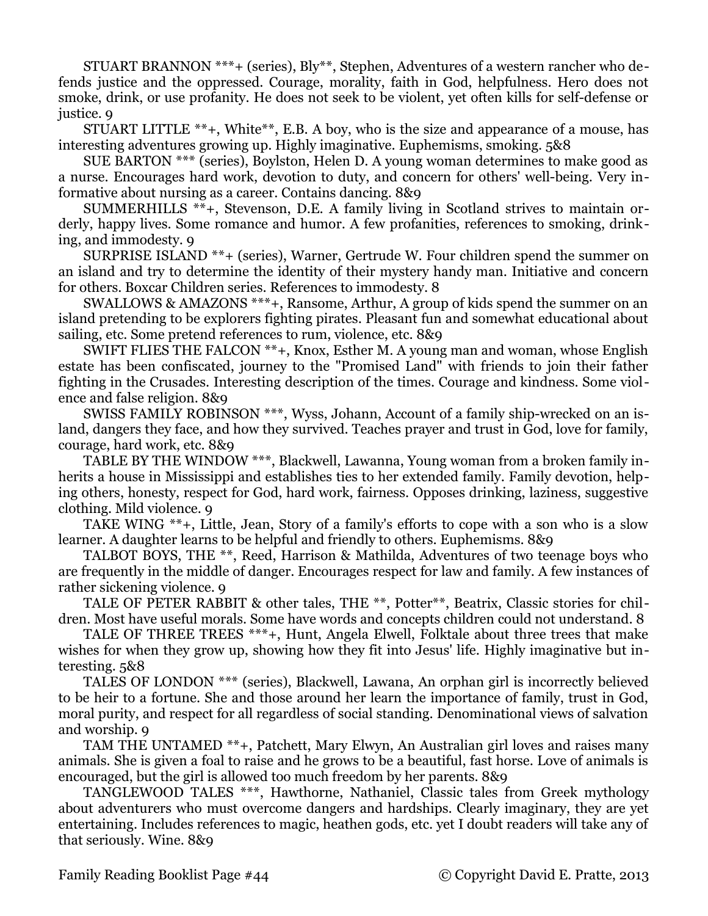STUART BRANNON ***+ (series), Bly**, Stephen, Adventures of a western rancher who defends justice and the oppressed. Courage, morality, faith in God, helpfulness. Hero does not smoke, drink, or use profanity. He does not seek to be violent, yet often kills for self-defense or justice. 9

STUART LITTLE **+, White**, E.B. A boy, who is the size and appearance of a mouse, has interesting adventures growing up. Highly imaginative. Euphemisms, smoking. 5&8

SUE BARTON *** (series), Boylston, Helen D. A young woman determines to make good as a nurse. Encourages hard work, devotion to duty, and concern for others' well-being. Very informative about nursing as a career. Contains dancing. 8&9

SUMMERHILLS **+, Stevenson, D.E. A family living in Scotland strives to maintain orderly, happy lives. Some romance and humor. A few profanities, references to smoking, drinking, and immodesty. 9

SURPRISE ISLAND **+ (series), Warner, Gertrude W. Four children spend the summer on an island and try to determine the identity of their mystery handy man. Initiative and concern for others. Boxcar Children series. References to immodesty. 8

SWALLOWS & AMAZONS ***+, Ransome, Arthur, A group of kids spend the summer on an island pretending to be explorers fighting pirates. Pleasant fun and somewhat educational about sailing, etc. Some pretend references to rum, violence, etc. 8&9

SWIFT FLIES THE FALCON **+, Knox, Esther M. A young man and woman, whose English estate has been confiscated, journey to the "Promised Land" with friends to join their father fighting in the Crusades. Interesting description of the times. Courage and kindness. Some violence and false religion. 8&9

SWISS FAMILY ROBINSON ***, Wyss, Johann, Account of a family ship-wrecked on an island, dangers they face, and how they survived. Teaches prayer and trust in God, love for family, courage, hard work, etc. 8&9

TABLE BY THE WINDOW ***, Blackwell, Lawanna, Young woman from a broken family inherits a house in Mississippi and establishes ties to her extended family. Family devotion, helping others, honesty, respect for God, hard work, fairness. Opposes drinking, laziness, suggestive clothing. Mild violence. 9

TAKE WING **+, Little, Jean, Story of a family's efforts to cope with a son who is a slow learner. A daughter learns to be helpful and friendly to others. Euphemisms. 8&9

TALBOT BOYS, THE **, Reed, Harrison & Mathilda, Adventures of two teenage boys who are frequently in the middle of danger. Encourages respect for law and family. A few instances of rather sickening violence. 9

TALE OF PETER RABBIT & other tales, THE **, Potter**, Beatrix, Classic stories for children. Most have useful morals. Some have words and concepts children could not understand. 8

TALE OF THREE TREES ***+, Hunt, Angela Elwell, Folktale about three trees that make wishes for when they grow up, showing how they fit into Jesus' life. Highly imaginative but interesting. 5&8

TALES OF LONDON *** (series), Blackwell, Lawana, An orphan girl is incorrectly believed to be heir to a fortune. She and those around her learn the importance of family, trust in God, moral purity, and respect for all regardless of social standing. Denominational views of salvation and worship. 9

TAM THE UNTAMED **+, Patchett, Mary Elwyn, An Australian girl loves and raises many animals. She is given a foal to raise and he grows to be a beautiful, fast horse. Love of animals is encouraged, but the girl is allowed too much freedom by her parents. 8&9

TANGLEWOOD TALES ***, Hawthorne, Nathaniel, Classic tales from Greek mythology about adventurers who must overcome dangers and hardships. Clearly imaginary, they are yet entertaining. Includes references to magic, heathen gods, etc. yet I doubt readers will take any of that seriously. Wine. 8&9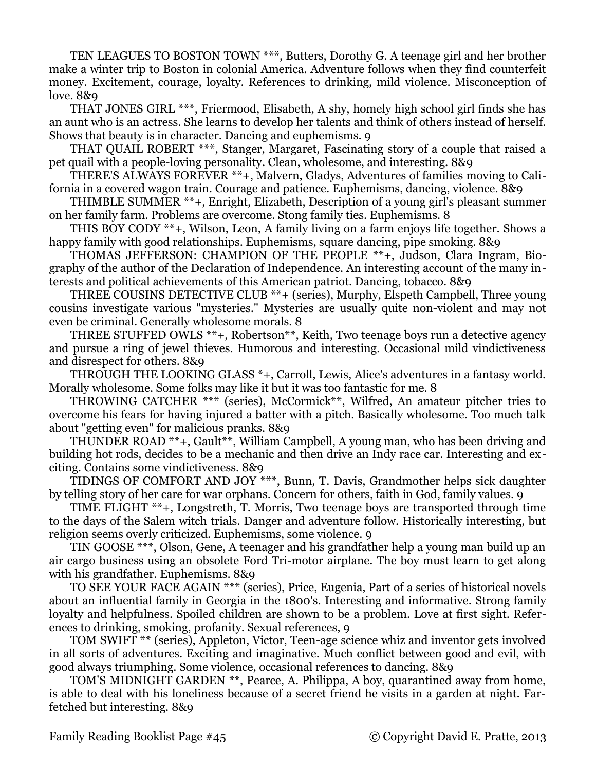TEN LEAGUES TO BOSTON TOWN ***, Butters, Dorothy G. A teenage girl and her brother make a winter trip to Boston in colonial America. Adventure follows when they find counterfeit money. Excitement, courage, loyalty. References to drinking, mild violence. Misconception of love. 8&9

THAT JONES GIRL ***, Friermood, Elisabeth, A shy, homely high school girl finds she has an aunt who is an actress. She learns to develop her talents and think of others instead of herself. Shows that beauty is in character. Dancing and euphemisms. 9

THAT QUAIL ROBERT ***, Stanger, Margaret, Fascinating story of a couple that raised a pet quail with a people-loving personality. Clean, wholesome, and interesting. 8&9

THERE'S ALWAYS FOREVER **+, Malvern, Gladys, Adventures of families moving to California in a covered wagon train. Courage and patience. Euphemisms, dancing, violence. 8&9

THIMBLE SUMMER **+, Enright, Elizabeth, Description of a young girl's pleasant summer on her family farm. Problems are overcome. Stong family ties. Euphemisms. 8

THIS BOY CODY **+, Wilson, Leon, A family living on a farm enjoys life together. Shows a happy family with good relationships. Euphemisms, square dancing, pipe smoking. 8&9

THOMAS JEFFERSON: CHAMPION OF THE PEOPLE **+, Judson, Clara Ingram, Biography of the author of the Declaration of Independence. An interesting account of the many interests and political achievements of this American patriot. Dancing, tobacco. 8&9

THREE COUSINS DETECTIVE CLUB **+ (series), Murphy, Elspeth Campbell, Three young cousins investigate various "mysteries." Mysteries are usually quite non-violent and may not even be criminal. Generally wholesome morals. 8

THREE STUFFED OWLS **+, Robertson**, Keith, Two teenage boys run a detective agency and pursue a ring of jewel thieves. Humorous and interesting. Occasional mild vindictiveness and disrespect for others. 8&9

THROUGH THE LOOKING GLASS *+, Carroll, Lewis, Alice's adventures in a fantasy world. Morally wholesome. Some folks may like it but it was too fantastic for me. 8

THROWING CATCHER *** (series), McCormick**, Wilfred, An amateur pitcher tries to overcome his fears for having injured a batter with a pitch. Basically wholesome. Too much talk about "getting even" for malicious pranks. 8&9

THUNDER ROAD **+, Gault**, William Campbell, A young man, who has been driving and building hot rods, decides to be a mechanic and then drive an Indy race car. Interesting and exciting. Contains some vindictiveness. 8&9

TIDINGS OF COMFORT AND JOY ***, Bunn, T. Davis, Grandmother helps sick daughter by telling story of her care for war orphans. Concern for others, faith in God, family values. 9

TIME FLIGHT **+, Longstreth, T. Morris, Two teenage boys are transported through time to the days of the Salem witch trials. Danger and adventure follow. Historically interesting, but religion seems overly criticized. Euphemisms, some violence. 9

TIN GOOSE ***, Olson, Gene, A teenager and his grandfather help a young man build up an air cargo business using an obsolete Ford Tri-motor airplane. The boy must learn to get along with his grandfather. Euphemisms. 8&9

TO SEE YOUR FACE AGAIN *** (series), Price, Eugenia, Part of a series of historical novels about an influential family in Georgia in the 1800's. Interesting and informative. Strong family loyalty and helpfulness. Spoiled children are shown to be a problem. Love at first sight. References to drinking, smoking, profanity. Sexual references, 9

TOM SWIFT ** (series), Appleton, Victor, Teen-age science whiz and inventor gets involved in all sorts of adventures. Exciting and imaginative. Much conflict between good and evil, with good always triumphing. Some violence, occasional references to dancing. 8&9

TOM'S MIDNIGHT GARDEN **, Pearce, A. Philippa, A boy, quarantined away from home, is able to deal with his loneliness because of a secret friend he visits in a garden at night. Farfetched but interesting. 8&9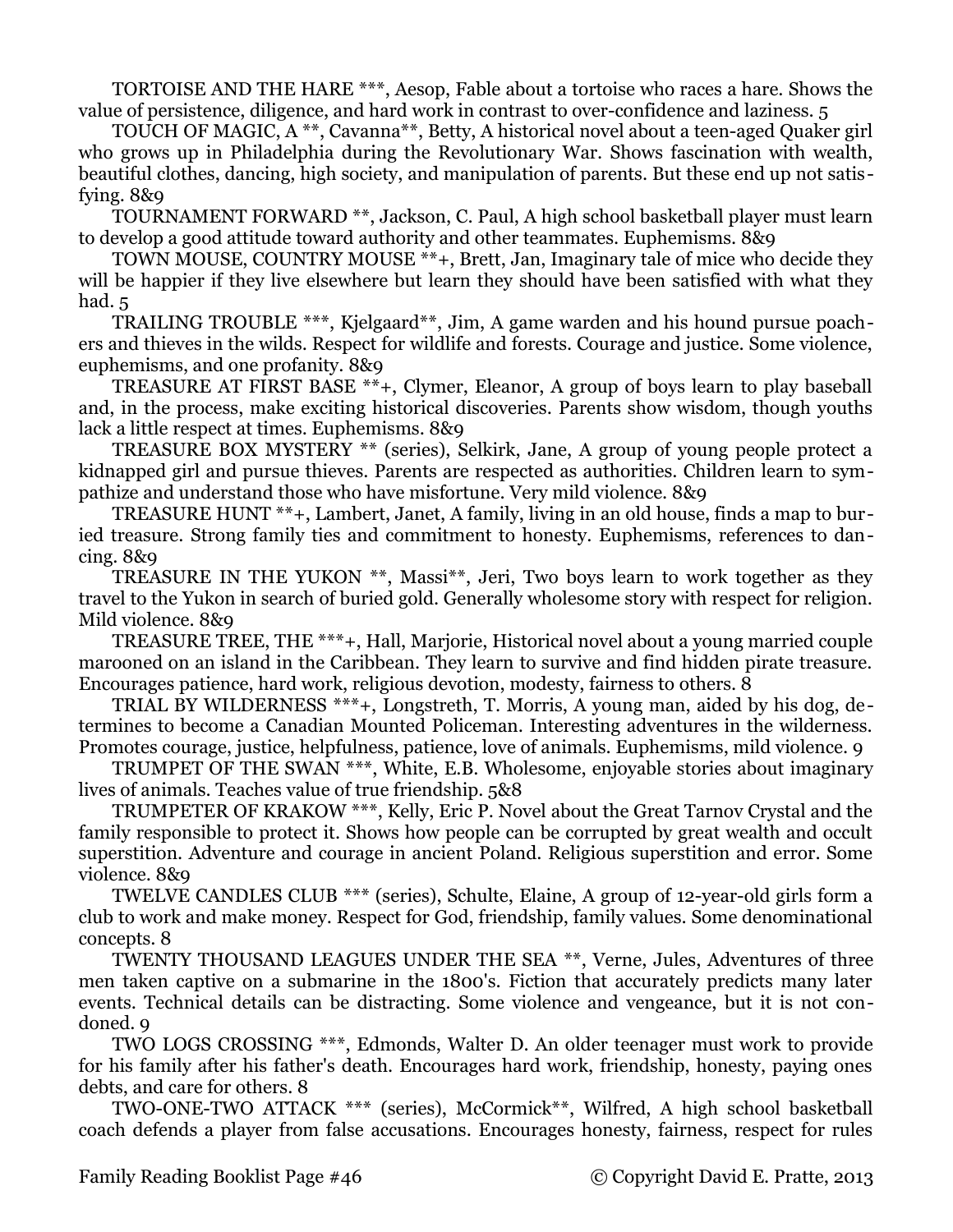TORTOISE AND THE HARE ***, Aesop, Fable about a tortoise who races a hare. Shows the value of persistence, diligence, and hard work in contrast to over-confidence and laziness. 5

TOUCH OF MAGIC, A **, Cavanna**, Betty, A historical novel about a teen-aged Quaker girl who grows up in Philadelphia during the Revolutionary War. Shows fascination with wealth, beautiful clothes, dancing, high society, and manipulation of parents. But these end up not satisfying. 8&9

TOURNAMENT FORWARD **, Jackson, C. Paul, A high school basketball player must learn to develop a good attitude toward authority and other teammates. Euphemisms. 8&9

TOWN MOUSE, COUNTRY MOUSE **+, Brett, Jan, Imaginary tale of mice who decide they will be happier if they live elsewhere but learn they should have been satisfied with what they had. 5

TRAILING TROUBLE ***, Kjelgaard**, Jim, A game warden and his hound pursue poachers and thieves in the wilds. Respect for wildlife and forests. Courage and justice. Some violence, euphemisms, and one profanity. 8&9

TREASURE AT FIRST BASE **+, Clymer, Eleanor, A group of boys learn to play baseball and, in the process, make exciting historical discoveries. Parents show wisdom, though youths lack a little respect at times. Euphemisms. 8&9

TREASURE BOX MYSTERY ** (series), Selkirk, Jane, A group of young people protect a kidnapped girl and pursue thieves. Parents are respected as authorities. Children learn to sympathize and understand those who have misfortune. Very mild violence. 8&9

TREASURE HUNT **+, Lambert, Janet, A family, living in an old house, finds a map to buried treasure. Strong family ties and commitment to honesty. Euphemisms, references to dancing. 8&9

TREASURE IN THE YUKON **, Massi**, Jeri, Two boys learn to work together as they travel to the Yukon in search of buried gold. Generally wholesome story with respect for religion. Mild violence. 8&9

TREASURE TREE, THE ***+, Hall, Marjorie, Historical novel about a young married couple marooned on an island in the Caribbean. They learn to survive and find hidden pirate treasure. Encourages patience, hard work, religious devotion, modesty, fairness to others. 8

TRIAL BY WILDERNESS ***+, Longstreth, T. Morris, A young man, aided by his dog, determines to become a Canadian Mounted Policeman. Interesting adventures in the wilderness. Promotes courage, justice, helpfulness, patience, love of animals. Euphemisms, mild violence. 9

TRUMPET OF THE SWAN ***, White, E.B. Wholesome, enjoyable stories about imaginary lives of animals. Teaches value of true friendship. 5&8

TRUMPETER OF KRAKOW ***, Kelly, Eric P. Novel about the Great Tarnov Crystal and the family responsible to protect it. Shows how people can be corrupted by great wealth and occult superstition. Adventure and courage in ancient Poland. Religious superstition and error. Some violence. 8&9

TWELVE CANDLES CLUB *** (series), Schulte, Elaine, A group of 12-year-old girls form a club to work and make money. Respect for God, friendship, family values. Some denominational concepts. 8

TWENTY THOUSAND LEAGUES UNDER THE SEA **, Verne, Jules, Adventures of three men taken captive on a submarine in the 1800's. Fiction that accurately predicts many later events. Technical details can be distracting. Some violence and vengeance, but it is not condoned. 9

TWO LOGS CROSSING ***, Edmonds, Walter D. An older teenager must work to provide for his family after his father's death. Encourages hard work, friendship, honesty, paying ones debts, and care for others. 8

TWO-ONE-TWO ATTACK *** (series), McCormick**, Wilfred, A high school basketball coach defends a player from false accusations. Encourages honesty, fairness, respect for rules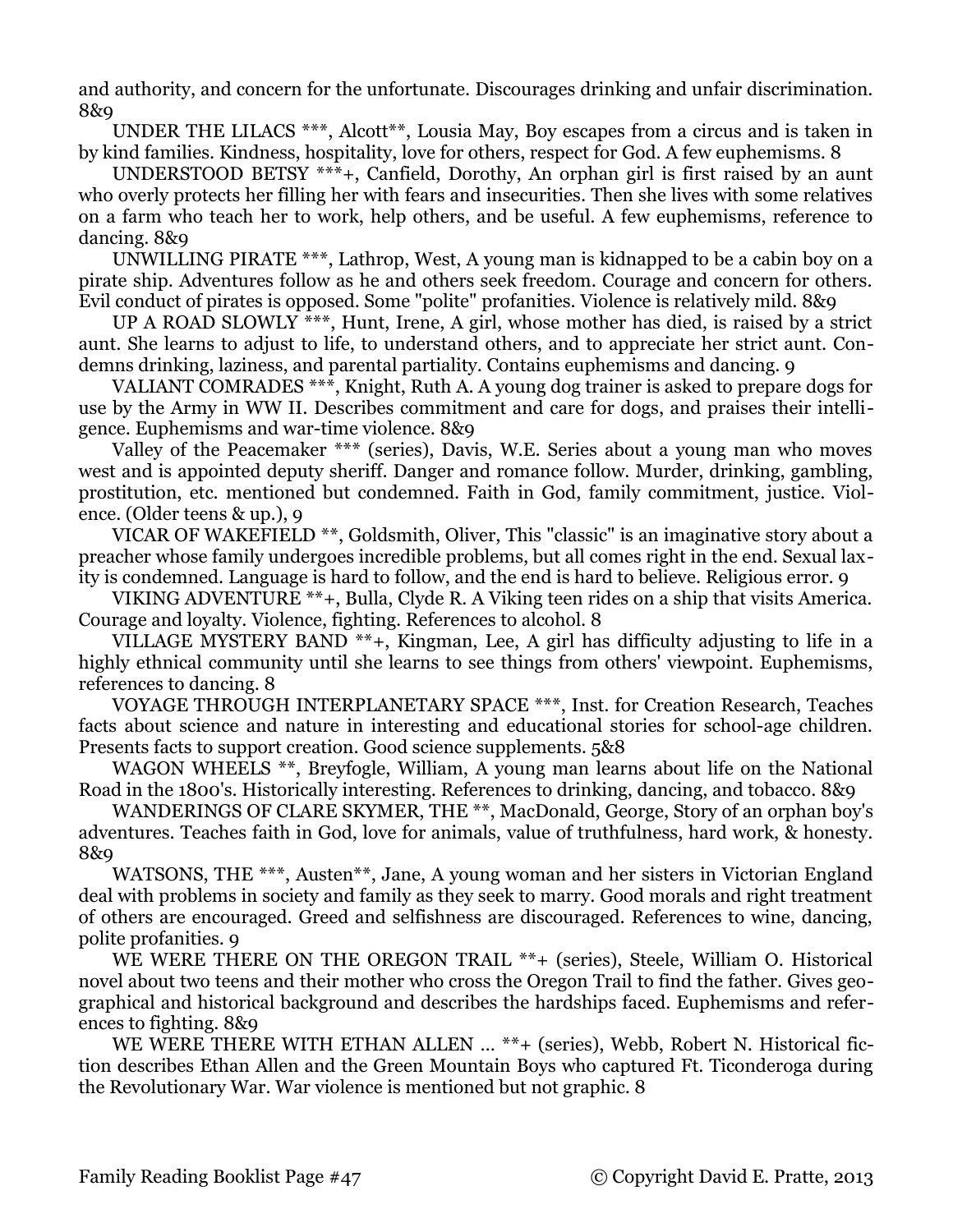and authority, and concern for the unfortunate. Discourages drinking and unfair discrimination. 8&9

UNDER THE LILACS ***, Alcott**, Lousia May, Boy escapes from a circus and is taken in by kind families. Kindness, hospitality, love for others, respect for God. A few euphemisms. 8

UNDERSTOOD BETSY ***+, Canfield, Dorothy, An orphan girl is first raised by an aunt who overly protects her filling her with fears and insecurities. Then she lives with some relatives on a farm who teach her to work, help others, and be useful. A few euphemisms, reference to dancing. 8&9

UNWILLING PIRATE ***, Lathrop, West, A young man is kidnapped to be a cabin boy on a pirate ship. Adventures follow as he and others seek freedom. Courage and concern for others. Evil conduct of pirates is opposed. Some "polite" profanities. Violence is relatively mild. 8&9

UP A ROAD SLOWLY ***, Hunt, Irene, A girl, whose mother has died, is raised by a strict aunt. She learns to adjust to life, to understand others, and to appreciate her strict aunt. Condemns drinking, laziness, and parental partiality. Contains euphemisms and dancing. 9

VALIANT COMRADES ***, Knight, Ruth A. A young dog trainer is asked to prepare dogs for use by the Army in WW II. Describes commitment and care for dogs, and praises their intelligence. Euphemisms and war-time violence. 8&9

Valley of the Peacemaker *** (series), Davis, W.E. Series about a young man who moves west and is appointed deputy sheriff. Danger and romance follow. Murder, drinking, gambling, prostitution, etc. mentioned but condemned. Faith in God, family commitment, justice. Violence. (Older teens & up.), 9

VICAR OF WAKEFIELD **, Goldsmith, Oliver, This "classic" is an imaginative story about a preacher whose family undergoes incredible problems, but all comes right in the end. Sexual laxity is condemned. Language is hard to follow, and the end is hard to believe. Religious error. 9

VIKING ADVENTURE **+, Bulla, Clyde R. A Viking teen rides on a ship that visits America. Courage and loyalty. Violence, fighting. References to alcohol. 8

VILLAGE MYSTERY BAND **+, Kingman, Lee, A girl has difficulty adjusting to life in a highly ethnical community until she learns to see things from others' viewpoint. Euphemisms, references to dancing. 8

VOYAGE THROUGH INTERPLANETARY SPACE ***, Inst. for Creation Research, Teaches facts about science and nature in interesting and educational stories for school-age children. Presents facts to support creation. Good science supplements. 5&8

WAGON WHEELS **, Breyfogle, William, A young man learns about life on the National Road in the 1800's. Historically interesting. References to drinking, dancing, and tobacco. 8&9

WANDERINGS OF CLARE SKYMER, THE **, MacDonald, George, Story of an orphan boy's adventures. Teaches faith in God, love for animals, value of truthfulness, hard work, & honesty. 8&9

WATSONS, THE ***, Austen**, Jane, A young woman and her sisters in Victorian England deal with problems in society and family as they seek to marry. Good morals and right treatment of others are encouraged. Greed and selfishness are discouraged. References to wine, dancing, polite profanities. 9

WE WERE THERE ON THE OREGON TRAIL **+ (series), Steele, William O. Historical novel about two teens and their mother who cross the Oregon Trail to find the father. Gives geographical and historical background and describes the hardships faced. Euphemisms and references to fighting. 8&9

WE WERE THERE WITH ETHAN ALLEN ... **+ (series), Webb, Robert N. Historical fiction describes Ethan Allen and the Green Mountain Boys who captured Ft. Ticonderoga during the Revolutionary War. War violence is mentioned but not graphic. 8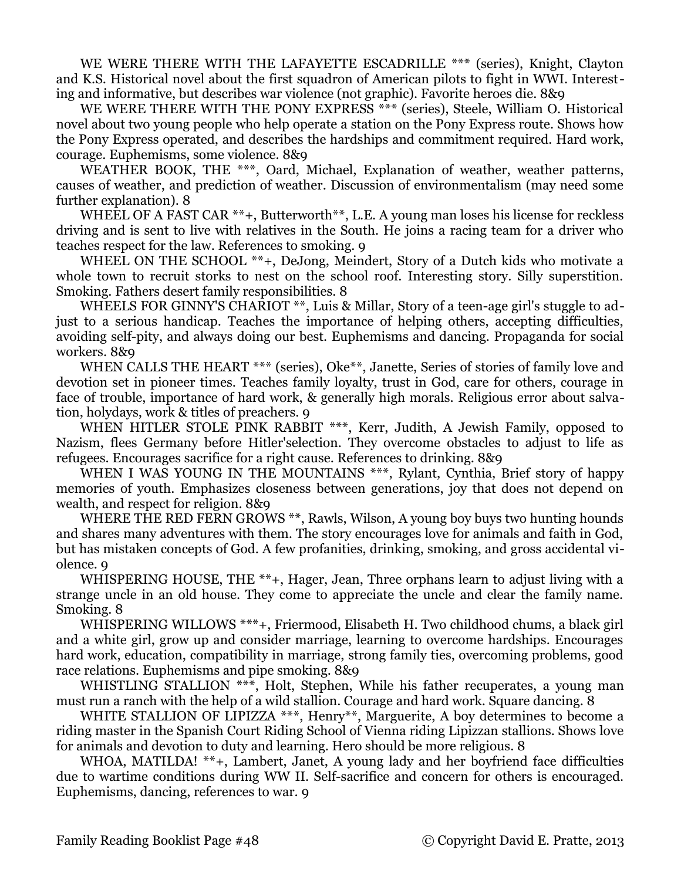WE WERE THERE WITH THE LAFAYETTE ESCADRILLE *** (series), Knight, Clayton and K.S. Historical novel about the first squadron of American pilots to fight in WWI. Interesting and informative, but describes war violence (not graphic). Favorite heroes die. 8&9

WE WERE THERE WITH THE PONY EXPRESS *** (series), Steele, William O. Historical novel about two young people who help operate a station on the Pony Express route. Shows how the Pony Express operated, and describes the hardships and commitment required. Hard work, courage. Euphemisms, some violence. 8&9

WEATHER BOOK, THE ***, Oard, Michael, Explanation of weather, weather patterns, causes of weather, and prediction of weather. Discussion of environmentalism (may need some further explanation). 8

WHEEL OF A FAST CAR **+, Butterworth**, L.E. A young man loses his license for reckless driving and is sent to live with relatives in the South. He joins a racing team for a driver who teaches respect for the law. References to smoking. 9

WHEEL ON THE SCHOOL **+, DeJong, Meindert, Story of a Dutch kids who motivate a whole town to recruit storks to nest on the school roof. Interesting story. Silly superstition. Smoking. Fathers desert family responsibilities. 8

WHEELS FOR GINNY'S CHARIOT **, Luis & Millar, Story of a teen-age girl's stuggle to adjust to a serious handicap. Teaches the importance of helping others, accepting difficulties, avoiding self-pity, and always doing our best. Euphemisms and dancing. Propaganda for social workers. 8&9

WHEN CALLS THE HEART *** (series), Oke**, Janette, Series of stories of family love and devotion set in pioneer times. Teaches family loyalty, trust in God, care for others, courage in face of trouble, importance of hard work, & generally high morals. Religious error about salvation, holydays, work & titles of preachers. 9

WHEN HITLER STOLE PINK RABBIT ***, Kerr, Judith, A Jewish Family, opposed to Nazism, flees Germany before Hitler'selection. They overcome obstacles to adjust to life as refugees. Encourages sacrifice for a right cause. References to drinking. 8&9

WHEN I WAS YOUNG IN THE MOUNTAINS ***, Rylant, Cynthia, Brief story of happy memories of youth. Emphasizes closeness between generations, joy that does not depend on wealth, and respect for religion. 8&9

WHERE THE RED FERN GROWS **, Rawls, Wilson, A young boy buys two hunting hounds and shares many adventures with them. The story encourages love for animals and faith in God, but has mistaken concepts of God. A few profanities, drinking, smoking, and gross accidental violence. 9

WHISPERING HOUSE, THE **+, Hager, Jean, Three orphans learn to adjust living with a strange uncle in an old house. They come to appreciate the uncle and clear the family name. Smoking. 8

WHISPERING WILLOWS ***+, Friermood, Elisabeth H. Two childhood chums, a black girl and a white girl, grow up and consider marriage, learning to overcome hardships. Encourages hard work, education, compatibility in marriage, strong family ties, overcoming problems, good race relations. Euphemisms and pipe smoking. 8&9

WHISTLING STALLION ***, Holt, Stephen, While his father recuperates, a young man must run a ranch with the help of a wild stallion. Courage and hard work. Square dancing. 8

WHITE STALLION OF LIPIZZA ***, Henry**, Marguerite, A boy determines to become a riding master in the Spanish Court Riding School of Vienna riding Lipizzan stallions. Shows love for animals and devotion to duty and learning. Hero should be more religious. 8

WHOA, MATILDA! **+, Lambert, Janet, A young lady and her boyfriend face difficulties due to wartime conditions during WW II. Self-sacrifice and concern for others is encouraged. Euphemisms, dancing, references to war. 9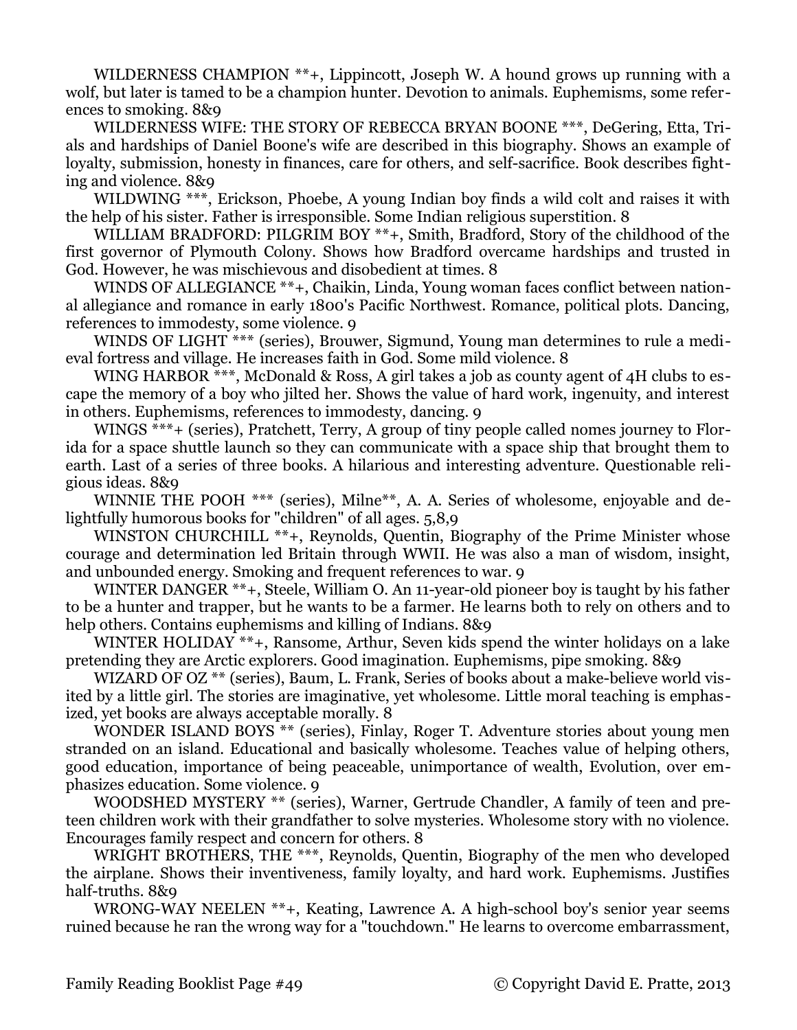WILDERNESS CHAMPION **+, Lippincott, Joseph W. A hound grows up running with a wolf, but later is tamed to be a champion hunter. Devotion to animals. Euphemisms, some references to smoking. 8&9

WILDERNESS WIFE: THE STORY OF REBECCA BRYAN BOONE ***, DeGering, Etta, Trials and hardships of Daniel Boone's wife are described in this biography. Shows an example of loyalty, submission, honesty in finances, care for others, and self-sacrifice. Book describes fighting and violence. 8&9

WILDWING ***, Erickson, Phoebe, A young Indian boy finds a wild colt and raises it with the help of his sister. Father is irresponsible. Some Indian religious superstition. 8

WILLIAM BRADFORD: PILGRIM BOY **+, Smith, Bradford, Story of the childhood of the first governor of Plymouth Colony. Shows how Bradford overcame hardships and trusted in God. However, he was mischievous and disobedient at times. 8

WINDS OF ALLEGIANCE **+, Chaikin, Linda, Young woman faces conflict between national allegiance and romance in early 1800's Pacific Northwest. Romance, political plots. Dancing, references to immodesty, some violence. 9

WINDS OF LIGHT *** (series), Brouwer, Sigmund, Young man determines to rule a medieval fortress and village. He increases faith in God. Some mild violence. 8

WING HARBOR ***, McDonald & Ross, A girl takes a job as county agent of 4H clubs to escape the memory of a boy who jilted her. Shows the value of hard work, ingenuity, and interest in others. Euphemisms, references to immodesty, dancing. 9

WINGS ***+ (series), Pratchett, Terry, A group of tiny people called nomes journey to Florida for a space shuttle launch so they can communicate with a space ship that brought them to earth. Last of a series of three books. A hilarious and interesting adventure. Questionable religious ideas. 8&9

WINNIE THE POOH *** (series), Milne**, A. A. Series of wholesome, enjoyable and delightfully humorous books for "children" of all ages. 5,8,9

WINSTON CHURCHILL **+, Reynolds, Quentin, Biography of the Prime Minister whose courage and determination led Britain through WWII. He was also a man of wisdom, insight, and unbounded energy. Smoking and frequent references to war. 9

WINTER DANGER **+, Steele, William O. An 11-year-old pioneer boy is taught by his father to be a hunter and trapper, but he wants to be a farmer. He learns both to rely on others and to help others. Contains euphemisms and killing of Indians. 8&9

WINTER HOLIDAY **+, Ransome, Arthur, Seven kids spend the winter holidays on a lake pretending they are Arctic explorers. Good imagination. Euphemisms, pipe smoking. 8&9

WIZARD OF OZ ** (series), Baum, L. Frank, Series of books about a make-believe world visited by a little girl. The stories are imaginative, yet wholesome. Little moral teaching is emphasized, yet books are always acceptable morally. 8

WONDER ISLAND BOYS ** (series), Finlay, Roger T. Adventure stories about young men stranded on an island. Educational and basically wholesome. Teaches value of helping others, good education, importance of being peaceable, unimportance of wealth, Evolution, over emphasizes education. Some violence. 9

WOODSHED MYSTERY ** (series), Warner, Gertrude Chandler, A family of teen and preteen children work with their grandfather to solve mysteries. Wholesome story with no violence. Encourages family respect and concern for others. 8

WRIGHT BROTHERS, THE ***, Reynolds, Quentin, Biography of the men who developed the airplane. Shows their inventiveness, family loyalty, and hard work. Euphemisms. Justifies half-truths. 8&9

WRONG-WAY NEELEN **+, Keating, Lawrence A. A high-school boy's senior year seems ruined because he ran the wrong way for a "touchdown." He learns to overcome embarrassment,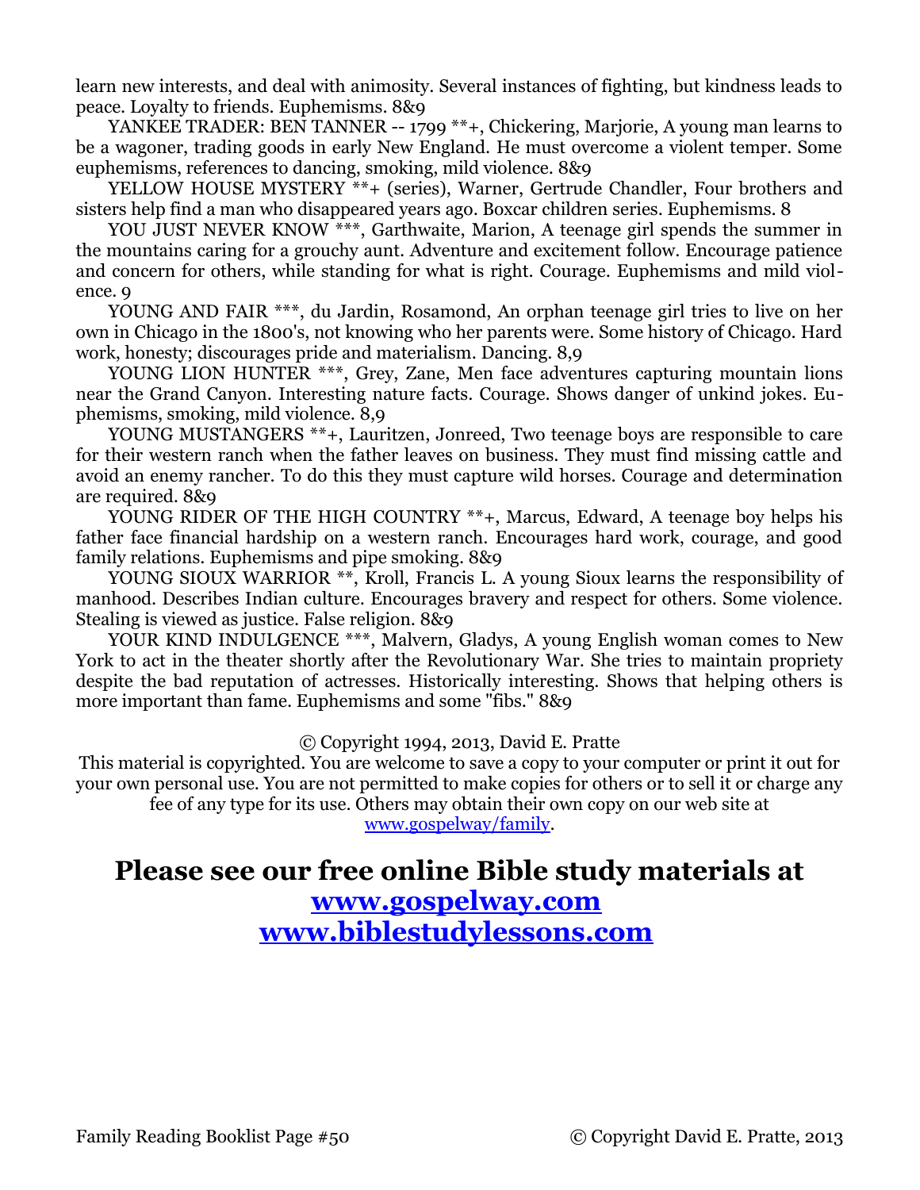learn new interests, and deal with animosity. Several instances of fighting, but kindness leads to peace. Loyalty to friends. Euphemisms. 8&9

YANKEE TRADER: BEN TANNER -- 1799 **+, Chickering, Marjorie, A young man learns to be a wagoner, trading goods in early New England. He must overcome a violent temper. Some euphemisms, references to dancing, smoking, mild violence. 8&9

YELLOW HOUSE MYSTERY **+ (series), Warner, Gertrude Chandler, Four brothers and sisters help find a man who disappeared years ago. Boxcar children series. Euphemisms. 8

YOU JUST NEVER KNOW ***, Garthwaite, Marion, A teenage girl spends the summer in the mountains caring for a grouchy aunt. Adventure and excitement follow. Encourage patience and concern for others, while standing for what is right. Courage. Euphemisms and mild violence. 9

YOUNG AND FAIR ***, du Jardin, Rosamond, An orphan teenage girl tries to live on her own in Chicago in the 1800's, not knowing who her parents were. Some history of Chicago. Hard work, honesty; discourages pride and materialism. Dancing. 8,9

YOUNG LION HUNTER ***, Grey, Zane, Men face adventures capturing mountain lions near the Grand Canyon. Interesting nature facts. Courage. Shows danger of unkind jokes. Euphemisms, smoking, mild violence. 8,9

YOUNG MUSTANGERS **+, Lauritzen, Jonreed, Two teenage boys are responsible to care for their western ranch when the father leaves on business. They must find missing cattle and avoid an enemy rancher. To do this they must capture wild horses. Courage and determination are required. 8&9

YOUNG RIDER OF THE HIGH COUNTRY **+, Marcus, Edward, A teenage boy helps his father face financial hardship on a western ranch. Encourages hard work, courage, and good family relations. Euphemisms and pipe smoking. 8&9

YOUNG SIOUX WARRIOR **, Kroll, Francis L. A young Sioux learns the responsibility of manhood. Describes Indian culture. Encourages bravery and respect for others. Some violence. Stealing is viewed as justice. False religion. 8&9

YOUR KIND INDULGENCE ***, Malvern, Gladys, A young English woman comes to New York to act in the theater shortly after the Revolutionary War. She tries to maintain propriety despite the bad reputation of actresses. Historically interesting. Shows that helping others is more important than fame. Euphemisms and some "fibs." 8&9

© Copyright 1994, 2013, David E. Pratte

This material is copyrighted. You are welcome to save a copy to your computer or print it out for your own personal use. You are not permitted to make copies for others or to sell it or charge any fee of any type for its use. Others may obtain their own copy on our web site at www.gospelway/family.

## Please see our free online Bible study materials at
## www.gospelway.com
## www.biblestudylessons.com